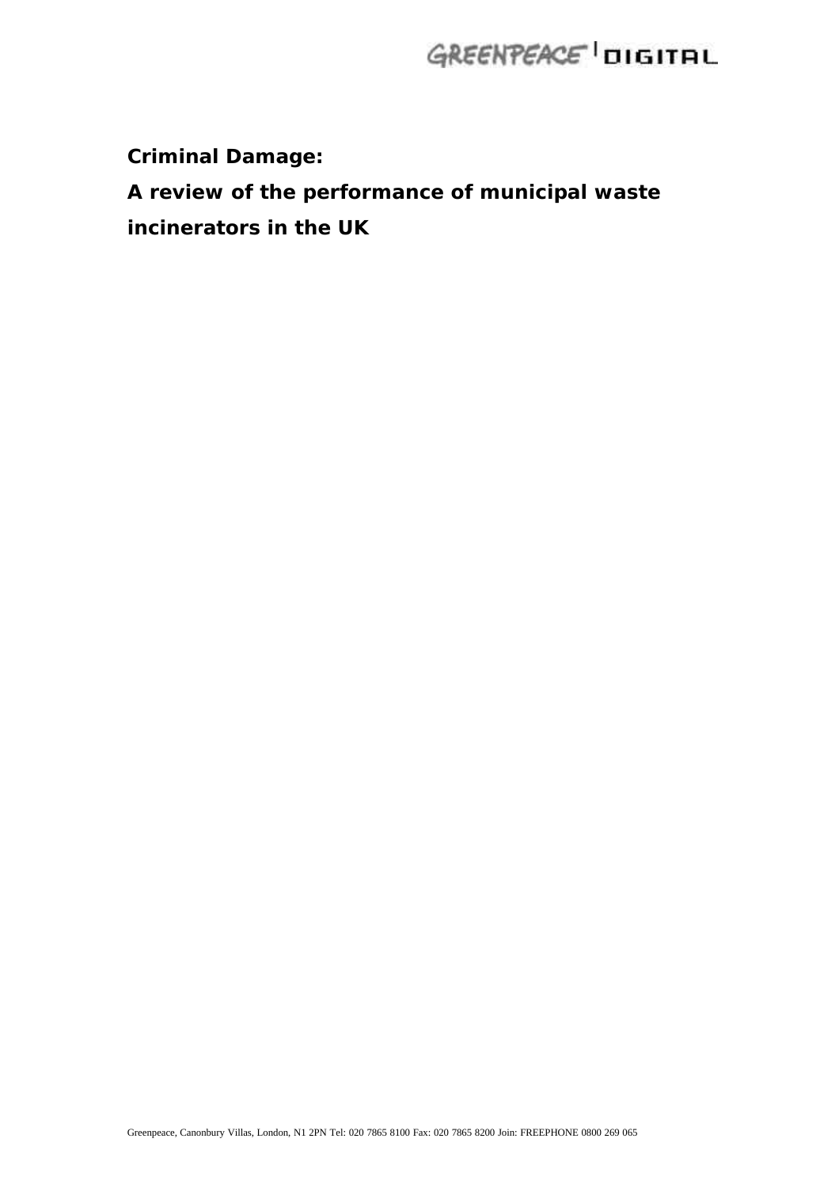# Criminal Damage:

# A review of the performance of municipal waste incinerators in the UK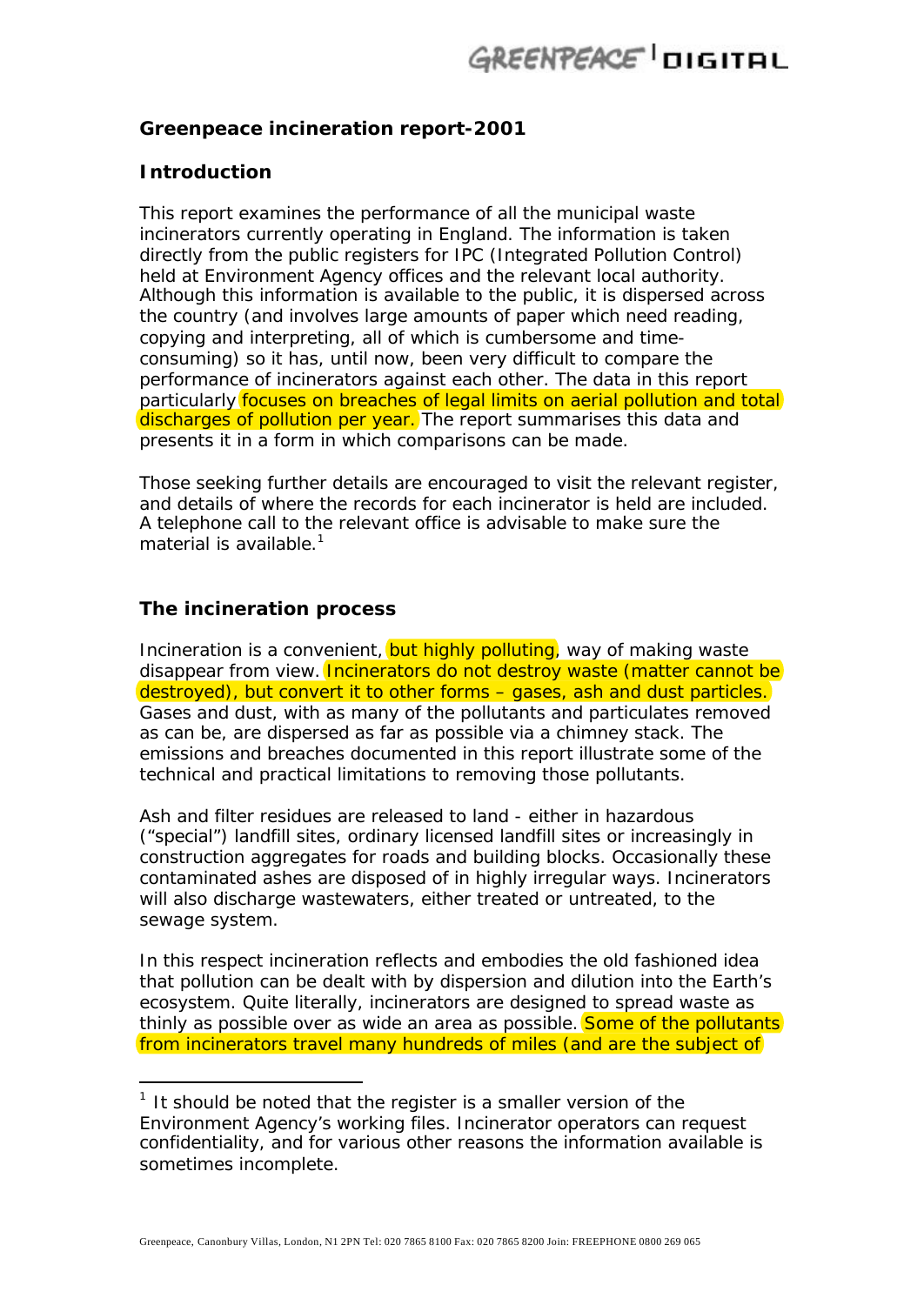**Greenpeace incineration report-2001**

**Introduction**

This report examines the performance of all the municipal waste incinerators currently operating in England. The information is taken directly from the public registers for IPC (Integrated Pollution Control) held at Environment Agency offices and the relevant local authority. Although this information is available to the public, it is dispersed across the country (and involves large amounts of paper which need reading, copying and interpreting, all of which is cumbersome and time-consuming) so it has, until now, been very difficult to compare the performance of incinerators against each other. The data in this report particularly focuses on breaches of legal limits on aerial pollution and total discharges of pollution per year. The report summarises this data and presents it in a form in which comparisons can be made.

Those seeking further details are encouraged to visit the relevant register, and details of where the records for each incinerator is held are included. A telephone call to the relevant office is advisable to make sure the material is available.[1]

**The incineration process**

Incineration is a convenient, but highly polluting, way of making waste disappear from view. Incinerators do not destroy waste (matter cannot be destroyed), but convert it to other forms – gases, ash and dust particles. Gases and dust, with as many of the pollutants and particulates removed as can be, are dispersed as far as possible via a chimney stack. The emissions and breaches documented in this report illustrate some of the technical and practical limitations to removing those pollutants.

Ash and filter residues are released to land - either in hazardous ("special") landfill sites, ordinary licensed landfill sites or increasingly in construction aggregates for roads and building blocks. Occasionally these contaminated ashes are disposed of in highly irregular ways. Incinerators will also discharge wastewaters, either treated or untreated, to the sewage system.

In this respect incineration reflects and embodies the old fashioned idea that pollution can be dealt with by dispersion and dilution into the Earth's ecosystem. Quite literally, incinerators are designed to spread waste as thinly as possible over as wide an area as possible. Some of the pollutants from incinerators travel many hundreds of miles (and are the subject of

[1] It should be noted that the register is a smaller version of the Environment Agency's working files. Incinerator operators can request confidentiality, and for various other reasons the information available is sometimes incomplete.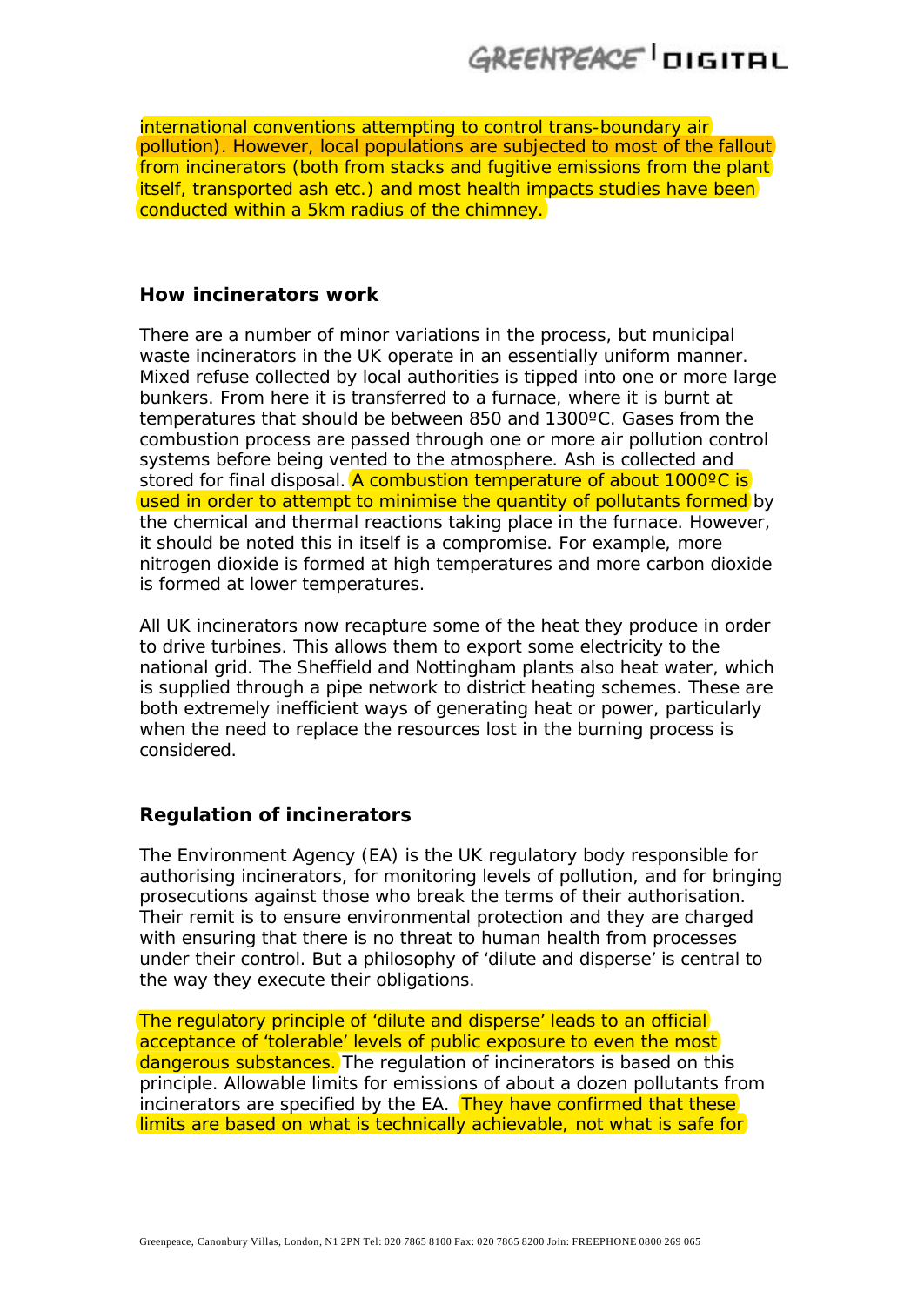international conventions attempting to control trans-boundary air pollution). However, local populations are subjected to most of the fallout from incinerators (both from stacks and fugitive emissions from the plant itself, transported ash etc.) and most health impacts studies have been conducted within a 5km radius of the chimney.

## How incinerators work

There are a number of minor variations in the process, but municipal waste incinerators in the UK operate in an essentially uniform manner. Mixed refuse collected by local authorities is tipped into one or more large bunkers. From here it is transferred to a furnace, where it is burnt at temperatures that should be between 850 and 1300ºC. Gases from the combustion process are passed through one or more air pollution control systems before being vented to the atmosphere. Ash is collected and stored for final disposal. A combustion temperature of about 1000ºC is used in order to attempt to minimise the quantity of pollutants formed by the chemical and thermal reactions taking place in the furnace. However, it should be noted this in itself is a compromise. For example, more nitrogen dioxide is formed at high temperatures and more carbon dioxide is formed at lower temperatures.

All UK incinerators now recapture some of the heat they produce in order to drive turbines. This allows them to export some electricity to the national grid. The Sheffield and Nottingham plants also heat water, which is supplied through a pipe network to district heating schemes. These are both extremely inefficient ways of generating heat or power, particularly when the need to replace the resources lost in the burning process is considered.

## Regulation of incinerators

The Environment Agency (EA) is the UK regulatory body responsible for authorising incinerators, for monitoring levels of pollution, and for bringing prosecutions against those who break the terms of their authorisation. Their remit is to ensure environmental protection and they are charged with ensuring that there is no threat to human health from processes under their control. But a philosophy of 'dilute and disperse' is central to the way they execute their obligations.

The regulatory principle of 'dilute and disperse' leads to an official acceptance of 'tolerable' levels of public exposure to even the most dangerous substances. The regulation of incinerators is based on this principle. Allowable limits for emissions of about a dozen pollutants from incinerators are specified by the EA. They have confirmed that these limits are based on what is technically achievable, not what is safe for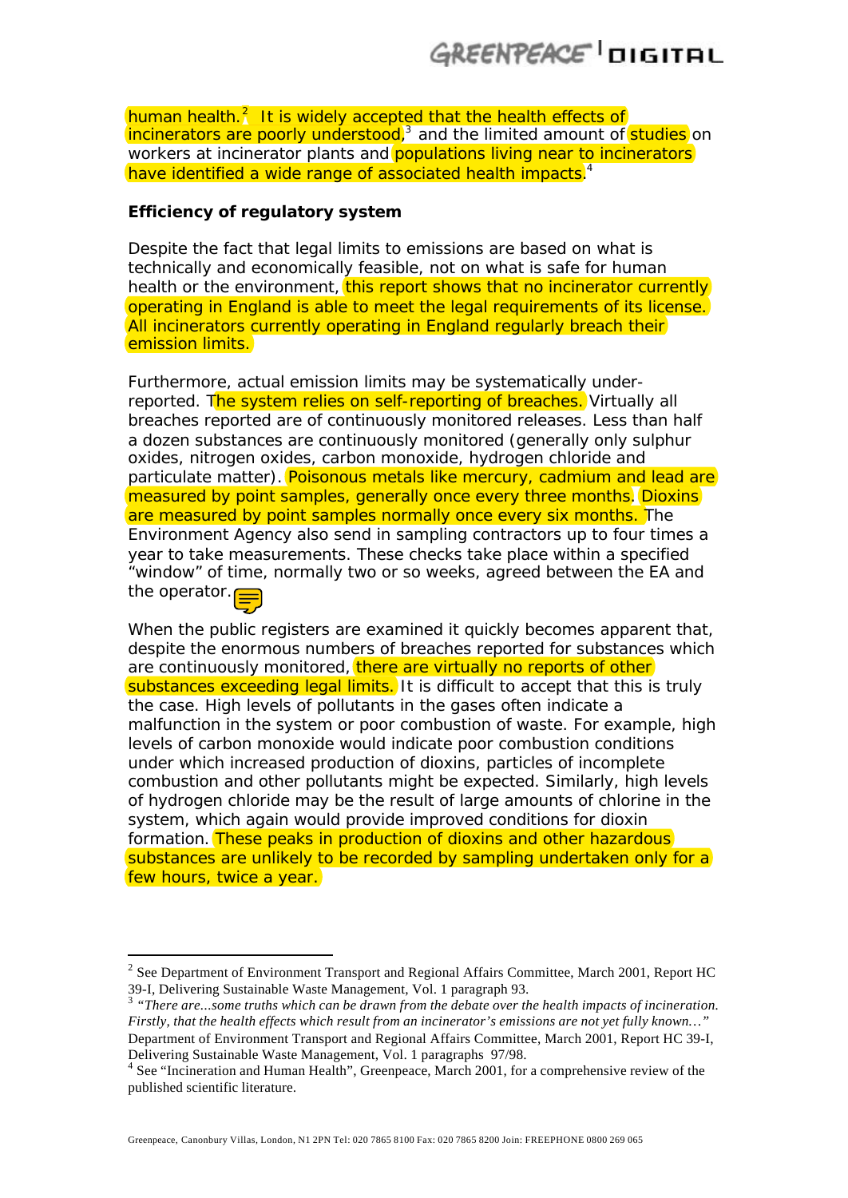human health.[2] It is widely accepted that the health effects of incinerators are poorly understood,[3] and the limited amount of studies on workers at incinerator plants and populations living near to incinerators have identified a wide range of associated health impacts.[4]

**Efficiency of regulatory system**

Despite the fact that legal limits to emissions are based on what is technically and economically feasible, not on what is safe for human health or the environment, this report shows that no incinerator currently operating in England is able to meet the legal requirements of its license. All incinerators currently operating in England regularly breach their emission limits.

Furthermore, actual emission limits may be systematically under-reported. The system relies on self-reporting of breaches. Virtually all breaches reported are of continuously monitored releases. Less than half a dozen substances are continuously monitored (generally only sulphur oxides, nitrogen oxides, carbon monoxide, hydrogen chloride and particulate matter). Poisonous metals like mercury, cadmium and lead are measured by point samples, generally once every three months. Dioxins are measured by point samples normally once every six months. The Environment Agency also send in sampling contractors up to four times a year to take measurements. These checks take place within a specified "window" of time, normally two or so weeks, agreed between the EA and the operator.

When the public registers are examined it quickly becomes apparent that, despite the enormous numbers of breaches reported for substances which are continuously monitored, there are virtually no reports of other substances exceeding legal limits. It is difficult to accept that this is truly the case. High levels of pollutants in the gases often indicate a malfunction in the system or poor combustion of waste. For example, high levels of carbon monoxide would indicate poor combustion conditions under which increased production of dioxins, particles of incomplete combustion and other pollutants might be expected. Similarly, high levels of hydrogen chloride may be the result of large amounts of chlorine in the system, which again would provide improved conditions for dioxin formation. These peaks in production of dioxins and other hazardous substances are unlikely to be recorded by sampling undertaken only for a few hours, twice a year.

---

[2] See Department of Environment Transport and Regional Affairs Committee, March 2001, Report HC 39-I, Delivering Sustainable Waste Management, Vol. 1 paragraph 93.

[3] *"There are...some truths which can be drawn from the debate over the health impacts of incineration. Firstly, that the health effects which result from an incinerator's emissions are not yet fully known…"* Department of Environment Transport and Regional Affairs Committee, March 2001, Report HC 39-I, Delivering Sustainable Waste Management, Vol. 1 paragraphs 97/98.

[4] See "Incineration and Human Health", Greenpeace, March 2001, for a comprehensive review of the published scientific literature.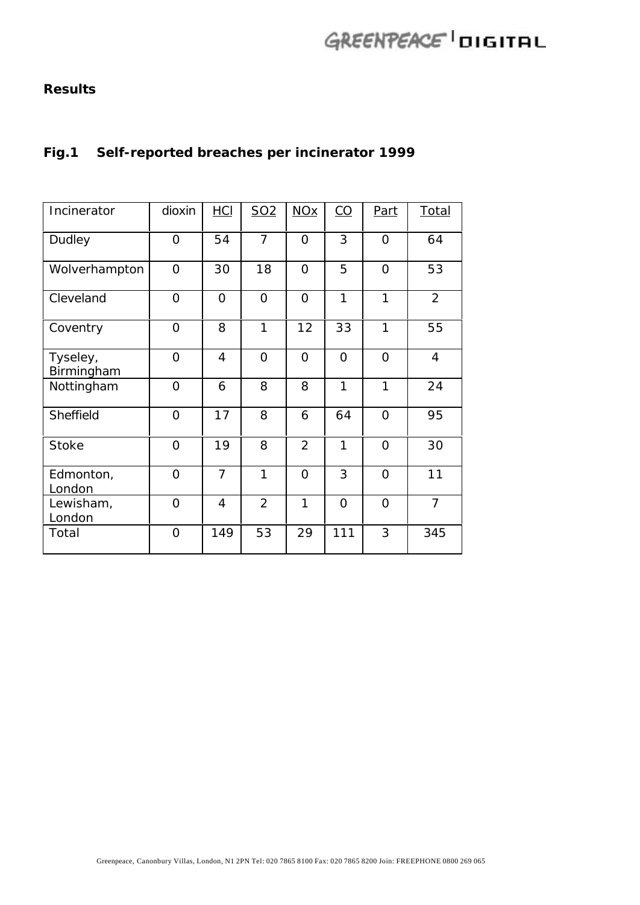**Results**

**Fig.1 Self-reported breaches per incinerator 1999**

| Incinerator | dioxin | HCl | SO2 | NOx | CO | Part | Total |
|---|---|---|---|---|---|---|---|
| Dudley | 0 | 54 | 7 | 0 | 3 | 0 | 64 |
| Wolverhampton | 0 | 30 | 18 | 0 | 5 | 0 | 53 |
| Cleveland | 0 | 0 | 0 | 0 | 1 | 1 | 2 |
| Coventry | 0 | 8 | 1 | 12 | 33 | 1 | 55 |
| Tyseley, Birmingham | 0 | 4 | 0 | 0 | 0 | 0 | 4 |
| Nottingham | 0 | 6 | 8 | 8 | 1 | 1 | 24 |
| Sheffield | 0 | 17 | 8 | 6 | 64 | 0 | 95 |
| Stoke | 0 | 19 | 8 | 2 | 1 | 0 | 30 |
| Edmonton, London | 0 | 7 | 1 | 0 | 3 | 0 | 11 |
| Lewisham, London | 0 | 4 | 2 | 1 | 0 | 0 | 7 |
| Total | 0 | 149 | 53 | 29 | 111 | 3 | 345 |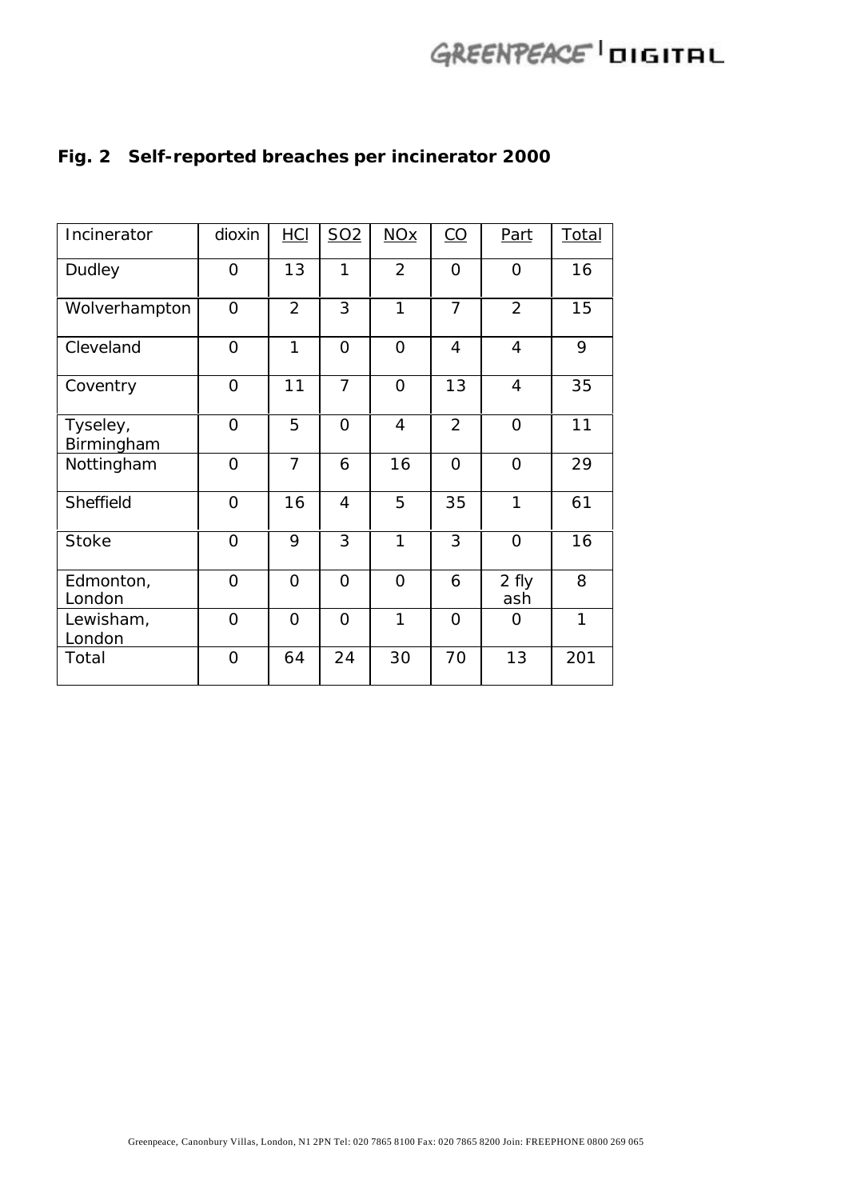**Fig. 2 Self-reported breaches per incinerator 2000**

| Incinerator | dioxin | HCl | SO2 | NOx | CO | Part | Total |
|---|---|---|---|---|---|---|---|
| Dudley | 0 | 13 | 1 | 2 | 0 | 0 | 16 |
| Wolverhampton | 0 | 2 | 3 | 1 | 7 | 2 | 15 |
| Cleveland | 0 | 1 | 0 | 0 | 4 | 4 | 9 |
| Coventry | 0 | 11 | 7 | 0 | 13 | 4 | 35 |
| Tyseley, Birmingham | 0 | 5 | 0 | 4 | 2 | 0 | 11 |
| Nottingham | 0 | 7 | 6 | 16 | 0 | 0 | 29 |
| Sheffield | 0 | 16 | 4 | 5 | 35 | 1 | 61 |
| Stoke | 0 | 9 | 3 | 1 | 3 | 0 | 16 |
| Edmonton, London | 0 | 0 | 0 | 0 | 6 | 2 fly ash | 8 |
| Lewisham, London | 0 | 0 | 0 | 1 | 0 | 0 | 1 |
| Total | 0 | 64 | 24 | 30 | 70 | 13 | 201 |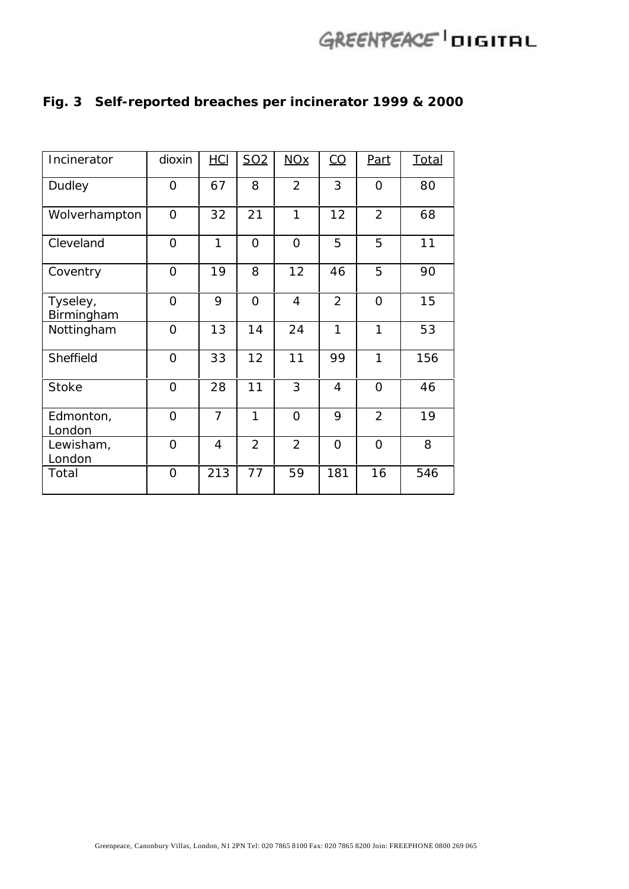**Fig. 3 Self-reported breaches per incinerator 1999 & 2000**

| Incinerator | dioxin | HCl | SO2 | NOx | CO | Part | Total |
|---|---|---|---|---|---|---|---|
| Dudley | 0 | 67 | 8 | 2 | 3 | 0 | 80 |
| Wolverhampton | 0 | 32 | 21 | 1 | 12 | 2 | 68 |
| Cleveland | 0 | 1 | 0 | 0 | 5 | 5 | 11 |
| Coventry | 0 | 19 | 8 | 12 | 46 | 5 | 90 |
| Tyseley, Birmingham | 0 | 9 | 0 | 4 | 2 | 0 | 15 |
| Nottingham | 0 | 13 | 14 | 24 | 1 | 1 | 53 |
| Sheffield | 0 | 33 | 12 | 11 | 99 | 1 | 156 |
| Stoke | 0 | 28 | 11 | 3 | 4 | 0 | 46 |
| Edmonton, London | 0 | 7 | 1 | 0 | 9 | 2 | 19 |
| Lewisham, London | 0 | 4 | 2 | 2 | 0 | 0 | 8 |
| Total | 0 | 213 | 77 | 59 | 181 | 16 | 546 |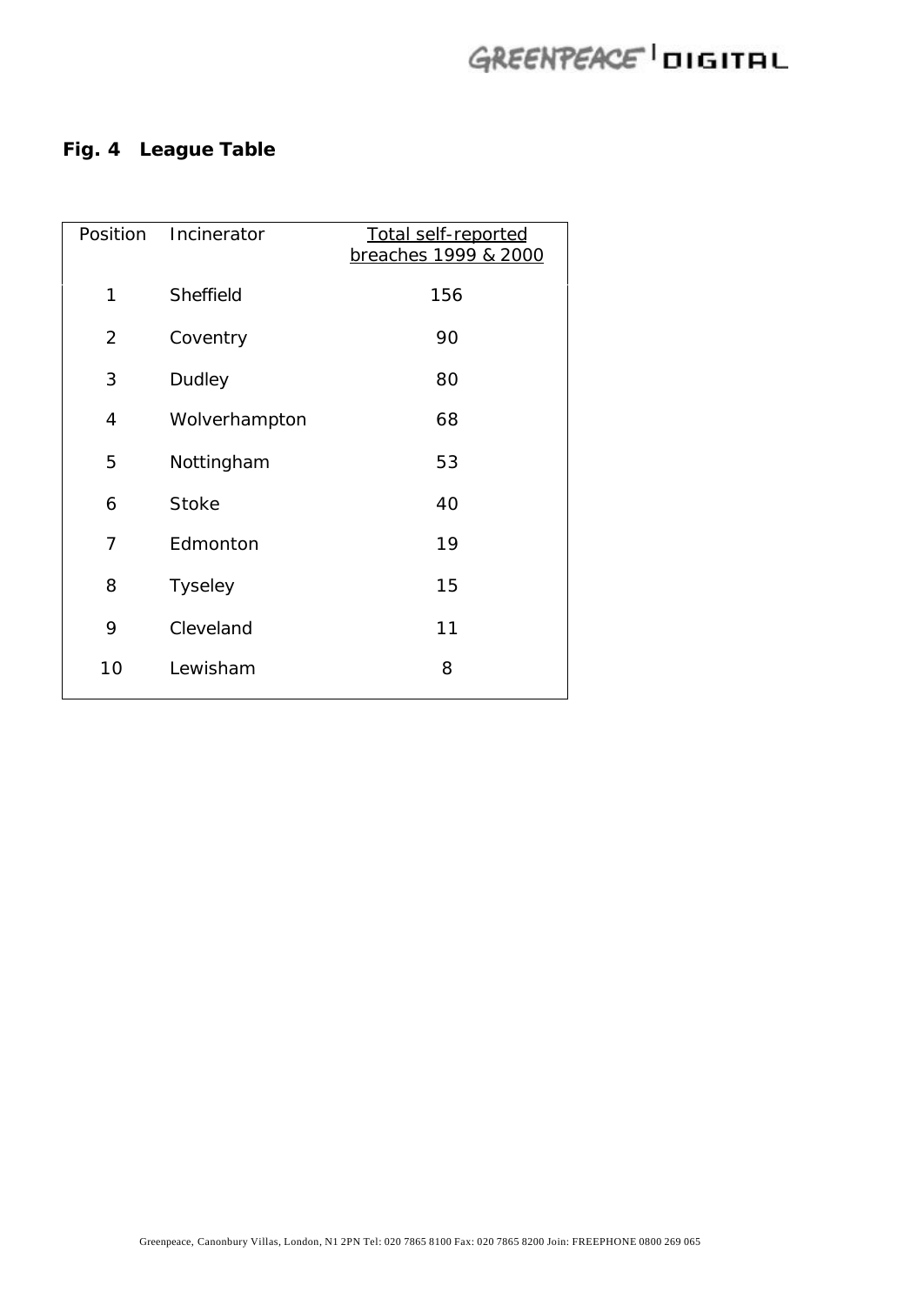**Fig. 4 League Table**

| Position | Incinerator | Total self-reported breaches 1999 & 2000 |
|---|---|---|
| 1 | Sheffield | 156 |
| 2 | Coventry | 90 |
| 3 | Dudley | 80 |
| 4 | Wolverhampton | 68 |
| 5 | Nottingham | 53 |
| 6 | Stoke | 40 |
| 7 | Edmonton | 19 |
| 8 | Tyseley | 15 |
| 9 | Cleveland | 11 |
| 10 | Lewisham | 8 |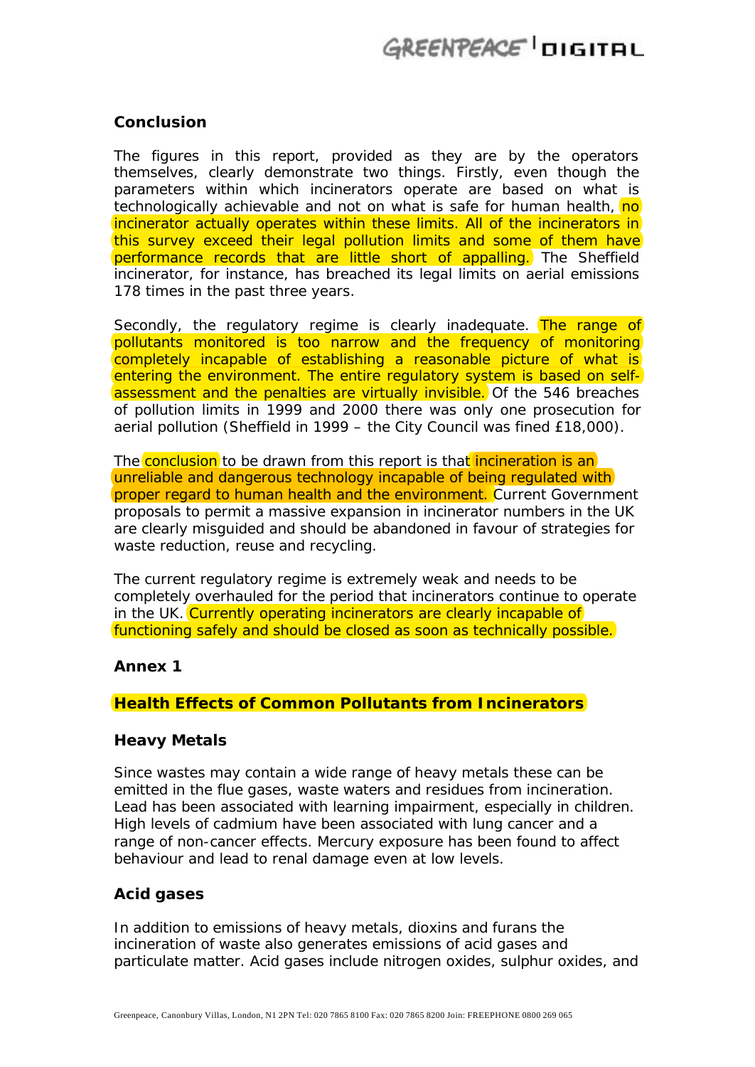## Conclusion

The figures in this report, provided as they are by the operators themselves, clearly demonstrate two things. Firstly, even though the parameters within which incinerators operate are based on what is technologically achievable and not on what is safe for human health, no incinerator actually operates within these limits. All of the incinerators in this survey exceed their legal pollution limits and some of them have performance records that are little short of appalling. The Sheffield incinerator, for instance, has breached its legal limits on aerial emissions 178 times in the past three years.

Secondly, the regulatory regime is clearly inadequate. The range of pollutants monitored is too narrow and the frequency of monitoring completely incapable of establishing a reasonable picture of what is entering the environment. The entire regulatory system is based on self-assessment and the penalties are virtually invisible. Of the 546 breaches of pollution limits in 1999 and 2000 there was only one prosecution for aerial pollution (Sheffield in 1999 – the City Council was fined £18,000).

The conclusion to be drawn from this report is that incineration is an unreliable and dangerous technology incapable of being regulated with proper regard to human health and the environment. Current Government proposals to permit a massive expansion in incinerator numbers in the UK are clearly misguided and should be abandoned in favour of strategies for waste reduction, reuse and recycling.

The current regulatory regime is extremely weak and needs to be completely overhauled for the period that incinerators continue to operate in the UK. Currently operating incinerators are clearly incapable of functioning safely and should be closed as soon as technically possible.

## Annex 1

### Health Effects of Common Pollutants from Incinerators

#### Heavy Metals

Since wastes may contain a wide range of heavy metals these can be emitted in the flue gases, waste waters and residues from incineration. Lead has been associated with learning impairment, especially in children. High levels of cadmium have been associated with lung cancer and a range of non-cancer effects. Mercury exposure has been found to affect behaviour and lead to renal damage even at low levels.

#### Acid gases

In addition to emissions of heavy metals, dioxins and furans the incineration of waste also generates emissions of acid gases and particulate matter. Acid gases include nitrogen oxides, sulphur oxides, and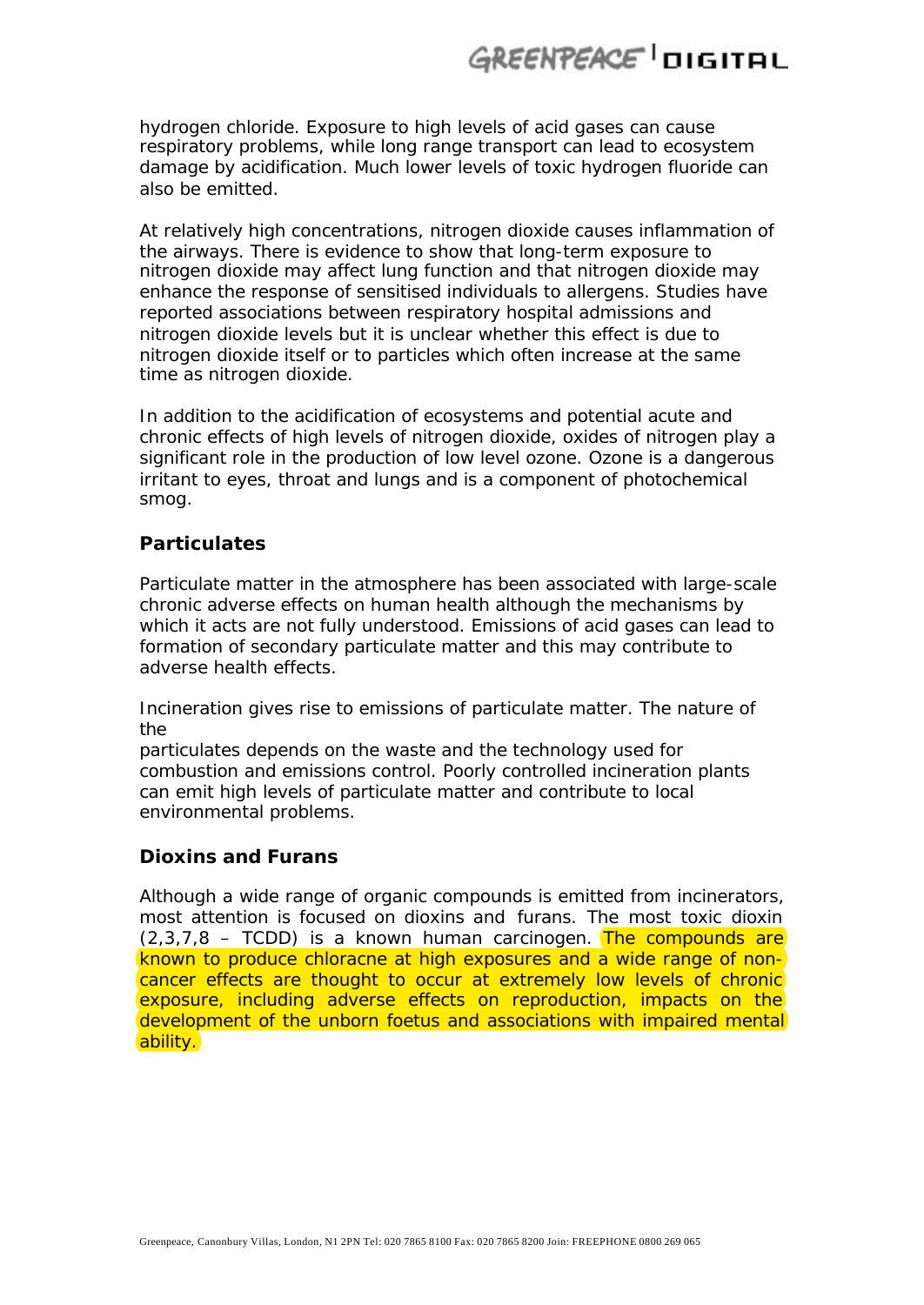hydrogen chloride. Exposure to high levels of acid gases can cause respiratory problems, while long range transport can lead to ecosystem damage by acidification. Much lower levels of toxic hydrogen fluoride can also be emitted.

At relatively high concentrations, nitrogen dioxide causes inflammation of the airways. There is evidence to show that long-term exposure to nitrogen dioxide may affect lung function and that nitrogen dioxide may enhance the response of sensitised individuals to allergens. Studies have reported associations between respiratory hospital admissions and nitrogen dioxide levels but it is unclear whether this effect is due to nitrogen dioxide itself or to particles which often increase at the same time as nitrogen dioxide.

In addition to the acidification of ecosystems and potential acute and chronic effects of high levels of nitrogen dioxide, oxides of nitrogen play a significant role in the production of low level ozone. Ozone is a dangerous irritant to eyes, throat and lungs and is a component of photochemical smog.

### Particulates

Particulate matter in the atmosphere has been associated with large-scale chronic adverse effects on human health although the mechanisms by which it acts are not fully understood. Emissions of acid gases can lead to formation of secondary particulate matter and this may contribute to adverse health effects.

Incineration gives rise to emissions of particulate matter. The nature of the particulates depends on the waste and the technology used for combustion and emissions control. Poorly controlled incineration plants can emit high levels of particulate matter and contribute to local environmental problems.

### Dioxins and Furans

Although a wide range of organic compounds is emitted from incinerators, most attention is focused on dioxins and furans. The most toxic dioxin (2,3,7,8 – TCDD) is a known human carcinogen. The compounds are known to produce chloracne at high exposures and a wide range of non-cancer effects are thought to occur at extremely low levels of chronic exposure, including adverse effects on reproduction, impacts on the development of the unborn foetus and associations with impaired mental ability.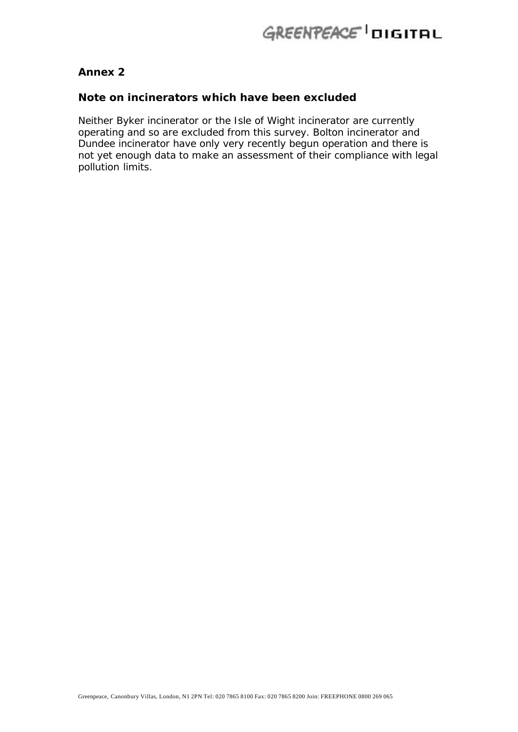## Annex 2

### Note on incinerators which have been excluded

Neither Byker incinerator or the Isle of Wight incinerator are currently operating and so are excluded from this survey. Bolton incinerator and Dundee incinerator have only very recently begun operation and there is not yet enough data to make an assessment of their compliance with legal pollution limits.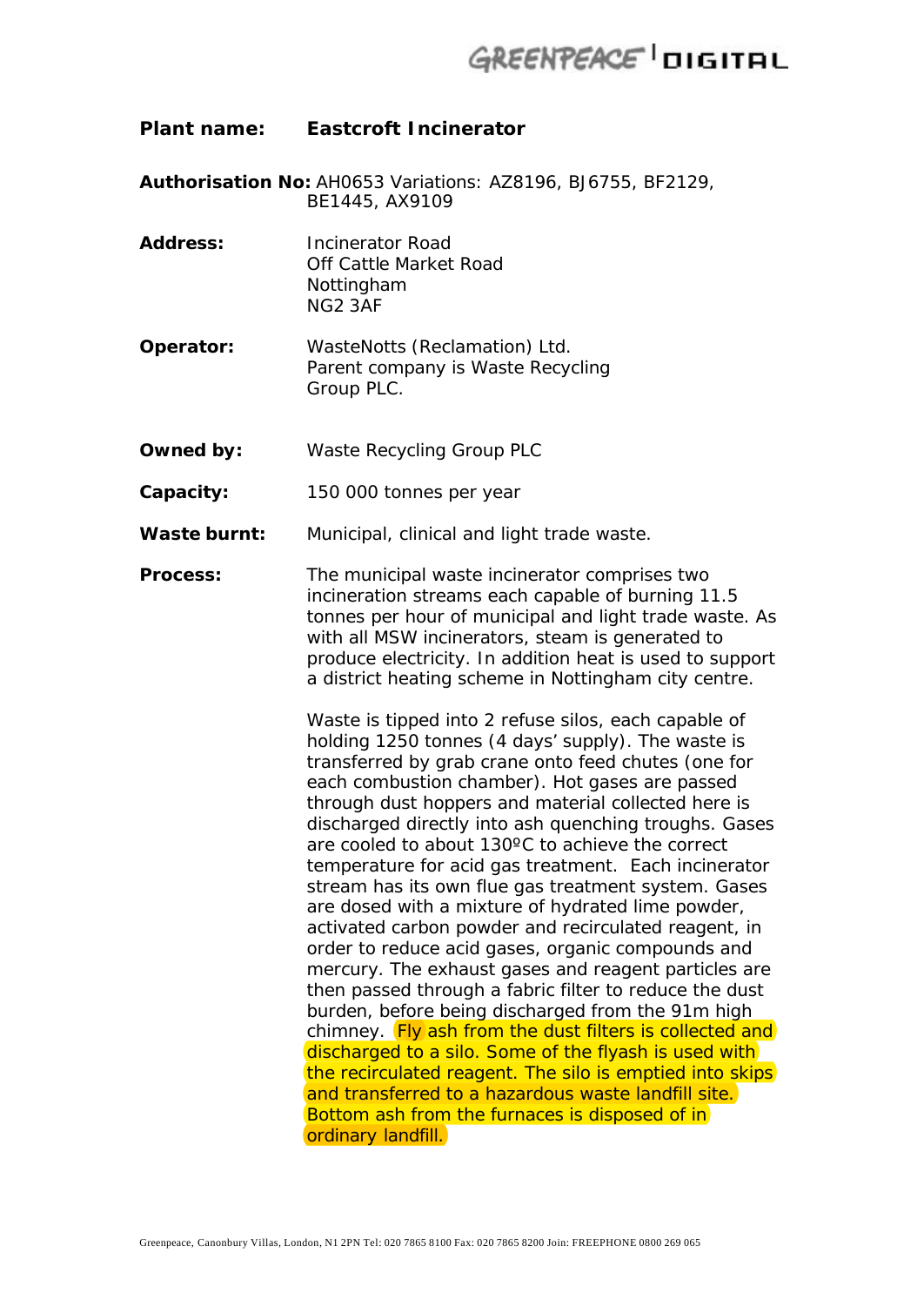**Plant name:** **Eastcroft Incinerator**

**Authorisation No:** AH0653 Variations: AZ8196, BJ6755, BF2129, BE1445, AX9109

**Address:** Incinerator Road
Off Cattle Market Road
Nottingham
NG2 3AF

**Operator:** WasteNotts (Reclamation) Ltd.
Parent company is Waste Recycling Group PLC.

**Owned by:** Waste Recycling Group PLC

**Capacity:** 150 000 tonnes per year

**Waste burnt:** Municipal, clinical and light trade waste.

**Process:** The municipal waste incinerator comprises two incineration streams each capable of burning 11.5 tonnes per hour of municipal and light trade waste. As with all MSW incinerators, steam is generated to produce electricity. In addition heat is used to support a district heating scheme in Nottingham city centre.

Waste is tipped into 2 refuse silos, each capable of holding 1250 tonnes (4 days' supply). The waste is transferred by grab crane onto feed chutes (one for each combustion chamber). Hot gases are passed through dust hoppers and material collected here is discharged directly into ash quenching troughs. Gases are cooled to about 130ºC to achieve the correct temperature for acid gas treatment. Each incinerator stream has its own flue gas treatment system. Gases are dosed with a mixture of hydrated lime powder, activated carbon powder and recirculated reagent, in order to reduce acid gases, organic compounds and mercury. The exhaust gases and reagent particles are then passed through a fabric filter to reduce the dust burden, before being discharged from the 91m high chimney. Fly ash from the dust filters is collected and discharged to a silo. Some of the flyash is used with the recirculated reagent. The silo is emptied into skips and transferred to a hazardous waste landfill site. Bottom ash from the furnaces is disposed of in ordinary landfill.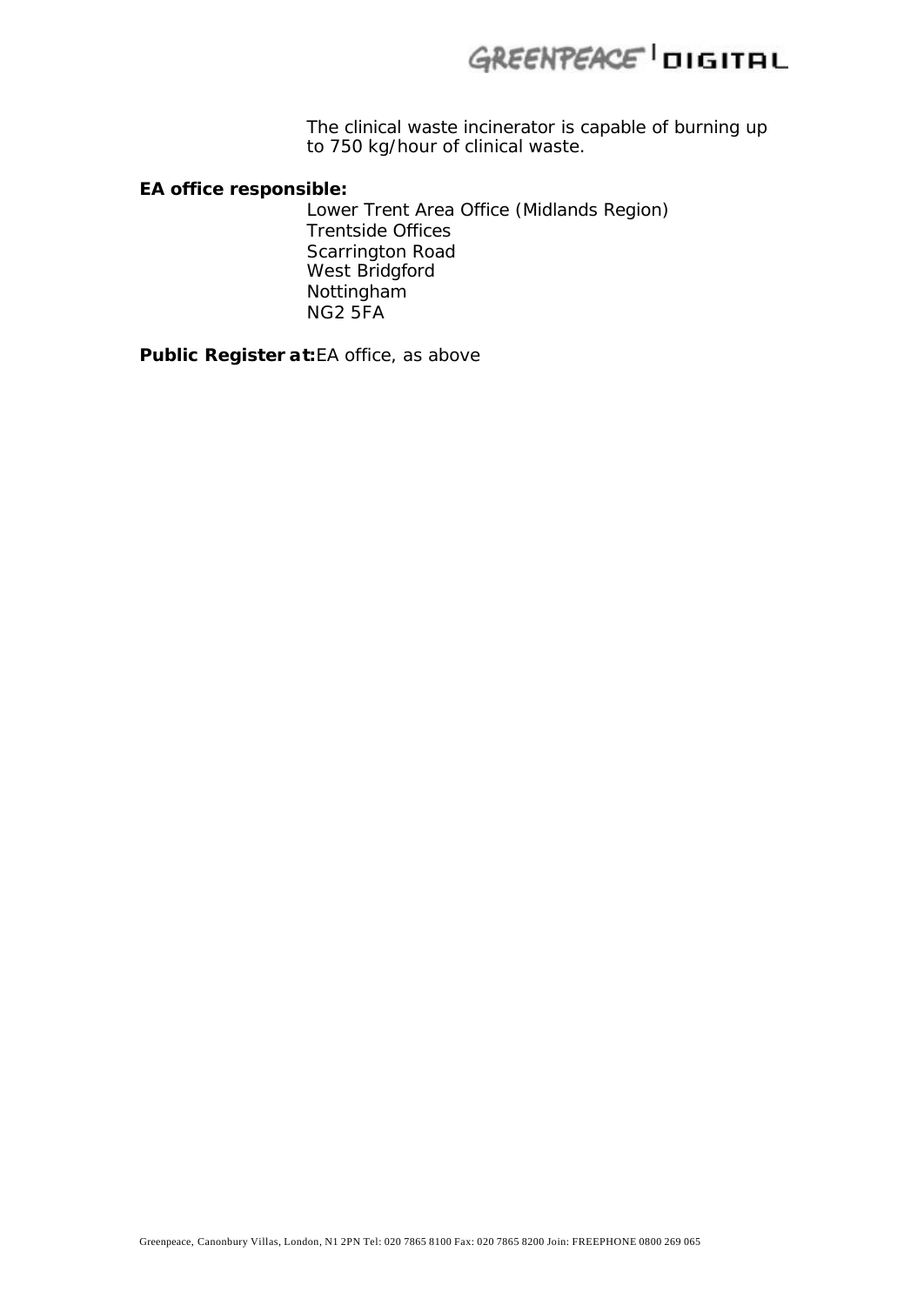The clinical waste incinerator is capable of burning up to 750 kg/hour of clinical waste.

**EA office responsible:**
Lower Trent Area Office (Midlands Region)
Trentside Offices
Scarrington Road
West Bridgford
Nottingham
NG2 5FA

**Public Register at:** EA office, as above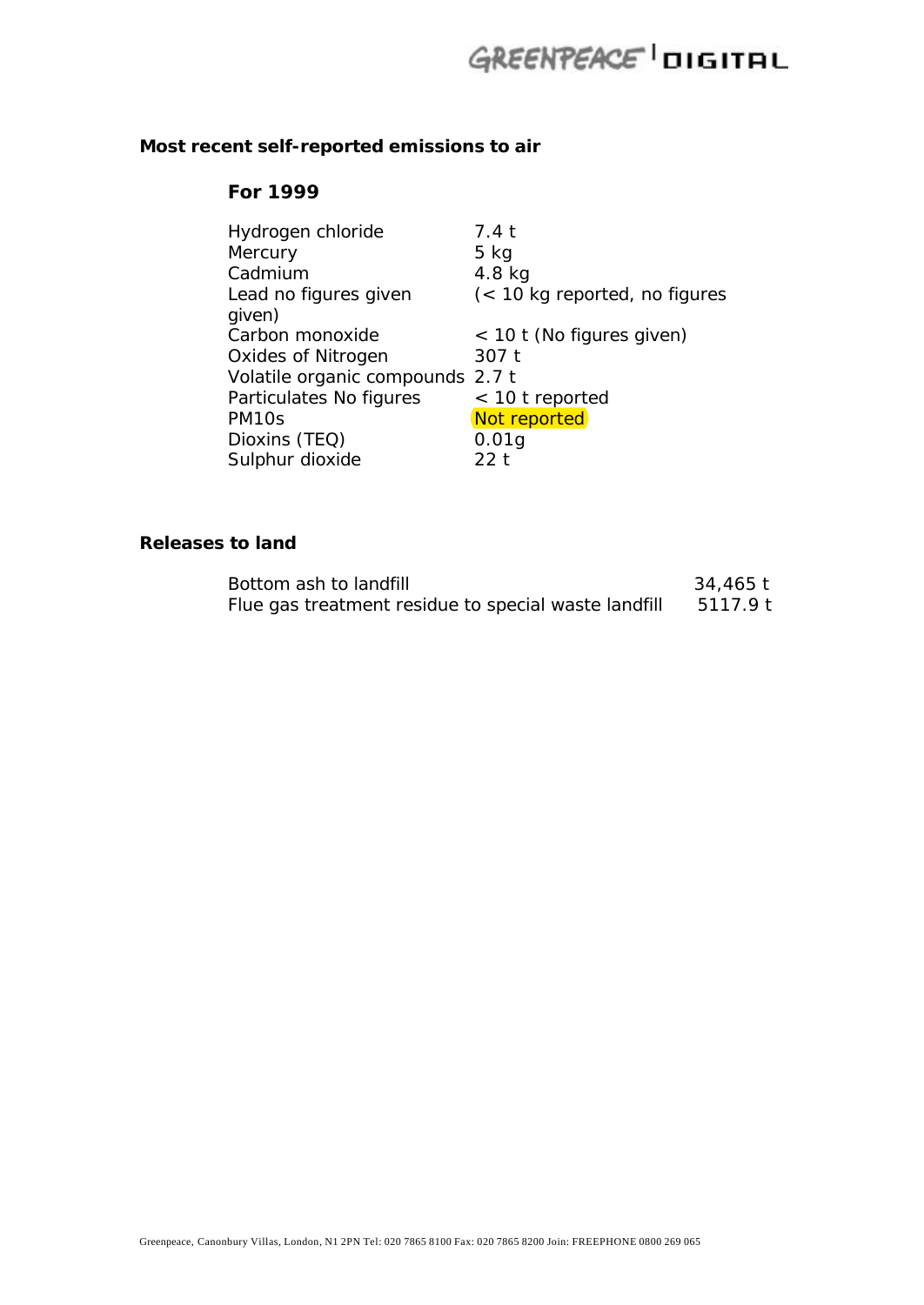**Most recent self-reported emissions to air**

**For 1999**

| | |
|---|---|
| Hydrogen chloride | 7.4 t |
| Mercury | 5 kg |
| Cadmium | 4.8 kg |
| Lead no figures given given) | (< 10 kg reported, no figures |
| Carbon monoxide | < 10 t (No figures given) |
| Oxides of Nitrogen | 307 t |
| Volatile organic compounds | 2.7 t |
| Particulates No figures | < 10 t reported |
| PM10s | Not reported |
| Dioxins (TEQ) | 0.01g |
| Sulphur dioxide | 22 t |

**Releases to land**

| | |
|---|---|
| Bottom ash to landfill | 34,465 t |
| Flue gas treatment residue to special waste landfill | 5117.9 t |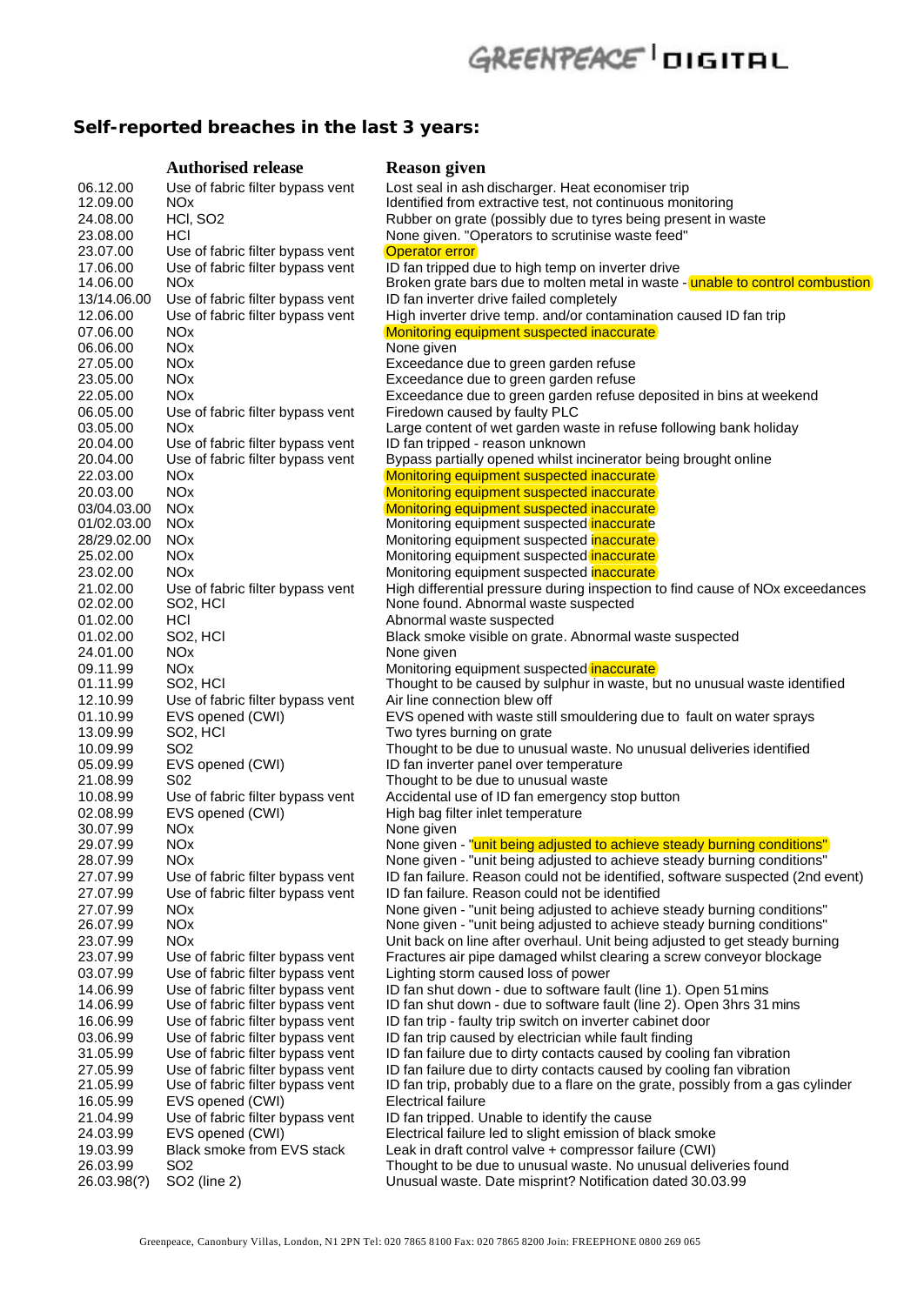## Self-reported breaches in the last 3 years:

| | Authorised release | Reason given |
|---|---|---|
| 06.12.00 | Use of fabric filter bypass vent | Lost seal in ash discharger. Heat economiser trip |
| 12.09.00 | NOx | Identified from extractive test, not continuous monitoring |
| 24.08.00 | HCl, SO2 | Rubber on grate (possibly due to tyres being present in waste |
| 23.08.00 | HCl | None given. "Operators to scrutinise waste feed" |
| 23.07.00 | Use of fabric filter bypass vent | Operator error |
| 17.06.00 | Use of fabric filter bypass vent | ID fan tripped due to high temp on inverter drive |
| 14.06.00 | NOx | Broken grate bars due to molten metal in waste - unable to control combustion |
| 13/14.06.00 | Use of fabric filter bypass vent | ID fan inverter drive failed completely |
| 12.06.00 | Use of fabric filter bypass vent | High inverter drive temp. and/or contamination caused ID fan trip |
| 07.06.00 | NOx | Monitoring equipment suspected inaccurate |
| 06.06.00 | NOx | None given |
| 27.05.00 | NOx | Exceedance due to green garden refuse |
| 23.05.00 | NOx | Exceedance due to green garden refuse |
| 22.05.00 | NOx | Exceedance due to green garden refuse deposited in bins at weekend |
| 06.05.00 | Use of fabric filter bypass vent | Firedown caused by faulty PLC |
| 03.05.00 | NOx | Large content of wet garden waste in refuse following bank holiday |
| 20.04.00 | Use of fabric filter bypass vent | ID fan tripped - reason unknown |
| 20.04.00 | Use of fabric filter bypass vent | Bypass partially opened whilst incinerator being brought online |
| 22.03.00 | NOx | Monitoring equipment suspected inaccurate |
| 20.03.00 | NOx | Monitoring equipment suspected inaccurate |
| 03/04.03.00 | NOx | Monitoring equipment suspected inaccurate |
| 01/02.03.00 | NOx | Monitoring equipment suspected inaccurate |
| 28/29.02.00 | NOx | Monitoring equipment suspected inaccurate |
| 25.02.00 | NOx | Monitoring equipment suspected inaccurate |
| 23.02.00 | NOx | Monitoring equipment suspected inaccurate |
| 21.02.00 | Use of fabric filter bypass vent | High differential pressure during inspection to find cause of NOx exceedances |
| 02.02.00 | SO2, HCl | None found. Abnormal waste suspected |
| 01.02.00 | HCl | Abnormal waste suspected |
| 01.02.00 | SO2, HCl | Black smoke visible on grate. Abnormal waste suspected |
| 24.01.00 | NOx | None given |
| 09.11.99 | NOx | Monitoring equipment suspected inaccurate |
| 01.11.99 | SO2, HCl | Thought to be caused by sulphur in waste, but no unusual waste identified |
| 12.10.99 | Use of fabric filter bypass vent | Air line connection blew off |
| 01.10.99 | EVS opened (CWI) | EVS opened with waste still smouldering due to fault on water sprays |
| 13.09.99 | SO2, HCl | Two tyres burning on grate |
| 10.09.99 | SO2 | Thought to be due to unusual waste. No unusual deliveries identified |
| 05.09.99 | EVS opened (CWI) | ID fan inverter panel over temperature |
| 21.08.99 | S02 | Thought to be due to unusual waste |
| 10.08.99 | Use of fabric filter bypass vent | Accidental use of ID fan emergency stop button |
| 02.08.99 | EVS opened (CWI) | High bag filter inlet temperature |
| 30.07.99 | NOx | None given |
| 29.07.99 | NOx | None given - "unit being adjusted to achieve steady burning conditions" |
| 28.07.99 | NOx | None given - "unit being adjusted to achieve steady burning conditions" |
| 27.07.99 | Use of fabric filter bypass vent | ID fan failure. Reason could not be identified, software suspected (2nd event) |
| 27.07.99 | Use of fabric filter bypass vent | ID fan failure. Reason could not be identified |
| 27.07.99 | NOx | None given - "unit being adjusted to achieve steady burning conditions" |
| 26.07.99 | NOx | None given - "unit being adjusted to achieve steady burning conditions" |
| 23.07.99 | NOx | Unit back on line after overhaul. Unit being adjusted to get steady burning |
| 23.07.99 | Use of fabric filter bypass vent | Fractures air pipe damaged whilst clearing a screw conveyor blockage |
| 03.07.99 | Use of fabric filter bypass vent | Lighting storm caused loss of power |
| 14.06.99 | Use of fabric filter bypass vent | ID fan shut down - due to software fault (line 1). Open 51 mins |
| 14.06.99 | Use of fabric filter bypass vent | ID fan shut down - due to software fault (line 2). Open 3hrs 31 mins |
| 16.06.99 | Use of fabric filter bypass vent | ID fan trip - faulty trip switch on inverter cabinet door |
| 03.06.99 | Use of fabric filter bypass vent | ID fan trip caused by electrician while fault finding |
| 31.05.99 | Use of fabric filter bypass vent | ID fan failure due to dirty contacts caused by cooling fan vibration |
| 27.05.99 | Use of fabric filter bypass vent | ID fan failure due to dirty contacts caused by cooling fan vibration |
| 21.05.99 | Use of fabric filter bypass vent | ID fan trip, probably due to a flare on the grate, possibly from a gas cylinder |
| 16.05.99 | EVS opened (CWI) | Electrical failure |
| 21.04.99 | Use of fabric filter bypass vent | ID fan tripped. Unable to identify the cause |
| 24.03.99 | EVS opened (CWI) | Electrical failure led to slight emission of black smoke |
| 19.03.99 | Black smoke from EVS stack | Leak in draft control valve + compressor failure (CWI) |
| 26.03.99 | SO2 | Thought to be due to unusual waste. No unusual deliveries found |
| 26.03.98(?) | SO2 (line 2) | Unusual waste. Date misprint? Notification dated 30.03.99 |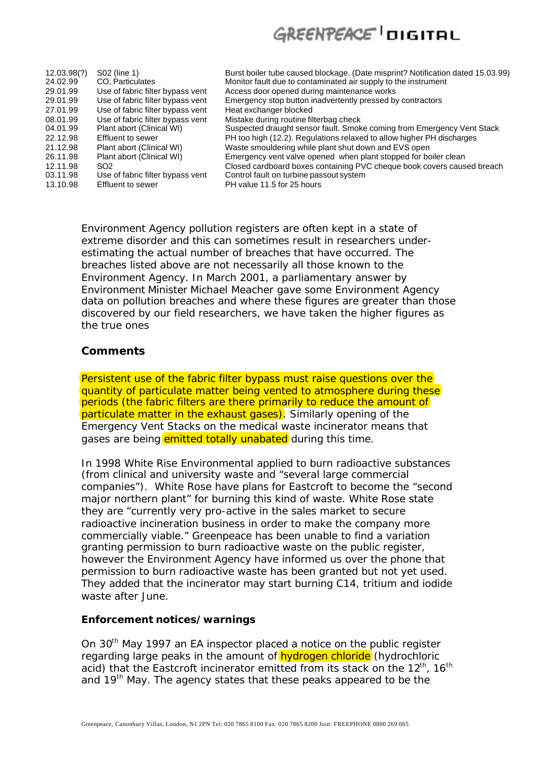| | | |
|---|---|---|
| 12.03.98(?) | S02 (line 1) | Burst boiler tube caused blockage. (Date misprint? Notification dated 15.03.99) |
| 24.02.99 | CO, Particulates | Monitor fault due to contaminated air supply to the instrument |
| 29.01.99 | Use of fabric filter bypass vent | Access door opened during maintenance works |
| 29.01.99 | Use of fabric filter bypass vent | Emergency stop button inadvertently pressed by contractors |
| 27.01.99 | Use of fabric filter bypass vent | Heat exchanger blocked |
| 08.01.99 | Use of fabric filter bypass vent | Mistake during routine filterbag check |
| 04.01.99 | Plant abort (Clinical WI) | Suspected draught sensor fault. Smoke coming from Emergency Vent Stack |
| 22.12.98 | Effluent to sewer | PH too high (12.2). Regulations relaxed to allow higher PH discharges |
| 21.12.98 | Plant abort (Clinical WI) | Waste smouldering while plant shut down and EVS open |
| 26.11.98 | Plant abort (Clinical WI) | Emergency vent valve opened when plant stopped for boiler clean |
| 12.11.98 | SO2 | Closed cardboard boxes containing PVC cheque book covers caused breach |
| 03.11.98 | Use of fabric filter bypass vent | Control fault on turbine passout system |
| 13.10.98 | Effluent to sewer | PH value 11.5 for 25 hours |

Environment Agency pollution registers are often kept in a state of extreme disorder and this can sometimes result in researchers under-estimating the actual number of breaches that have occurred. The breaches listed above are not necessarily all those known to the Environment Agency. In March 2001, a parliamentary answer by Environment Minister Michael Meacher gave some Environment Agency data on pollution breaches and where these figures are greater than those discovered by our field researchers, we have taken the higher figures as the true ones

## Comments

Persistent use of the fabric filter bypass must raise questions over the quantity of particulate matter being vented to atmosphere during these periods (the fabric filters are there primarily to reduce the amount of particulate matter in the exhaust gases). Similarly opening of the Emergency Vent Stacks on the medical waste incinerator means that gases are being emitted totally unabated during this time.

In 1998 White Rise Environmental applied to burn radioactive substances (from clinical and university waste and "several large commercial companies"). White Rose have plans for Eastcroft to become the "second major northern plant" for burning this kind of waste. White Rose state they are "currently very pro-active in the sales market to secure radioactive incineration business in order to make the company more commercially viable." Greenpeace has been unable to find a variation granting permission to burn radioactive waste on the public register, however the Environment Agency have informed us over the phone that permission to burn radioactive waste has been granted but not yet used. They added that the incinerator may start burning C14, tritium and iodide waste after June.

### Enforcement notices/warnings

On 30th May 1997 an EA inspector placed a notice on the public register regarding large peaks in the amount of hydrogen chloride (hydrochloric acid) that the Eastcroft incinerator emitted from its stack on the 12th, 16th and 19th May. The agency states that these peaks appeared to be the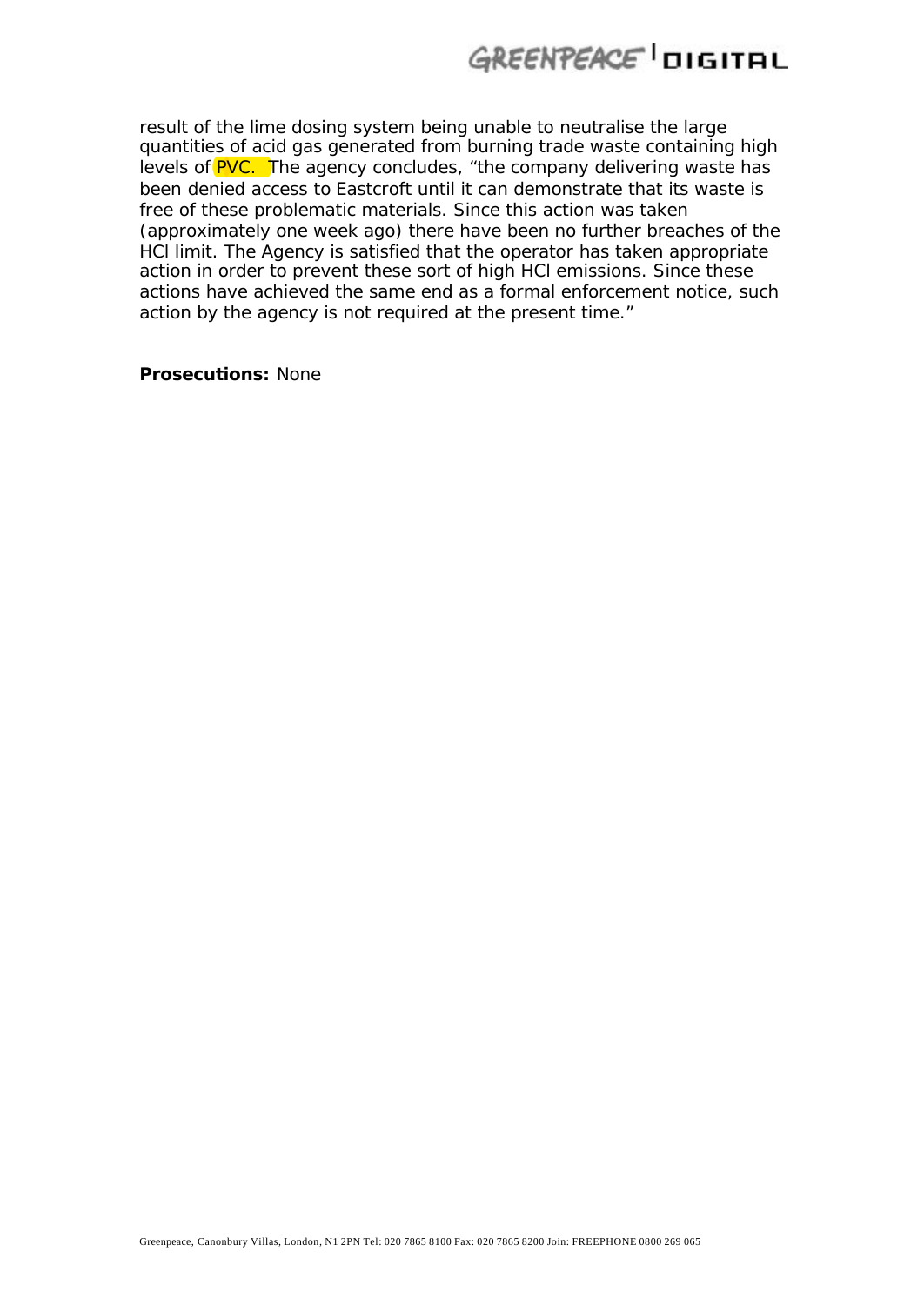result of the lime dosing system being unable to neutralise the large quantities of acid gas generated from burning trade waste containing high levels of PVC. The agency concludes, “the company delivering waste has been denied access to Eastcroft until it can demonstrate that its waste is free of these problematic materials. Since this action was taken (approximately one week ago) there have been no further breaches of the HCl limit. The Agency is satisfied that the operator has taken appropriate action in order to prevent these sort of high HCl emissions. Since these actions have achieved the same end as a formal enforcement notice, such action by the agency is not required at the present time.”

**Prosecutions:** None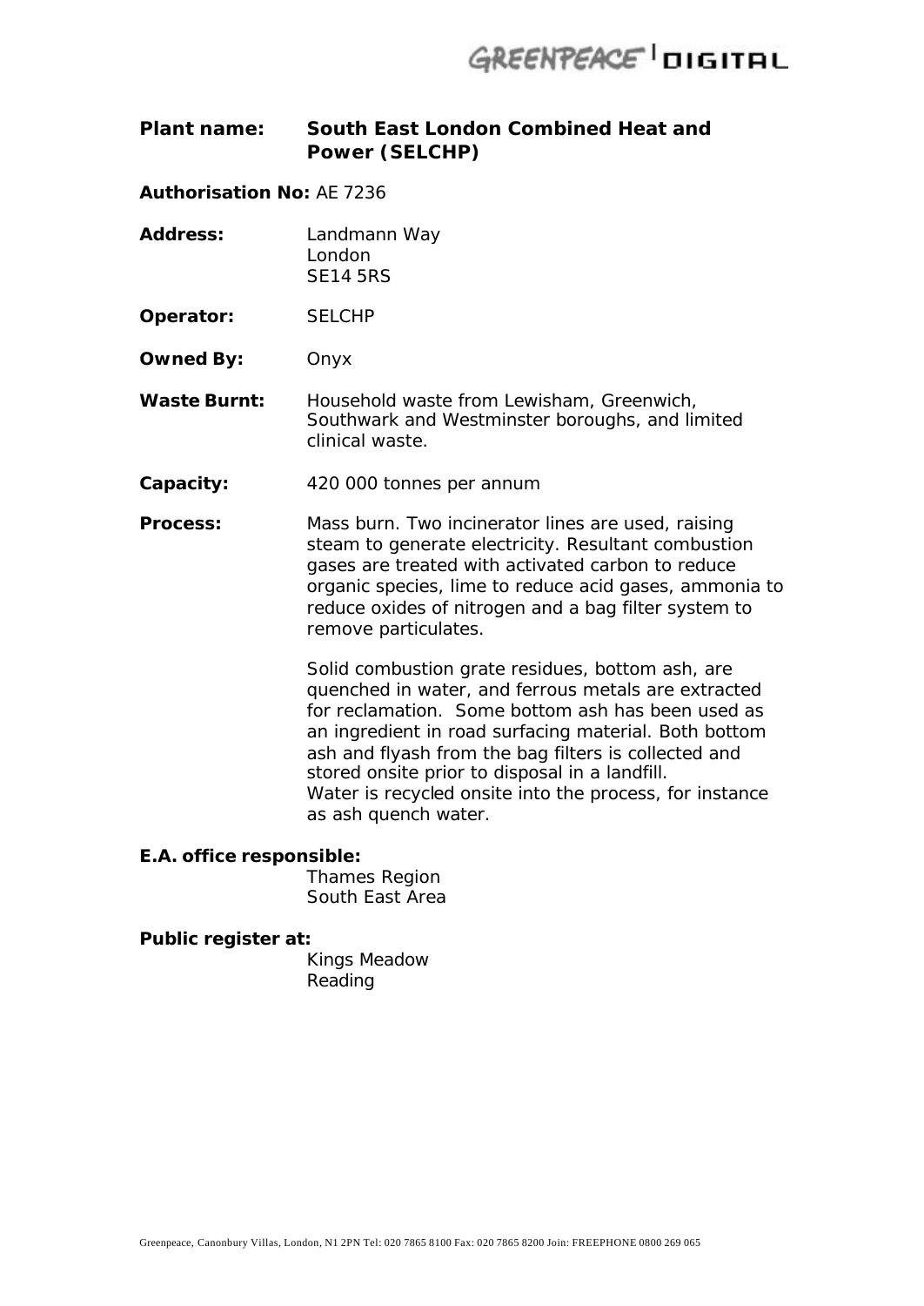**Plant name:** **South East London Combined Heat and Power (SELCHP)**

**Authorisation No:** AE 7236

**Address:** Landmann Way
London
SE14 5RS

**Operator:** SELCHP

**Owned By:** Onyx

**Waste Burnt:** Household waste from Lewisham, Greenwich, Southwark and Westminster boroughs, and limited clinical waste.

**Capacity:** 420 000 tonnes per annum

**Process:** Mass burn. Two incinerator lines are used, raising steam to generate electricity. Resultant combustion gases are treated with activated carbon to reduce organic species, lime to reduce acid gases, ammonia to reduce oxides of nitrogen and a bag filter system to remove particulates.

Solid combustion grate residues, bottom ash, are quenched in water, and ferrous metals are extracted for reclamation. Some bottom ash has been used as an ingredient in road surfacing material. Both bottom ash and flyash from the bag filters is collected and stored onsite prior to disposal in a landfill.
Water is recycled onsite into the process, for instance as ash quench water.

**E.A. office responsible:**
Thames Region
South East Area

**Public register at:**
Kings Meadow
Reading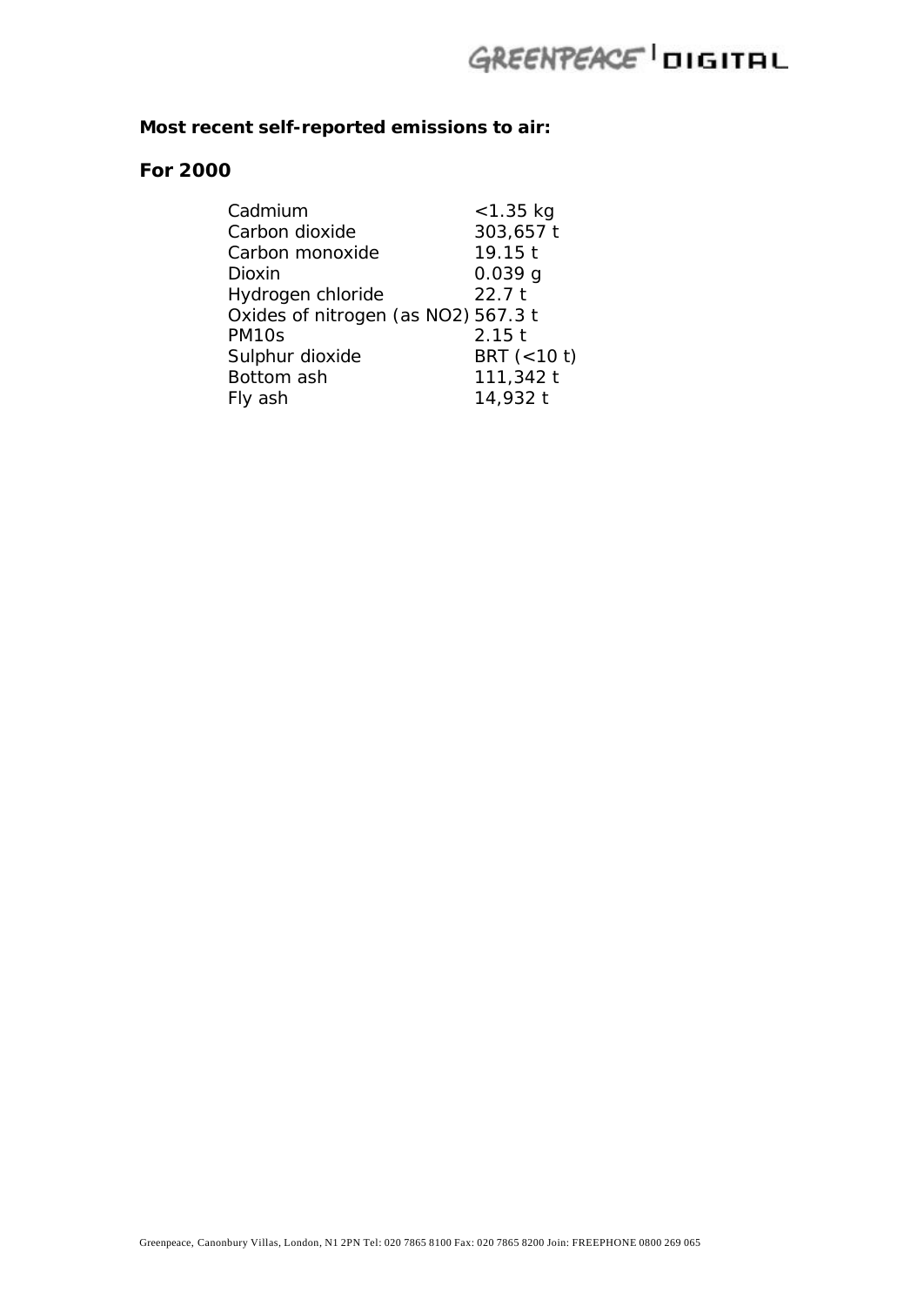**Most recent self-reported emissions to air:**

**For 2000**

| | |
|---|---|
| Cadmium | <1.35 kg |
| Carbon dioxide | 303,657 t |
| Carbon monoxide | 19.15 t |
| Dioxin | 0.039 g |
| Hydrogen chloride | 22.7 t |
| Oxides of nitrogen (as $NO_2$) | 567.3 t |
| PM10s | 2.15 t |
| Sulphur dioxide | BRT (<10 t) |
| Bottom ash | 111,342 t |
| Fly ash | 14,932 t |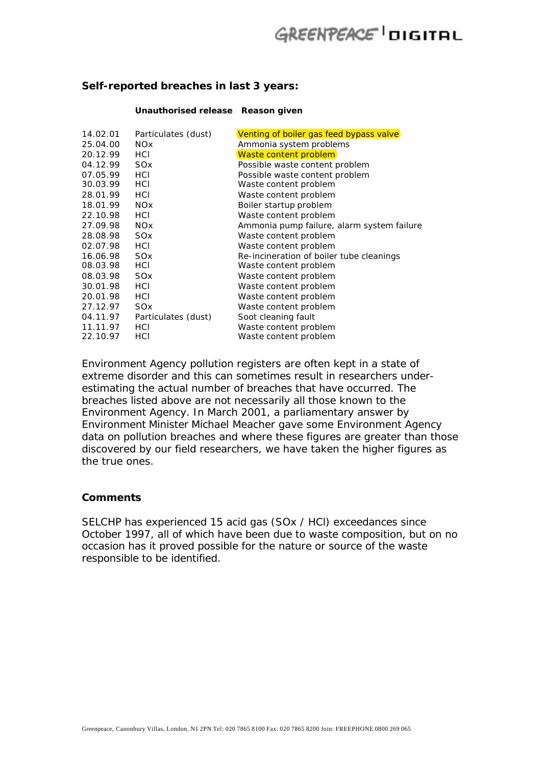**Self-reported breaches in last 3 years:**

| | Unauthorised release | Reason given |
|---|---|---|
| 14.02.01 | Particulates (dust) | Venting of boiler gas feed bypass valve |
| 25.04.00 | $NO_x$ | Ammonia system problems |
| 20.12.99 | HCl | Waste content problem |
| 04.12.99 | $SO_x$ | Possible waste content problem |
| 07.05.99 | HCl | Possible waste content problem |
| 30.03.99 | HCl | Waste content problem |
| 28.01.99 | HCl | Waste content problem |
| 18.01.99 | $NO_x$ | Boiler startup problem |
| 22.10.98 | HCl | Waste content problem |
| 27.09.98 | $NO_x$ | Ammonia pump failure, alarm system failure |
| 28.08.98 | $SO_x$ | Waste content problem |
| 02.07.98 | HCl | Waste content problem |
| 16.06.98 | $SO_x$ | Re-incineration of boiler tube cleanings |
| 08.03.98 | HCl | Waste content problem |
| 08.03.98 | $SO_x$ | Waste content problem |
| 30.01.98 | HCl | Waste content problem |
| 20.01.98 | HCl | Waste content problem |
| 27.12.97 | $SO_x$ | Waste content problem |
| 04.11.97 | Particulates (dust) | Soot cleaning fault |
| 11.11.97 | HCl | Waste content problem |
| 22.10.97 | HCl | Waste content problem |

Environment Agency pollution registers are often kept in a state of extreme disorder and this can sometimes result in researchers under-estimating the actual number of breaches that have occurred. The breaches listed above are not necessarily all those known to the Environment Agency. In March 2001, a parliamentary answer by Environment Minister Michael Meacher gave some Environment Agency data on pollution breaches and where these figures are greater than those discovered by our field researchers, we have taken the higher figures as the true ones.

**Comments**

SELCHP has experienced 15 acid gas ($SO_x$ / HCl) exceedances since October 1997, all of which have been due to waste composition, but on no occasion has it proved possible for the nature or source of the waste responsible to be identified.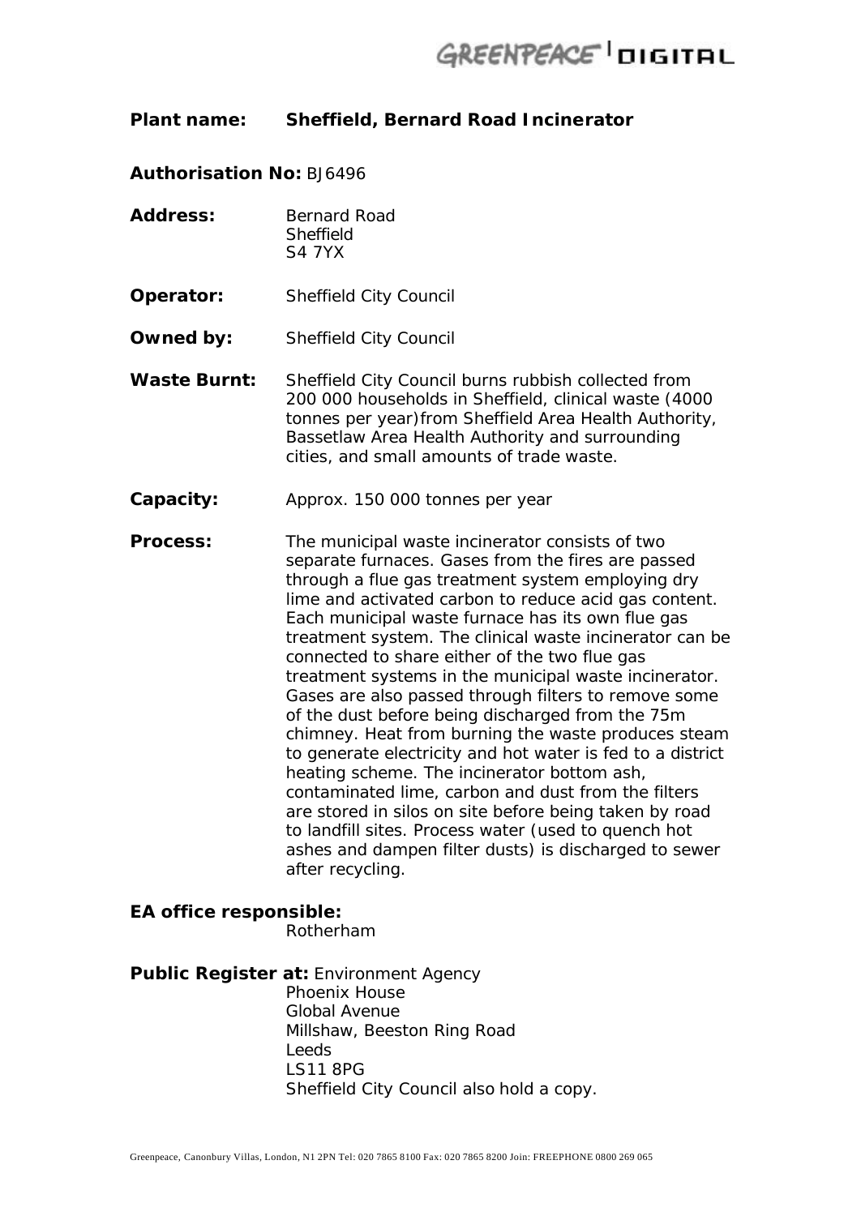**Plant name:** **Sheffield, Bernard Road Incinerator**

**Authorisation No:** BJ6496

**Address:** Bernard Road
Sheffield
S4 7YX

**Operator:** Sheffield City Council

**Owned by:** Sheffield City Council

**Waste Burnt:** Sheffield City Council burns rubbish collected from 200 000 households in Sheffield, clinical waste (4000 tonnes per year)from Sheffield Area Health Authority, Bassetlaw Area Health Authority and surrounding cities, and small amounts of trade waste.

**Capacity:** Approx. 150 000 tonnes per year

**Process:** The municipal waste incinerator consists of two separate furnaces. Gases from the fires are passed through a flue gas treatment system employing dry lime and activated carbon to reduce acid gas content. Each municipal waste furnace has its own flue gas treatment system. The clinical waste incinerator can be connected to share either of the two flue gas treatment systems in the municipal waste incinerator. Gases are also passed through filters to remove some of the dust before being discharged from the 75m chimney. Heat from burning the waste produces steam to generate electricity and hot water is fed to a district heating scheme. The incinerator bottom ash, contaminated lime, carbon and dust from the filters are stored in silos on site before being taken by road to landfill sites. Process water (used to quench hot ashes and dampen filter dusts) is discharged to sewer after recycling.

**EA office responsible:**
Rotherham

**Public Register at:** Environment Agency
Phoenix House
Global Avenue
Millshaw, Beeston Ring Road
Leeds
LS11 8PG
Sheffield City Council also hold a copy.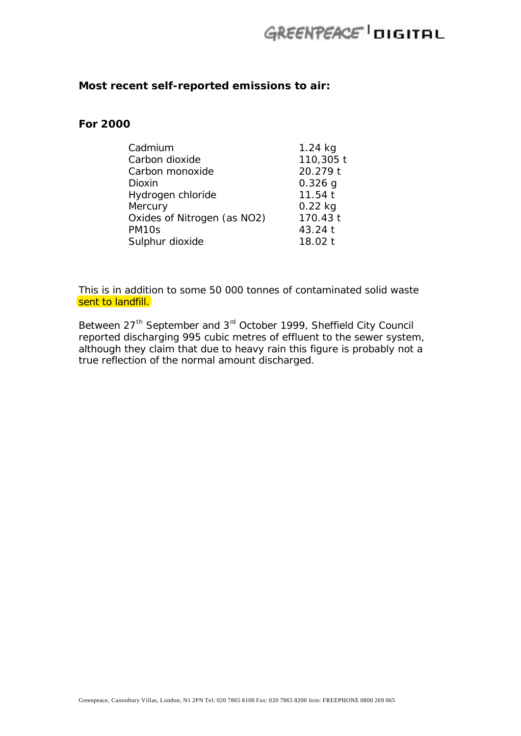**Most recent self-reported emissions to air:**

**For 2000**

| | |
|---|---|
| Cadmium | 1.24 kg |
| Carbon dioxide | 110,305 t |
| Carbon monoxide | 20.279 t |
| Dioxin | 0.326 g |
| Hydrogen chloride | 11.54 t |
| Mercury | 0.22 kg |
| Oxides of Nitrogen (as $NO_2$) | 170.43 t |
| PM10s | 43.24 t |
| Sulphur dioxide | 18.02 t |

This is in addition to some 50 000 tonnes of contaminated solid waste sent to landfill.

Between 27th September and 3rd October 1999, Sheffield City Council reported discharging 995 cubic metres of effluent to the sewer system, although they claim that due to heavy rain this figure is probably not a true reflection of the normal amount discharged.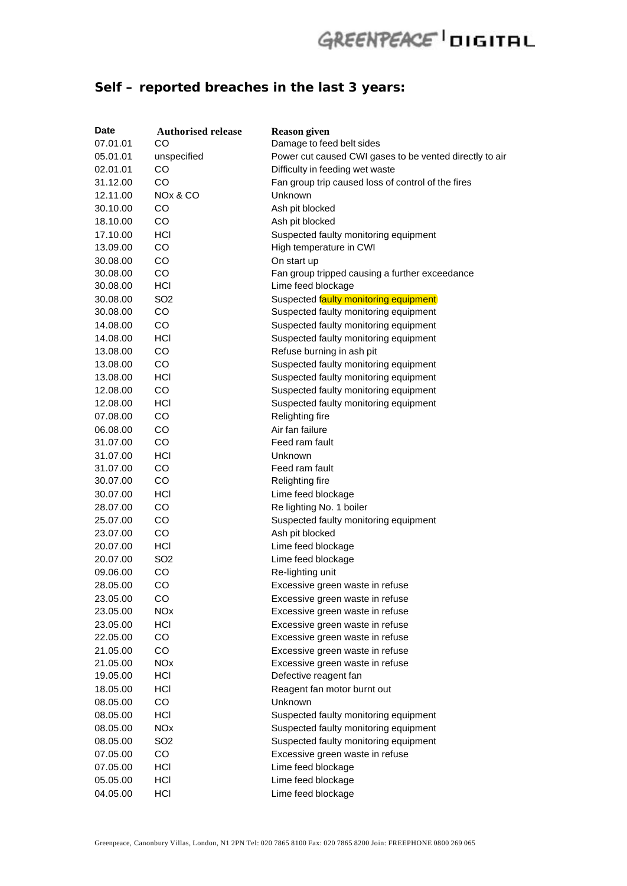## Self – reported breaches in the last 3 years:

| Date | Authorised release | Reason given |
|---|---|---|
| 07.01.01 | CO | Damage to feed belt sides |
| 05.01.01 | unspecified | Power cut caused CWI gases to be vented directly to air |
| 02.01.01 | CO | Difficulty in feeding wet waste |
| 31.12.00 | CO | Fan group trip caused loss of control of the fires |
| 12.11.00 | $NO_x$ & CO | Unknown |
| 30.10.00 | CO | Ash pit blocked |
| 18.10.00 | CO | Ash pit blocked |
| 17.10.00 | HCl | Suspected faulty monitoring equipment |
| 13.09.00 | CO | High temperature in CWI |
| 30.08.00 | CO | On start up |
| 30.08.00 | CO | Fan group tripped causing a further exceedance |
| 30.08.00 | HCl | Lime feed blockage |
| 30.08.00 | $SO_2$ | Suspected faulty monitoring equipment |
| 30.08.00 | CO | Suspected faulty monitoring equipment |
| 14.08.00 | CO | Suspected faulty monitoring equipment |
| 14.08.00 | HCl | Suspected faulty monitoring equipment |
| 13.08.00 | CO | Refuse burning in ash pit |
| 13.08.00 | CO | Suspected faulty monitoring equipment |
| 13.08.00 | HCl | Suspected faulty monitoring equipment |
| 12.08.00 | CO | Suspected faulty monitoring equipment |
| 12.08.00 | HCl | Suspected faulty monitoring equipment |
| 07.08.00 | CO | Relighting fire |
| 06.08.00 | CO | Air fan failure |
| 31.07.00 | CO | Feed ram fault |
| 31.07.00 | HCl | Unknown |
| 31.07.00 | CO | Feed ram fault |
| 30.07.00 | CO | Relighting fire |
| 30.07.00 | HCl | Lime feed blockage |
| 28.07.00 | CO | Re lighting No. 1 boiler |
| 25.07.00 | CO | Suspected faulty monitoring equipment |
| 23.07.00 | CO | Ash pit blocked |
| 20.07.00 | HCl | Lime feed blockage |
| 20.07.00 | $SO_2$ | Lime feed blockage |
| 09.06.00 | CO | Re-lighting unit |
| 28.05.00 | CO | Excessive green waste in refuse |
| 23.05.00 | CO | Excessive green waste in refuse |
| 23.05.00 | $NO_x$ | Excessive green waste in refuse |
| 23.05.00 | HCl | Excessive green waste in refuse |
| 22.05.00 | CO | Excessive green waste in refuse |
| 21.05.00 | CO | Excessive green waste in refuse |
| 21.05.00 | $NO_x$ | Excessive green waste in refuse |
| 19.05.00 | HCl | Defective reagent fan |
| 18.05.00 | HCl | Reagent fan motor burnt out |
| 08.05.00 | CO | Unknown |
| 08.05.00 | HCl | Suspected faulty monitoring equipment |
| 08.05.00 | $NO_x$ | Suspected faulty monitoring equipment |
| 08.05.00 | $SO_2$ | Suspected faulty monitoring equipment |
| 07.05.00 | CO | Excessive green waste in refuse |
| 07.05.00 | HCl | Lime feed blockage |
| 05.05.00 | HCl | Lime feed blockage |
| 04.05.00 | HCl | Lime feed blockage |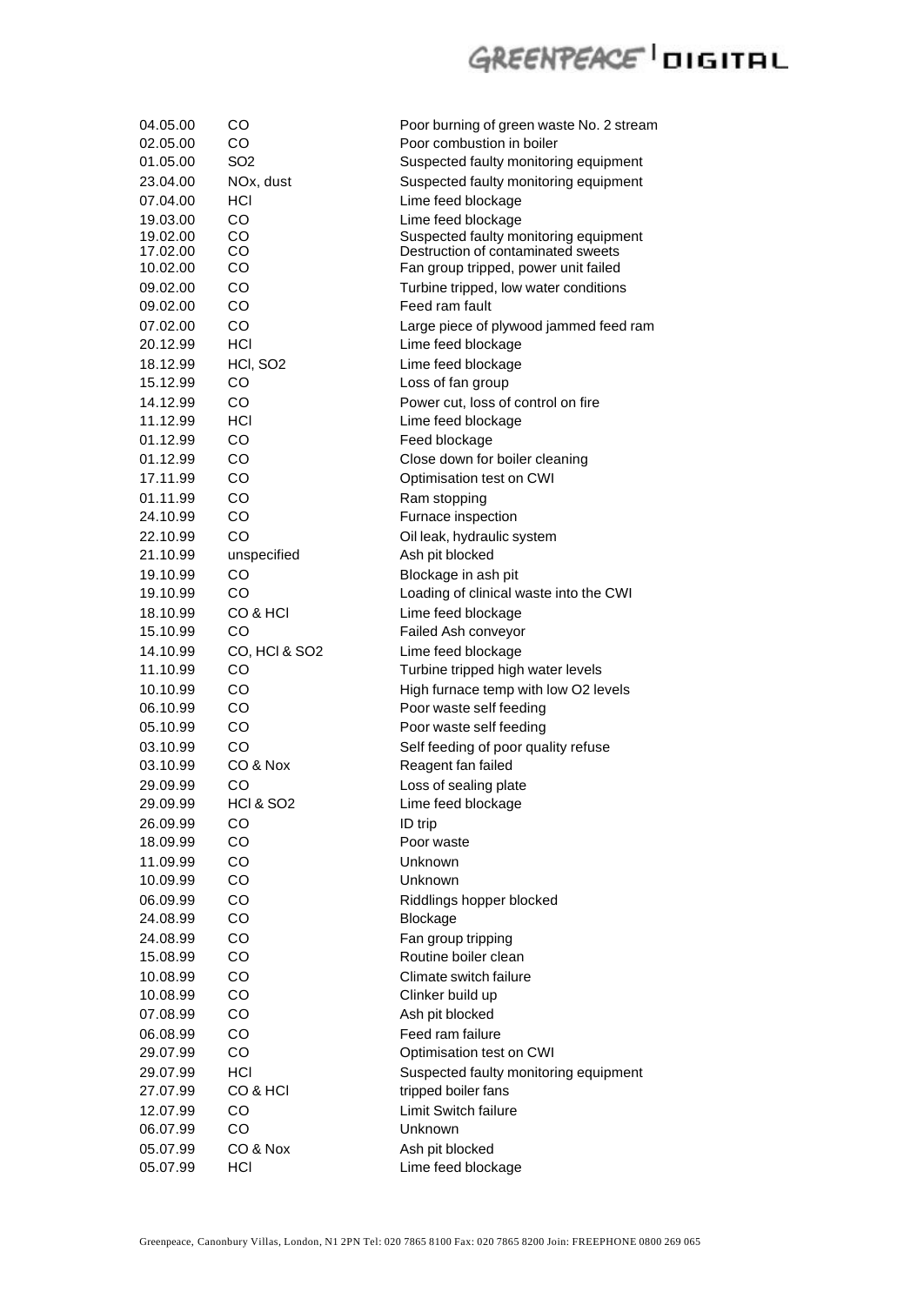| | | |
|---|---|---|
| 04.05.00 | CO | Poor burning of green waste No. 2 stream |
| 02.05.00 | CO | Poor combustion in boiler |
| 01.05.00 | $SO_2$ | Suspected faulty monitoring equipment |
| 23.04.00 | $NO_x$, dust | Suspected faulty monitoring equipment |
| 07.04.00 | HCl | Lime feed blockage |
| 19.03.00 | CO | Lime feed blockage |
| 19.02.00 | CO | Suspected faulty monitoring equipment |
| 17.02.00 | CO | Destruction of contaminated sweets |
| 10.02.00 | CO | Fan group tripped, power unit failed |
| 09.02.00 | CO | Turbine tripped, low water conditions |
| 09.02.00 | CO | Feed ram fault |
| 07.02.00 | CO | Large piece of plywood jammed feed ram |
| 20.12.99 | HCl | Lime feed blockage |
| 18.12.99 | HCl, $SO_2$ | Lime feed blockage |
| 15.12.99 | CO | Loss of fan group |
| 14.12.99 | CO | Power cut, loss of control on fire |
| 11.12.99 | HCl | Lime feed blockage |
| 01.12.99 | CO | Feed blockage |
| 01.12.99 | CO | Close down for boiler cleaning |
| 17.11.99 | CO | Optimisation test on CWI |
| 01.11.99 | CO | Ram stopping |
| 24.10.99 | CO | Furnace inspection |
| 22.10.99 | CO | Oil leak, hydraulic system |
| 21.10.99 | unspecified | Ash pit blocked |
| 19.10.99 | CO | Blockage in ash pit |
| 19.10.99 | CO | Loading of clinical waste into the CWI |
| 18.10.99 | CO & HCl | Lime feed blockage |
| 15.10.99 | CO | Failed Ash conveyor |
| 14.10.99 | CO, HCl & $SO_2$ | Lime feed blockage |
| 11.10.99 | CO | Turbine tripped high water levels |
| 10.10.99 | CO | High furnace temp with low $O_2$ levels |
| 06.10.99 | CO | Poor waste self feeding |
| 05.10.99 | CO | Poor waste self feeding |
| 03.10.99 | CO | Self feeding of poor quality refuse |
| 03.10.99 | CO & Nox | Reagent fan failed |
| 29.09.99 | CO | Loss of sealing plate |
| 29.09.99 | HCl & $SO_2$ | Lime feed blockage |
| 26.09.99 | CO | ID trip |
| 18.09.99 | CO | Poor waste |
| 11.09.99 | CO | Unknown |
| 10.09.99 | CO | Unknown |
| 06.09.99 | CO | Riddlings hopper blocked |
| 24.08.99 | CO | Blockage |
| 24.08.99 | CO | Fan group tripping |
| 15.08.99 | CO | Routine boiler clean |
| 10.08.99 | CO | Climate switch failure |
| 10.08.99 | CO | Clinker build up |
| 07.08.99 | CO | Ash pit blocked |
| 06.08.99 | CO | Feed ram failure |
| 29.07.99 | CO | Optimisation test on CWI |
| 29.07.99 | HCl | Suspected faulty monitoring equipment |
| 27.07.99 | CO & HCl | tripped boiler fans |
| 12.07.99 | CO | Limit Switch failure |
| 06.07.99 | CO | Unknown |
| 05.07.99 | CO & Nox | Ash pit blocked |
| 05.07.99 | HCl | Lime feed blockage |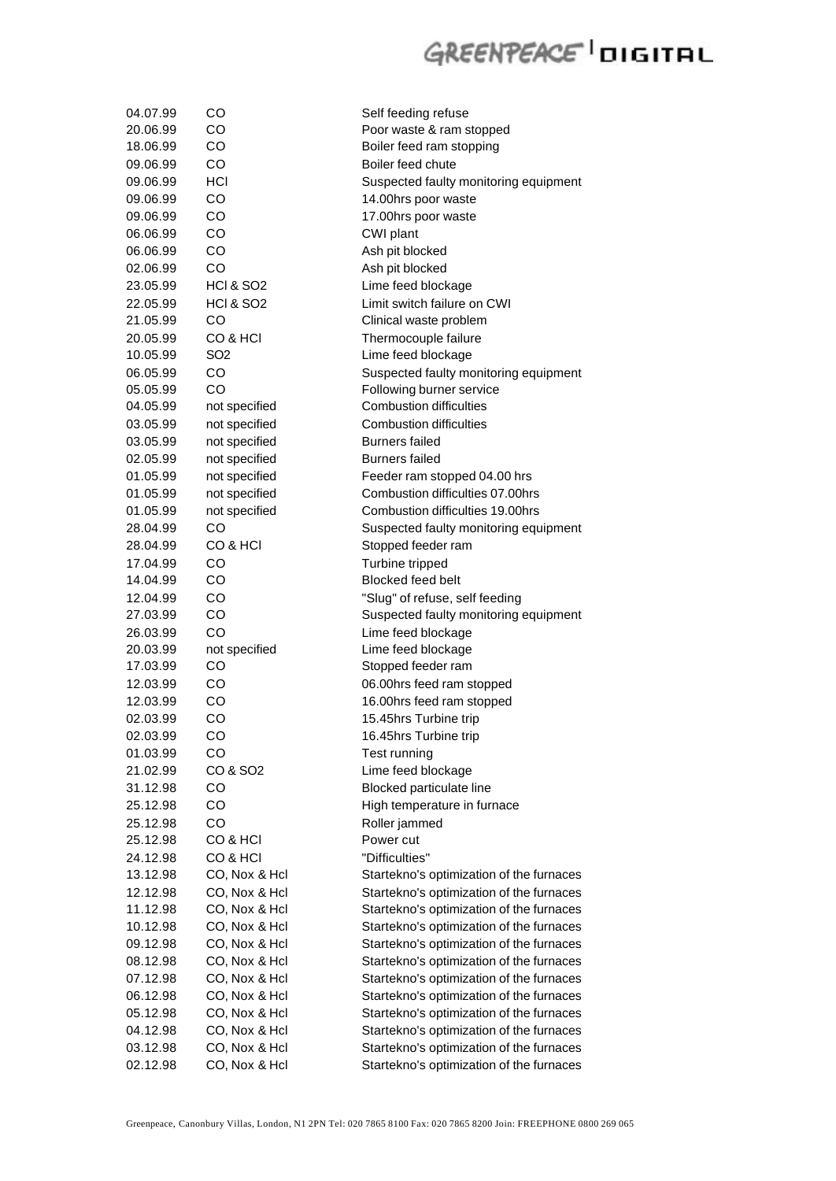| | | |
|---|---|---|
| 04.07.99 | CO | Self feeding refuse |
| 20.06.99 | CO | Poor waste & ram stopped |
| 18.06.99 | CO | Boiler feed ram stopping |
| 09.06.99 | CO | Boiler feed chute |
| 09.06.99 | HCl | Suspected faulty monitoring equipment |
| 09.06.99 | CO | 14.00hrs poor waste |
| 09.06.99 | CO | 17.00hrs poor waste |
| 06.06.99 | CO | CWI plant |
| 06.06.99 | CO | Ash pit blocked |
| 02.06.99 | CO | Ash pit blocked |
| 23.05.99 | HCl & $SO_2$ | Lime feed blockage |
| 22.05.99 | HCl & $SO_2$ | Limit switch failure on CWI |
| 21.05.99 | CO | Clinical waste problem |
| 20.05.99 | CO & HCl | Thermocouple failure |
| 10.05.99 | $SO_2$ | Lime feed blockage |
| 06.05.99 | CO | Suspected faulty monitoring equipment |
| 05.05.99 | CO | Following burner service |
| 04.05.99 | not specified | Combustion difficulties |
| 03.05.99 | not specified | Combustion difficulties |
| 03.05.99 | not specified | Burners failed |
| 02.05.99 | not specified | Burners failed |
| 01.05.99 | not specified | Feeder ram stopped 04.00 hrs |
| 01.05.99 | not specified | Combustion difficulties 07.00hrs |
| 01.05.99 | not specified | Combustion difficulties 19.00hrs |
| 28.04.99 | CO | Suspected faulty monitoring equipment |
| 28.04.99 | CO & HCl | Stopped feeder ram |
| 17.04.99 | CO | Turbine tripped |
| 14.04.99 | CO | Blocked feed belt |
| 12.04.99 | CO | "Slug" of refuse, self feeding |
| 27.03.99 | CO | Suspected faulty monitoring equipment |
| 26.03.99 | CO | Lime feed blockage |
| 20.03.99 | not specified | Lime feed blockage |
| 17.03.99 | CO | Stopped feeder ram |
| 12.03.99 | CO | 06.00hrs feed ram stopped |
| 12.03.99 | CO | 16.00hrs feed ram stopped |
| 02.03.99 | CO | 15.45hrs Turbine trip |
| 02.03.99 | CO | 16.45hrs Turbine trip |
| 01.03.99 | CO | Test running |
| 21.02.99 | CO & $SO_2$ | Lime feed blockage |
| 31.12.98 | CO | Blocked particulate line |
| 25.12.98 | CO | High temperature in furnace |
| 25.12.98 | CO | Roller jammed |
| 25.12.98 | CO & HCl | Power cut |
| 24.12.98 | CO & HCl | "Difficulties" |
| 13.12.98 | CO, Nox & Hcl | Startekno's optimization of the furnaces |
| 12.12.98 | CO, Nox & Hcl | Startekno's optimization of the furnaces |
| 11.12.98 | CO, Nox & Hcl | Startekno's optimization of the furnaces |
| 10.12.98 | CO, Nox & Hcl | Startekno's optimization of the furnaces |
| 09.12.98 | CO, Nox & Hcl | Startekno's optimization of the furnaces |
| 08.12.98 | CO, Nox & Hcl | Startekno's optimization of the furnaces |
| 07.12.98 | CO, Nox & Hcl | Startekno's optimization of the furnaces |
| 06.12.98 | CO, Nox & Hcl | Startekno's optimization of the furnaces |
| 05.12.98 | CO, Nox & Hcl | Startekno's optimization of the furnaces |
| 04.12.98 | CO, Nox & Hcl | Startekno's optimization of the furnaces |
| 03.12.98 | CO, Nox & Hcl | Startekno's optimization of the furnaces |
| 02.12.98 | CO, Nox & Hcl | Startekno's optimization of the furnaces |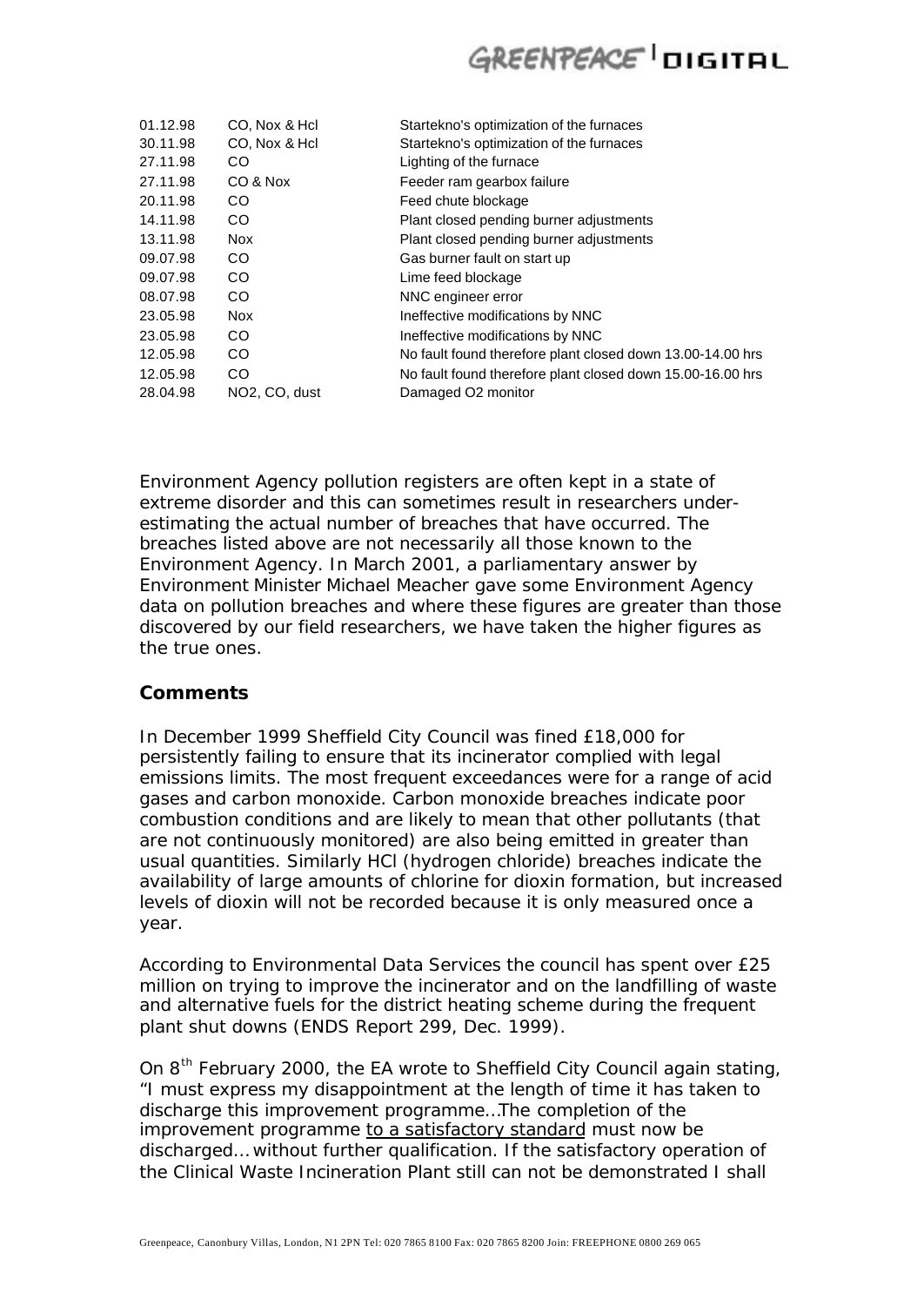| | | |
|---|---|---|
| 01.12.98 | CO, Nox & Hcl | Startekno's optimization of the furnaces |
| 30.11.98 | CO, Nox & Hcl | Startekno's optimization of the furnaces |
| 27.11.98 | CO | Lighting of the furnace |
| 27.11.98 | CO & Nox | Feeder ram gearbox failure |
| 20.11.98 | CO | Feed chute blockage |
| 14.11.98 | CO | Plant closed pending burner adjustments |
| 13.11.98 | Nox | Plant closed pending burner adjustments |
| 09.07.98 | CO | Gas burner fault on start up |
| 09.07.98 | CO | Lime feed blockage |
| 08.07.98 | CO | NNC engineer error |
| 23.05.98 | Nox | Ineffective modifications by NNC |
| 23.05.98 | CO | Ineffective modifications by NNC |
| 12.05.98 | CO | No fault found therefore plant closed down 13.00-14.00 hrs |
| 12.05.98 | CO | No fault found therefore plant closed down 15.00-16.00 hrs |
| 28.04.98 | $NO_2$, CO, dust | Damaged $O_2$ monitor |

Environment Agency pollution registers are often kept in a state of extreme disorder and this can sometimes result in researchers under-estimating the actual number of breaches that have occurred. The breaches listed above are not necessarily all those known to the Environment Agency. In March 2001, a parliamentary answer by Environment Minister Michael Meacher gave some Environment Agency data on pollution breaches and where these figures are greater than those discovered by our field researchers, we have taken the higher figures as the true ones.

### Comments

In December 1999 Sheffield City Council was fined £18,000 for persistently failing to ensure that its incinerator complied with legal emissions limits. The most frequent exceedances were for a range of acid gases and carbon monoxide. Carbon monoxide breaches indicate poor combustion conditions and are likely to mean that other pollutants (that are not continuously monitored) are also being emitted in greater than usual quantities. Similarly HCl (hydrogen chloride) breaches indicate the availability of large amounts of chlorine for dioxin formation, but increased levels of dioxin will not be recorded because it is only measured once a year.

According to Environmental Data Services the council has spent over £25 million on trying to improve the incinerator and on the landfilling of waste and alternative fuels for the district heating scheme during the frequent plant shut downs (ENDS Report 299, Dec. 1999).

On 8th February 2000, the EA wrote to Sheffield City Council again stating, "I must express my disappointment at the length of time it has taken to discharge this improvement programme…The completion of the improvement programme to a satisfactory standard must now be discharged… without further qualification. If the satisfactory operation of the Clinical Waste Incineration Plant still can not be demonstrated I shall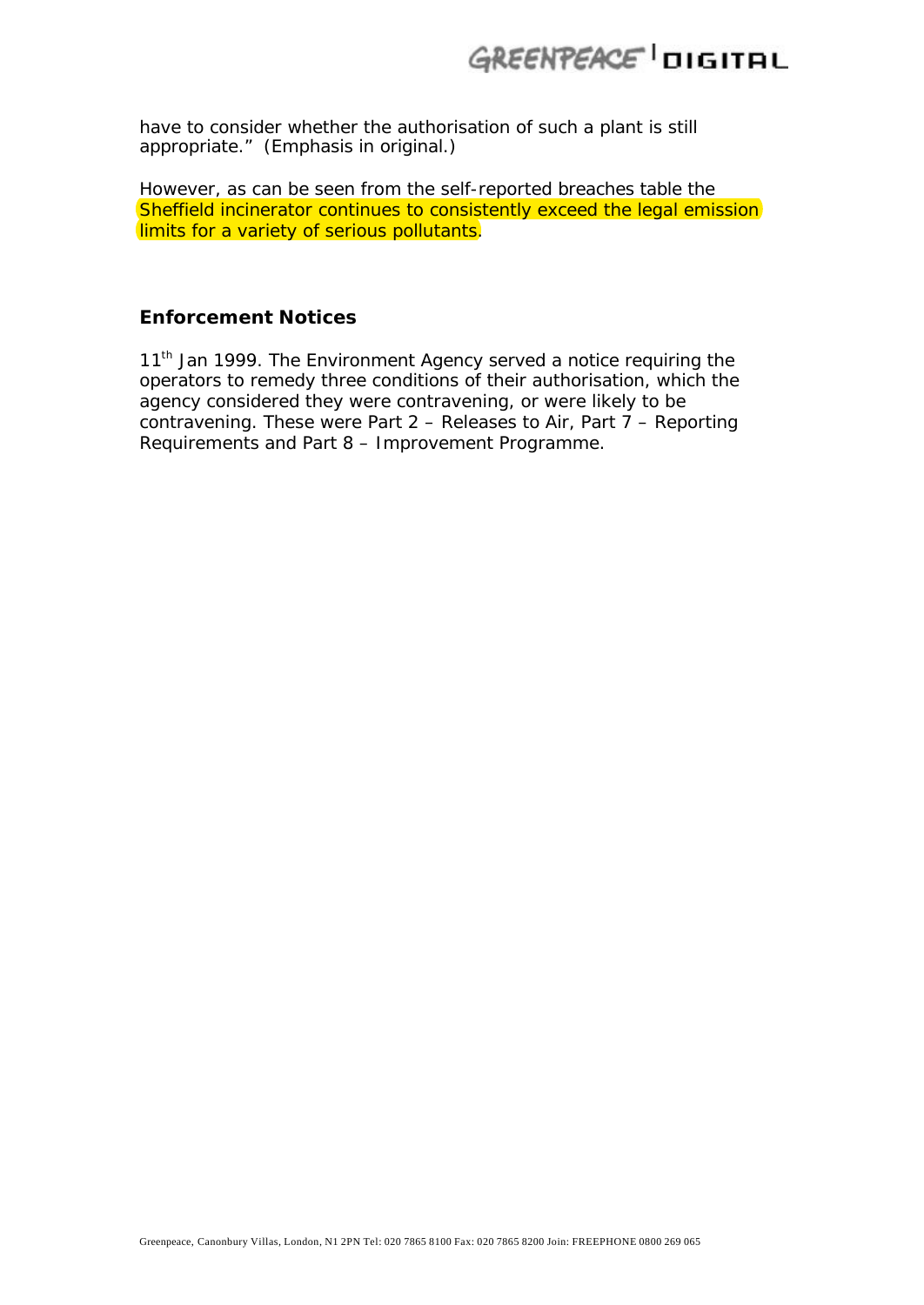have to consider whether the authorisation of such a plant is still appropriate." (Emphasis in original.)

However, as can be seen from the self-reported breaches table the Sheffield incinerator continues to consistently exceed the legal emission limits for a variety of serious pollutants.

### Enforcement Notices

11th Jan 1999. The Environment Agency served a notice requiring the operators to remedy three conditions of their authorisation, which the agency considered they were contravening, or were likely to be contravening. These were Part 2 – Releases to Air, Part 7 – Reporting Requirements and Part 8 – Improvement Programme.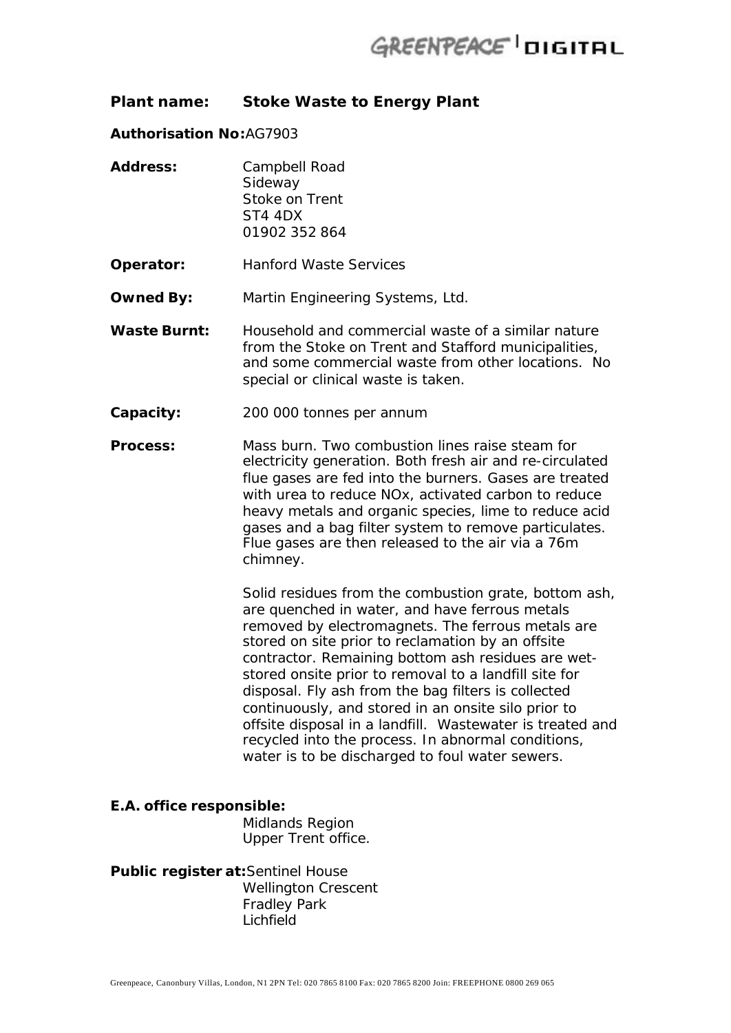**Plant name:** **Stoke Waste to Energy Plant**

**Authorisation No:** AG7903

**Address:** Campbell Road
Sideway
Stoke on Trent
ST4 4DX
01902 352 864

**Operator:** Hanford Waste Services

**Owned By:** Martin Engineering Systems, Ltd.

**Waste Burnt:** Household and commercial waste of a similar nature from the Stoke on Trent and Stafford municipalities, and some commercial waste from other locations. No special or clinical waste is taken.

**Capacity:** 200 000 tonnes per annum

**Process:** Mass burn. Two combustion lines raise steam for electricity generation. Both fresh air and re-circulated flue gases are fed into the burners. Gases are treated with urea to reduce NOx, activated carbon to reduce heavy metals and organic species, lime to reduce acid gases and a bag filter system to remove particulates. Flue gases are then released to the air via a 76m chimney.

Solid residues from the combustion grate, bottom ash, are quenched in water, and have ferrous metals removed by electromagnets. The ferrous metals are stored on site prior to reclamation by an offsite contractor. Remaining bottom ash residues are wet-stored onsite prior to removal to a landfill site for disposal. Fly ash from the bag filters is collected continuously, and stored in an onsite silo prior to offsite disposal in a landfill. Wastewater is treated and recycled into the process. In abnormal conditions, water is to be discharged to foul water sewers.

**E.A. office responsible:**
Midlands Region
Upper Trent office.

**Public register at:** Sentinel House
Wellington Crescent
Fradley Park
Lichfield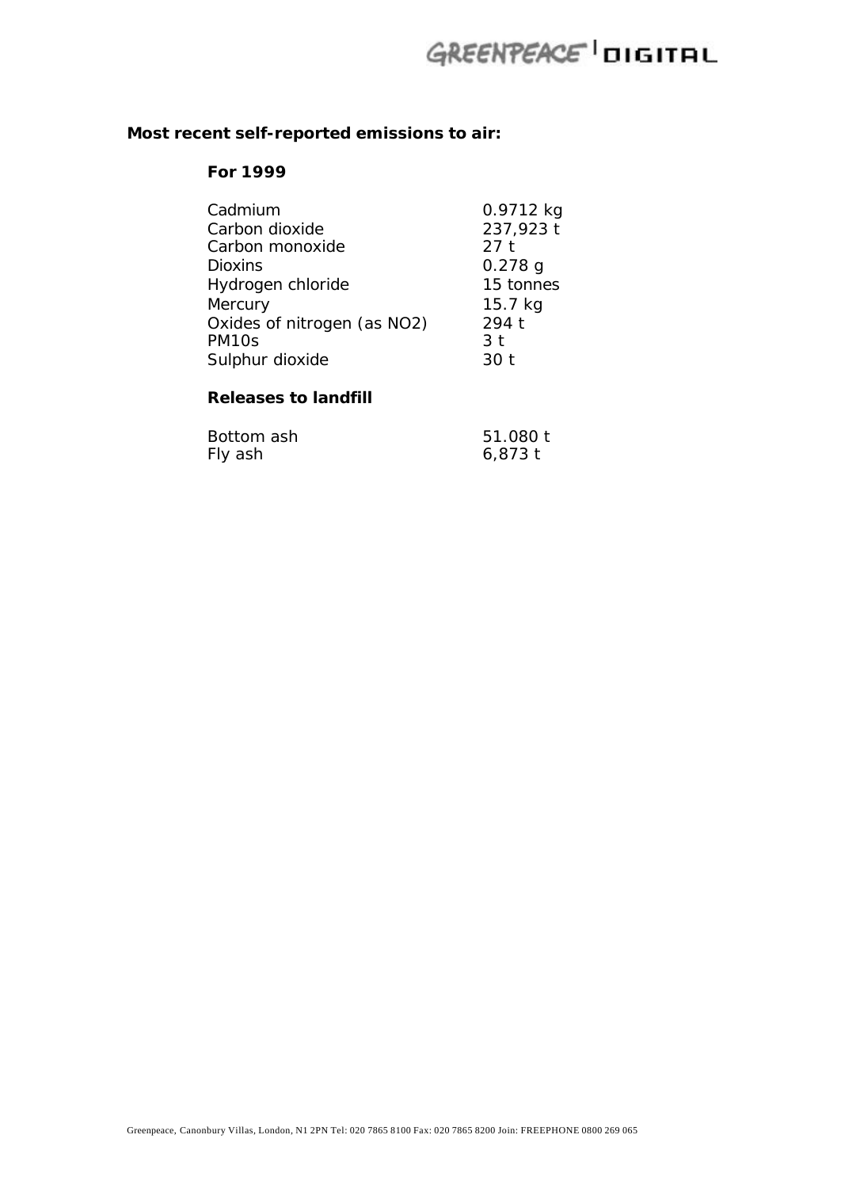**Most recent self-reported emissions to air:**

**For 1999**

| | |
|---|---|
| Cadmium | 0.9712 kg |
| Carbon dioxide | 237,923 t |
| Carbon monoxide | 27 t |
| Dioxins | 0.278 g |
| Hydrogen chloride | 15 tonnes |
| Mercury | 15.7 kg |
| Oxides of nitrogen (as $NO_2$) | 294 t |
| PM10s | 3 t |
| Sulphur dioxide | 30 t |

**Releases to landfill**

| | |
|---|---|
| Bottom ash | 51.080 t |
| Fly ash | 6,873 t |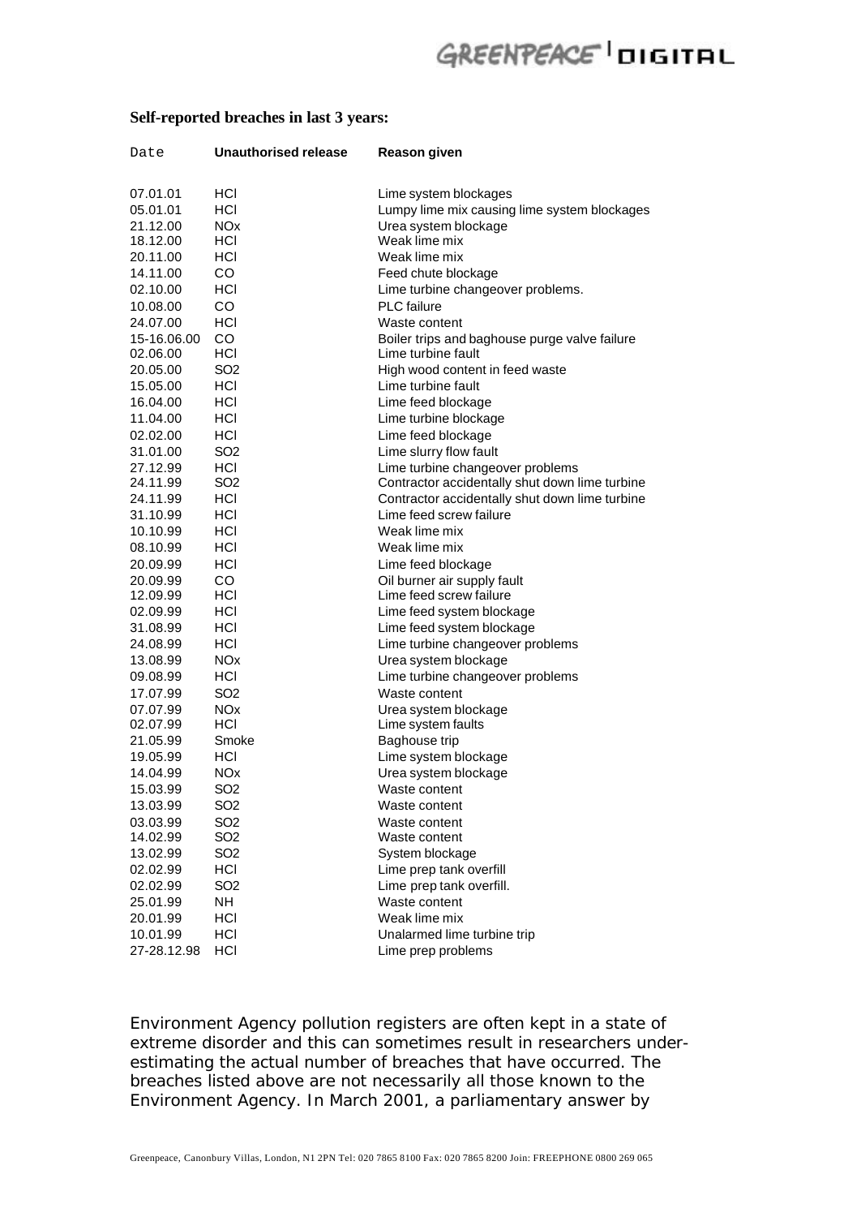**Self-reported breaches in last 3 years:**

| Date | Unauthorised release | Reason given |
|---|---|---|
| 07.01.01 | HCl | Lime system blockages |
| 05.01.01 | HCl | Lumpy lime mix causing lime system blockages |
| 21.12.00 | NOx | Urea system blockage |
| 18.12.00 | HCl | Weak lime mix |
| 20.11.00 | HCl | Weak lime mix |
| 14.11.00 | CO | Feed chute blockage |
| 02.10.00 | HCl | Lime turbine changeover problems. |
| 10.08.00 | CO | PLC failure |
| 24.07.00 | HCl | Waste content |
| 15-16.06.00 | CO | Boiler trips and baghouse purge valve failure |
| 02.06.00 | HCl | Lime turbine fault |
| 20.05.00 | SO2 | High wood content in feed waste |
| 15.05.00 | HCl | Lime turbine fault |
| 16.04.00 | HCl | Lime feed blockage |
| 11.04.00 | HCl | Lime turbine blockage |
| 02.02.00 | HCl | Lime feed blockage |
| 31.01.00 | SO2 | Lime slurry flow fault |
| 27.12.99 | HCl | Lime turbine changeover problems |
| 24.11.99 | SO2 | Contractor accidentally shut down lime turbine |
| 24.11.99 | HCl | Contractor accidentally shut down lime turbine |
| 31.10.99 | HCl | Lime feed screw failure |
| 10.10.99 | HCl | Weak lime mix |
| 08.10.99 | HCl | Weak lime mix |
| 20.09.99 | HCl | Lime feed blockage |
| 20.09.99 | CO | Oil burner air supply fault |
| 12.09.99 | HCl | Lime feed screw failure |
| 02.09.99 | HCl | Lime feed system blockage |
| 31.08.99 | HCl | Lime feed system blockage |
| 24.08.99 | HCl | Lime turbine changeover problems |
| 13.08.99 | NOx | Urea system blockage |
| 09.08.99 | HCl | Lime turbine changeover problems |
| 17.07.99 | SO2 | Waste content |
| 07.07.99 | NOx | Urea system blockage |
| 02.07.99 | HCl | Lime system faults |
| 21.05.99 | Smoke | Baghouse trip |
| 19.05.99 | HCl | Lime system blockage |
| 14.04.99 | NOx | Urea system blockage |
| 15.03.99 | SO2 | Waste content |
| 13.03.99 | SO2 | Waste content |
| 03.03.99 | SO2 | Waste content |
| 14.02.99 | SO2 | Waste content |
| 13.02.99 | SO2 | System blockage |
| 02.02.99 | HCl | Lime prep tank overfill |
| 02.02.99 | SO2 | Lime prep tank overfill. |
| 25.01.99 | NH | Waste content |
| 20.01.99 | HCl | Weak lime mix |
| 10.01.99 | HCl | Unalarmed lime turbine trip |
| 27-28.12.98 | HCl | Lime prep problems |

Environment Agency pollution registers are often kept in a state of extreme disorder and this can sometimes result in researchers under-estimating the actual number of breaches that have occurred. The breaches listed above are not necessarily all those known to the Environment Agency. In March 2001, a parliamentary answer by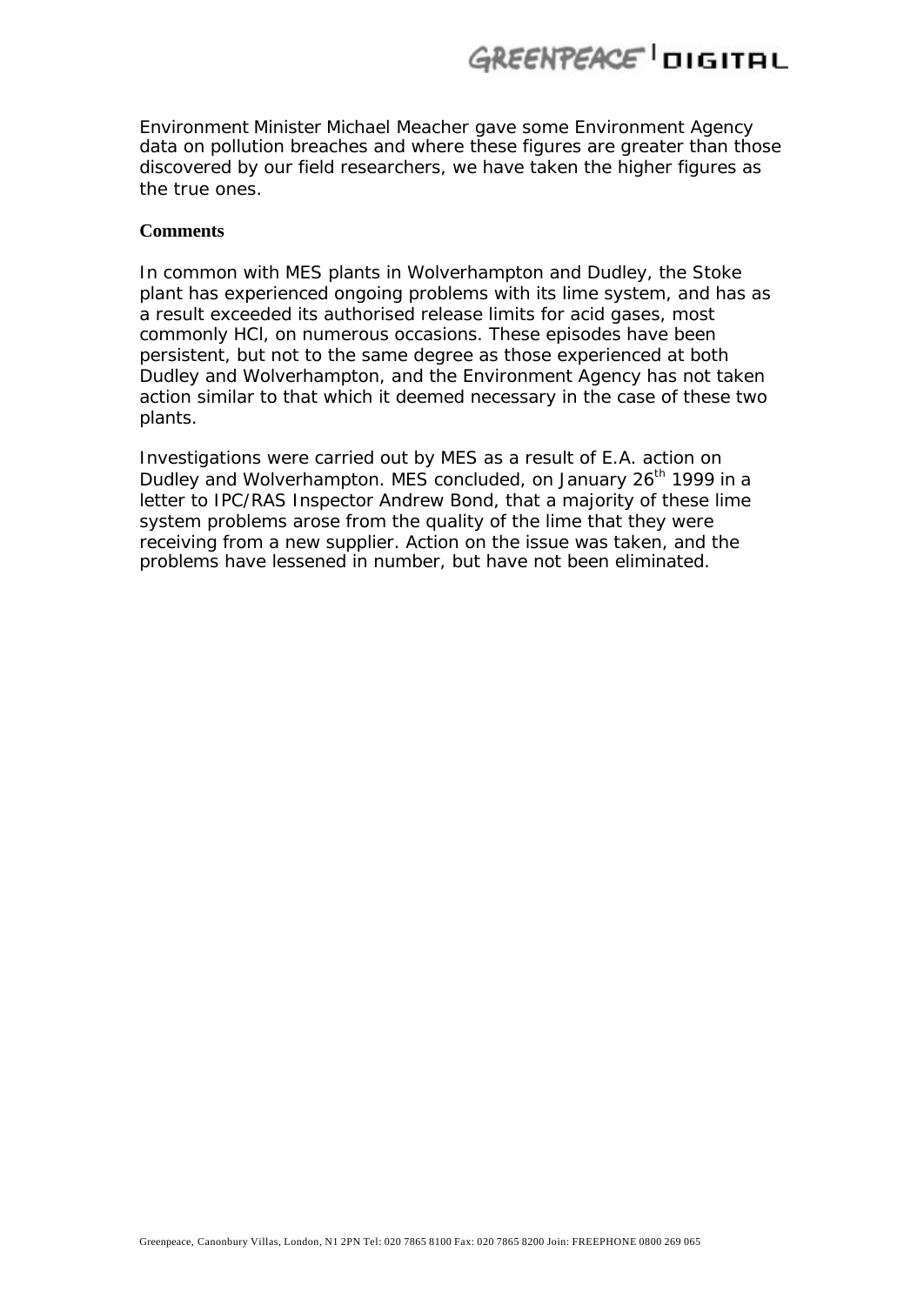Environment Minister Michael Meacher gave some Environment Agency data on pollution breaches and where these figures are greater than those discovered by our field researchers, we have taken the higher figures as the true ones.

**Comments**

In common with MES plants in Wolverhampton and Dudley, the Stoke plant has experienced ongoing problems with its lime system, and has as a result exceeded its authorised release limits for acid gases, most commonly HCl, on numerous occasions. These episodes have been persistent, but not to the same degree as those experienced at both Dudley and Wolverhampton, and the Environment Agency has not taken action similar to that which it deemed necessary in the case of these two plants.

Investigations were carried out by MES as a result of E.A. action on Dudley and Wolverhampton. MES concluded, on January 26th 1999 in a letter to IPC/RAS Inspector Andrew Bond, that a majority of these lime system problems arose from the quality of the lime that they were receiving from a new supplier. Action on the issue was taken, and the problems have lessened in number, but have not been eliminated.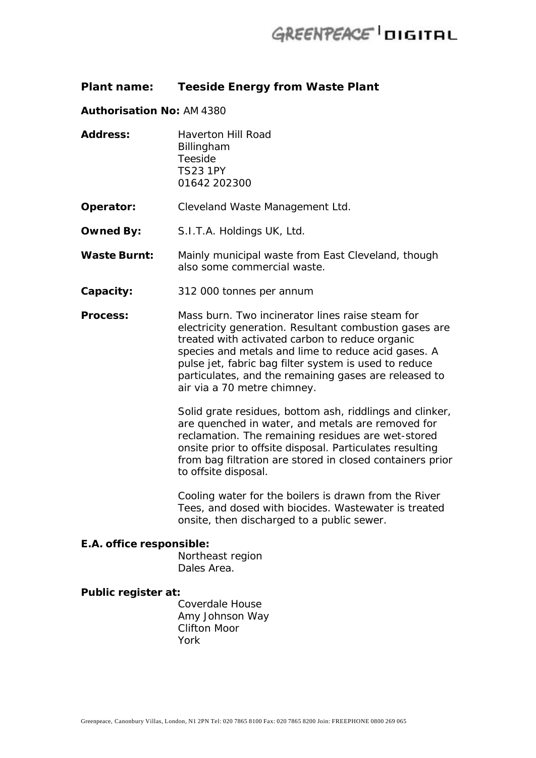**Plant name: Teeside Energy from Waste Plant**

**Authorisation No:** AM 4380

**Address:** Haverton Hill Road
Billingham
Teeside
TS23 1PY
01642 202300

**Operator:** Cleveland Waste Management Ltd.

**Owned By:** S.I.T.A. Holdings UK, Ltd.

**Waste Burnt:** Mainly municipal waste from East Cleveland, though also some commercial waste.

**Capacity:** 312 000 tonnes per annum

**Process:** Mass burn. Two incinerator lines raise steam for electricity generation. Resultant combustion gases are treated with activated carbon to reduce organic species and metals and lime to reduce acid gases. A pulse jet, fabric bag filter system is used to reduce particulates, and the remaining gases are released to air via a 70 metre chimney.

Solid grate residues, bottom ash, riddlings and clinker, are quenched in water, and metals are removed for reclamation. The remaining residues are wet-stored onsite prior to offsite disposal. Particulates resulting from bag filtration are stored in closed containers prior to offsite disposal.

Cooling water for the boilers is drawn from the River Tees, and dosed with biocides. Wastewater is treated onsite, then discharged to a public sewer.

**E.A. office responsible:**
Northeast region
Dales Area.

**Public register at:**
Coverdale House
Amy Johnson Way
Clifton Moor
York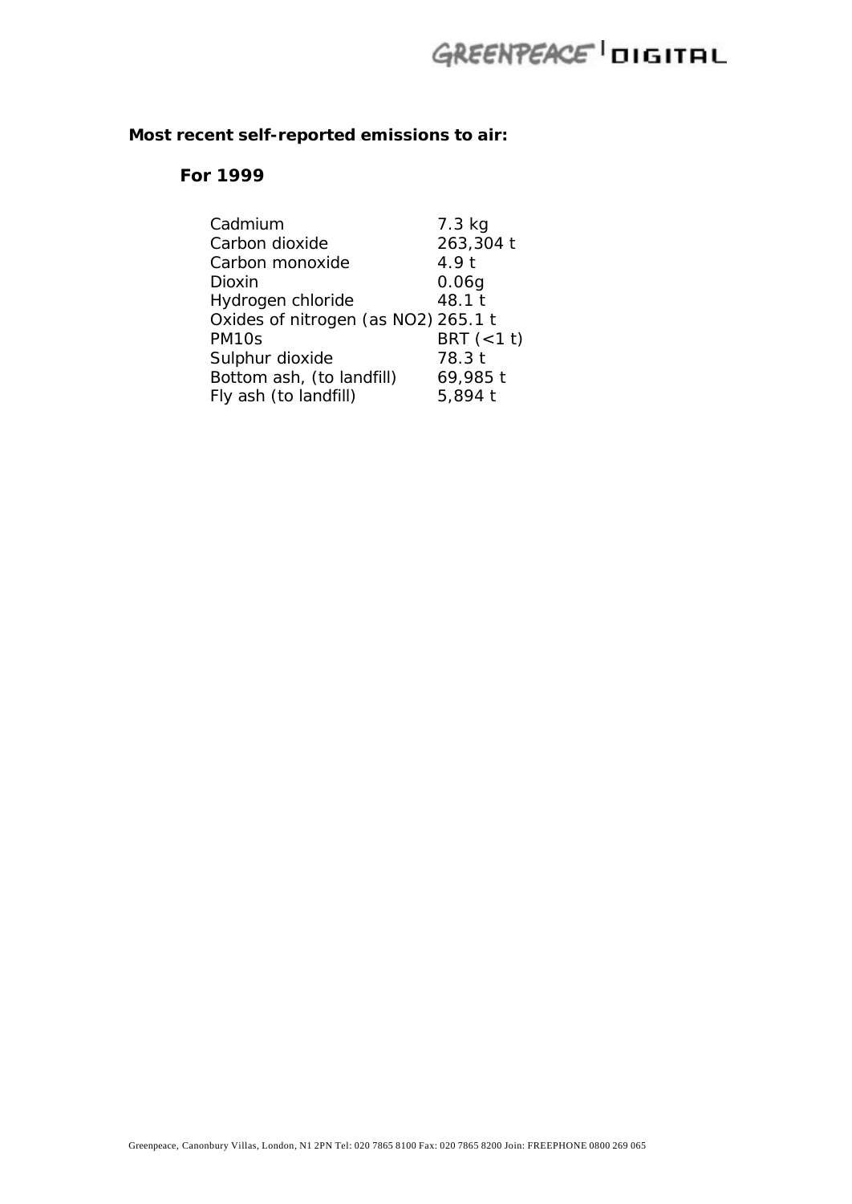**Most recent self-reported emissions to air:**

**For 1999**

| | |
|---|---|
| Cadmium | 7.3 kg |
| Carbon dioxide | 263,304 t |
| Carbon monoxide | 4.9 t |
| Dioxin | 0.06g |
| Hydrogen chloride | 48.1 t |
| Oxides of nitrogen (as $NO_2$) | 265.1 t |
| PM10s | BRT (<1 t) |
| Sulphur dioxide | 78.3 t |
| Bottom ash, (to landfill) | 69,985 t |
| Fly ash (to landfill) | 5,894 t |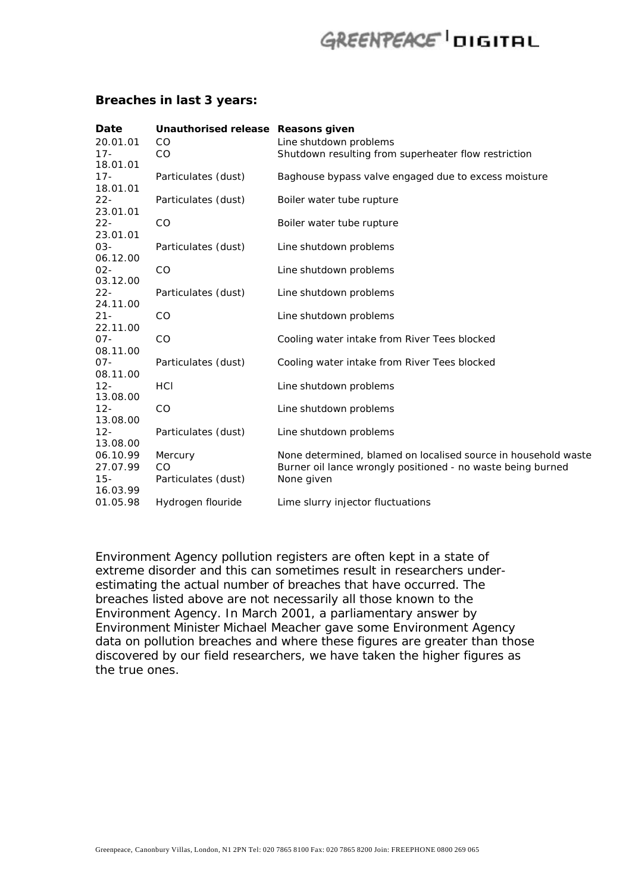**Breaches in last 3 years:**

| Date | Unauthorised release | Reasons given |
|---|---|---|
| 20.01.01 | CO | Line shutdown problems |
| 17-18.01.01 | CO | Shutdown resulting from superheater flow restriction |
| 17-18.01.01 | Particulates (dust) | Baghouse bypass valve engaged due to excess moisture |
| 22-23.01.01 | Particulates (dust) | Boiler water tube rupture |
| 22-23.01.01 | CO | Boiler water tube rupture |
| 03-06.12.00 | Particulates (dust) | Line shutdown problems |
| 02-03.12.00 | CO | Line shutdown problems |
| 22-24.11.00 | Particulates (dust) | Line shutdown problems |
| 21-22.11.00 | CO | Line shutdown problems |
| 07-08.11.00 | CO | Cooling water intake from River Tees blocked |
| 07-08.11.00 | Particulates (dust) | Cooling water intake from River Tees blocked |
| 12-13.08.00 | HCl | Line shutdown problems |
| 12-13.08.00 | CO | Line shutdown problems |
| 12-13.08.00 | Particulates (dust) | Line shutdown problems |
| 06.10.99 | Mercury | None determined, blamed on localised source in household waste |
| 27.07.99 | CO | Burner oil lance wrongly positioned - no waste being burned |
| 15-16.03.99 | Particulates (dust) | None given |
| 01.05.98 | Hydrogen flouride | Lime slurry injector fluctuations |

Environment Agency pollution registers are often kept in a state of extreme disorder and this can sometimes result in researchers under-estimating the actual number of breaches that have occurred. The breaches listed above are not necessarily all those known to the Environment Agency. In March 2001, a parliamentary answer by Environment Minister Michael Meacher gave some Environment Agency data on pollution breaches and where these figures are greater than those discovered by our field researchers, we have taken the higher figures as the true ones.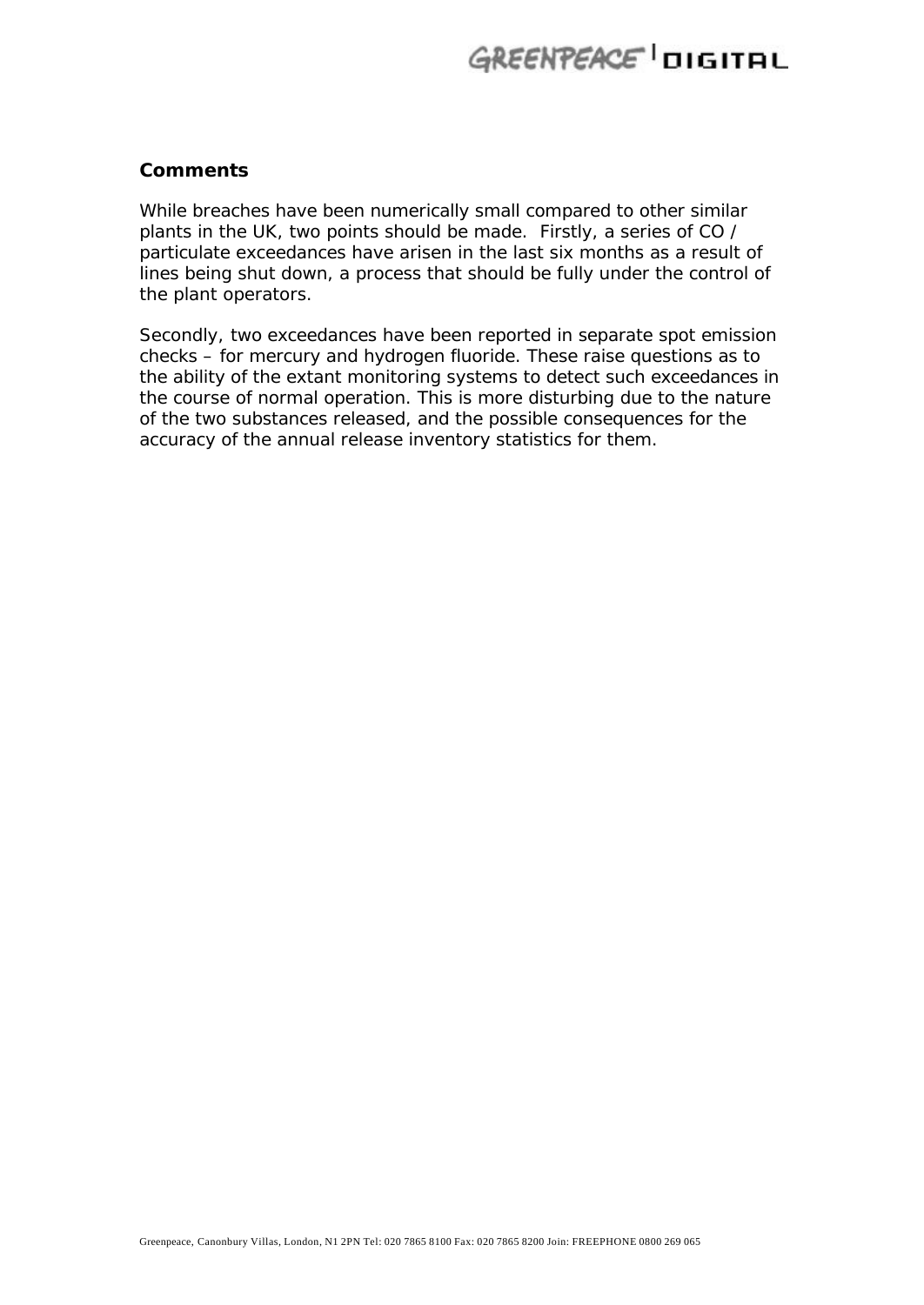**Comments**

While breaches have been numerically small compared to other similar plants in the UK, two points should be made. Firstly, a series of CO / particulate exceedances have arisen in the last six months as a result of lines being shut down, a process that should be fully under the control of the plant operators.

Secondly, two exceedances have been reported in separate spot emission checks – for mercury and hydrogen fluoride. These raise questions as to the ability of the extant monitoring systems to detect such exceedances in the course of normal operation. This is more disturbing due to the nature of the two substances released, and the possible consequences for the accuracy of the annual release inventory statistics for them.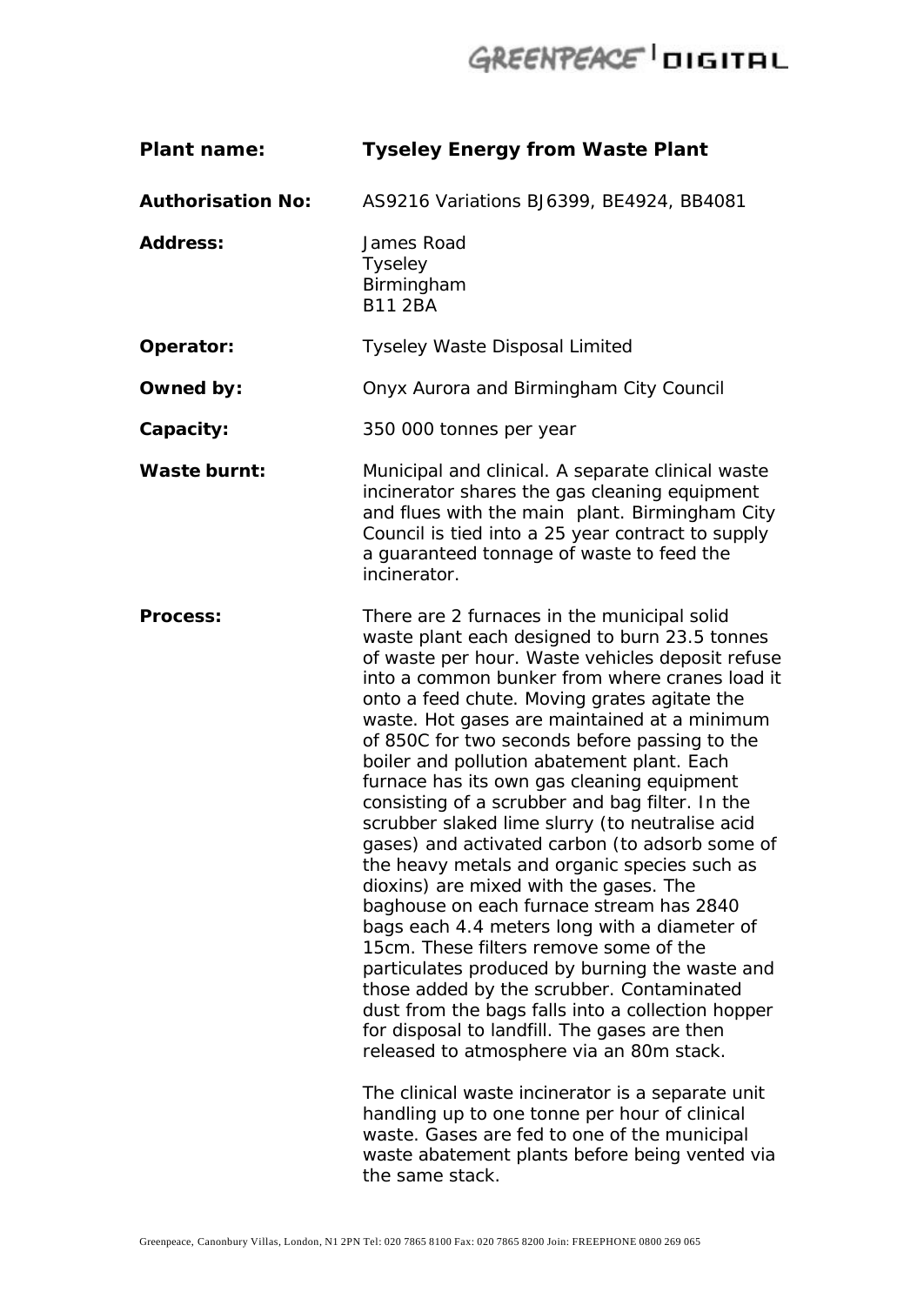| | |
|---|---|
| **Plant name:** | **Tyseley Energy from Waste Plant** |
| **Authorisation No:** | AS9216 Variations BJ6399, BE4924, BB4081 |
| **Address:** | James Road<br>Tyseley<br>Birmingham<br>B11 2BA |
| **Operator:** | Tyseley Waste Disposal Limited |
| **Owned by:** | Onyx Aurora and Birmingham City Council |
| **Capacity:** | 350 000 tonnes per year |
| **Waste burnt:** | Municipal and clinical. A separate clinical waste incinerator shares the gas cleaning equipment and flues with the main plant. Birmingham City Council is tied into a 25 year contract to supply a guaranteed tonnage of waste to feed the incinerator. |
| **Process:** | There are 2 furnaces in the municipal solid waste plant each designed to burn 23.5 tonnes of waste per hour. Waste vehicles deposit refuse into a common bunker from where cranes load it onto a feed chute. Moving grates agitate the waste. Hot gases are maintained at a minimum of 850C for two seconds before passing to the boiler and pollution abatement plant. Each furnace has its own gas cleaning equipment consisting of a scrubber and bag filter. In the scrubber slaked lime slurry (to neutralise acid gases) and activated carbon (to adsorb some of the heavy metals and organic species such as dioxins) are mixed with the gases. The baghouse on each furnace stream has 2840 bags each 4.4 meters long with a diameter of 15cm. These filters remove some of the particulates produced by burning the waste and those added by the scrubber. Contaminated dust from the bags falls into a collection hopper for disposal to landfill. The gases are then released to atmosphere via an 80m stack.<br><br>The clinical waste incinerator is a separate unit handling up to one tonne per hour of clinical waste. Gases are fed to one of the municipal waste abatement plants before being vented via the same stack. |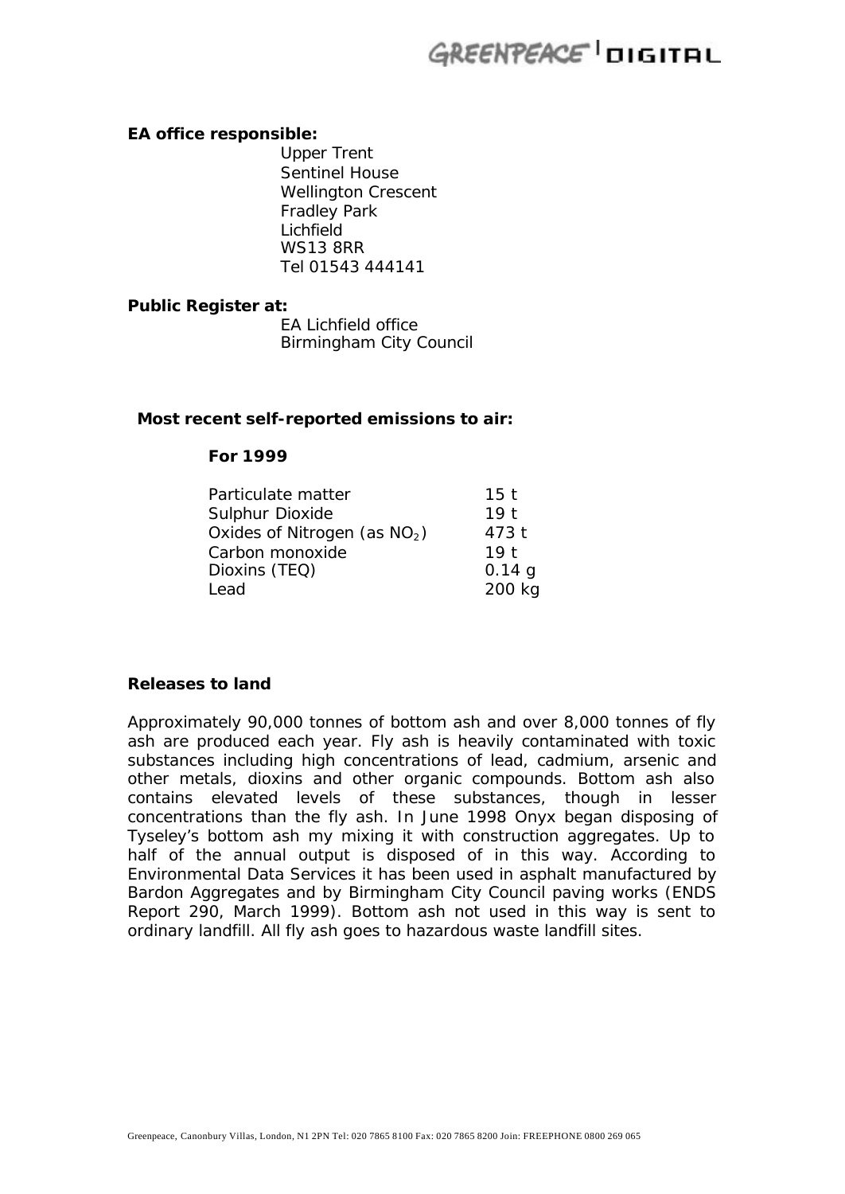**EA office responsible:**

Upper Trent
Sentinel House
Wellington Crescent
Fradley Park
Lichfield
WS13 8RR
Tel 01543 444141

**Public Register at:**

EA Lichfield office
Birmingham City Council

**Most recent self-reported emissions to air:**

**For 1999**

| | |
|---|---|
| Particulate matter | 15 t |
| Sulphur Dioxide | 19 t |
| Oxides of Nitrogen (as $NO_2$) | 473 t |
| Carbon monoxide | 19 t |
| Dioxins (TEQ) | 0.14 g |
| Lead | 200 kg |

**Releases to land**

Approximately 90,000 tonnes of bottom ash and over 8,000 tonnes of fly ash are produced each year. Fly ash is heavily contaminated with toxic substances including high concentrations of lead, cadmium, arsenic and other metals, dioxins and other organic compounds. Bottom ash also contains elevated levels of these substances, though in lesser concentrations than the fly ash. In June 1998 Onyx began disposing of Tyseley's bottom ash my mixing it with construction aggregates. Up to half of the annual output is disposed of in this way. According to Environmental Data Services it has been used in asphalt manufactured by Bardon Aggregates and by Birmingham City Council paving works (ENDS Report 290, March 1999). Bottom ash not used in this way is sent to ordinary landfill. All fly ash goes to hazardous waste landfill sites.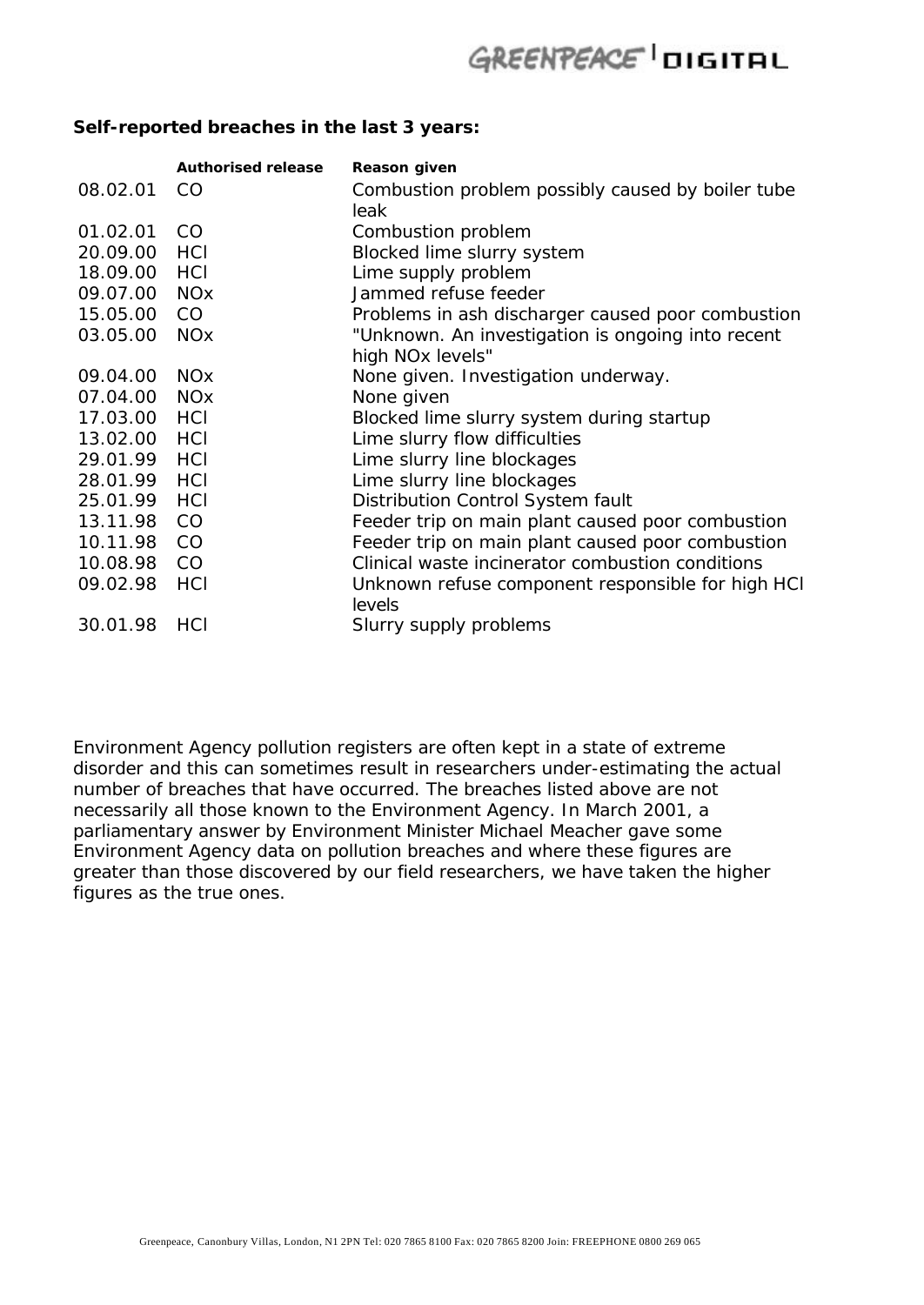**Self-reported breaches in the last 3 years:**

| | Authorised release | Reason given |
|---|---|---|
| 08.02.01 | CO | Combustion problem possibly caused by boiler tube leak |
| 01.02.01 | CO | Combustion problem |
| 20.09.00 | HCl | Blocked lime slurry system |
| 18.09.00 | HCl | Lime supply problem |
| 09.07.00 | NOx | Jammed refuse feeder |
| 15.05.00 | CO | Problems in ash discharger caused poor combustion |
| 03.05.00 | NOx | "Unknown. An investigation is ongoing into recent high NOx levels" |
| 09.04.00 | NOx | None given. Investigation underway. |
| 07.04.00 | NOx | None given |
| 17.03.00 | HCl | Blocked lime slurry system during startup |
| 13.02.00 | HCl | Lime slurry flow difficulties |
| 29.01.99 | HCl | Lime slurry line blockages |
| 28.01.99 | HCl | Lime slurry line blockages |
| 25.01.99 | HCl | Distribution Control System fault |
| 13.11.98 | CO | Feeder trip on main plant caused poor combustion |
| 10.11.98 | CO | Feeder trip on main plant caused poor combustion |
| 10.08.98 | CO | Clinical waste incinerator combustion conditions |
| 09.02.98 | HCl | Unknown refuse component responsible for high HCl levels |
| 30.01.98 | HCl | Slurry supply problems |

Environment Agency pollution registers are often kept in a state of extreme disorder and this can sometimes result in researchers under-estimating the actual number of breaches that have occurred. The breaches listed above are not necessarily all those known to the Environment Agency. In March 2001, a parliamentary answer by Environment Minister Michael Meacher gave some Environment Agency data on pollution breaches and where these figures are greater than those discovered by our field researchers, we have taken the higher figures as the true ones.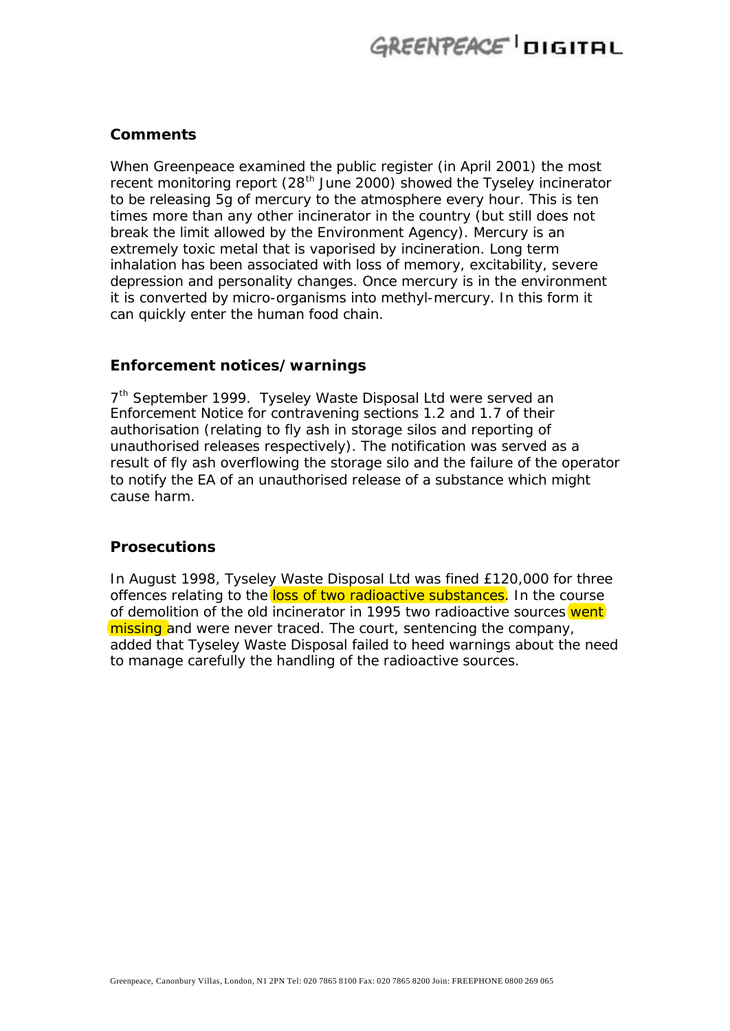### Comments

When Greenpeace examined the public register (in April 2001) the most recent monitoring report (28th June 2000) showed the Tyseley incinerator to be releasing 5g of mercury to the atmosphere every hour. This is ten times more than any other incinerator in the country (but still does not break the limit allowed by the Environment Agency). Mercury is an extremely toxic metal that is vaporised by incineration. Long term inhalation has been associated with loss of memory, excitability, severe depression and personality changes. Once mercury is in the environment it is converted by micro-organisms into methyl-mercury. In this form it can quickly enter the human food chain.

### Enforcement notices/warnings

7th September 1999. Tyseley Waste Disposal Ltd were served an Enforcement Notice for contravening sections 1.2 and 1.7 of their authorisation (relating to fly ash in storage silos and reporting of unauthorised releases respectively). The notification was served as a result of fly ash overflowing the storage silo and the failure of the operator to notify the EA of an unauthorised release of a substance which might cause harm.

### Prosecutions

In August 1998, Tyseley Waste Disposal Ltd was fined £120,000 for three offences relating to the loss of two radioactive substances. In the course of demolition of the old incinerator in 1995 two radioactive sources went missing and were never traced. The court, sentencing the company, added that Tyseley Waste Disposal failed to heed warnings about the need to manage carefully the handling of the radioactive sources.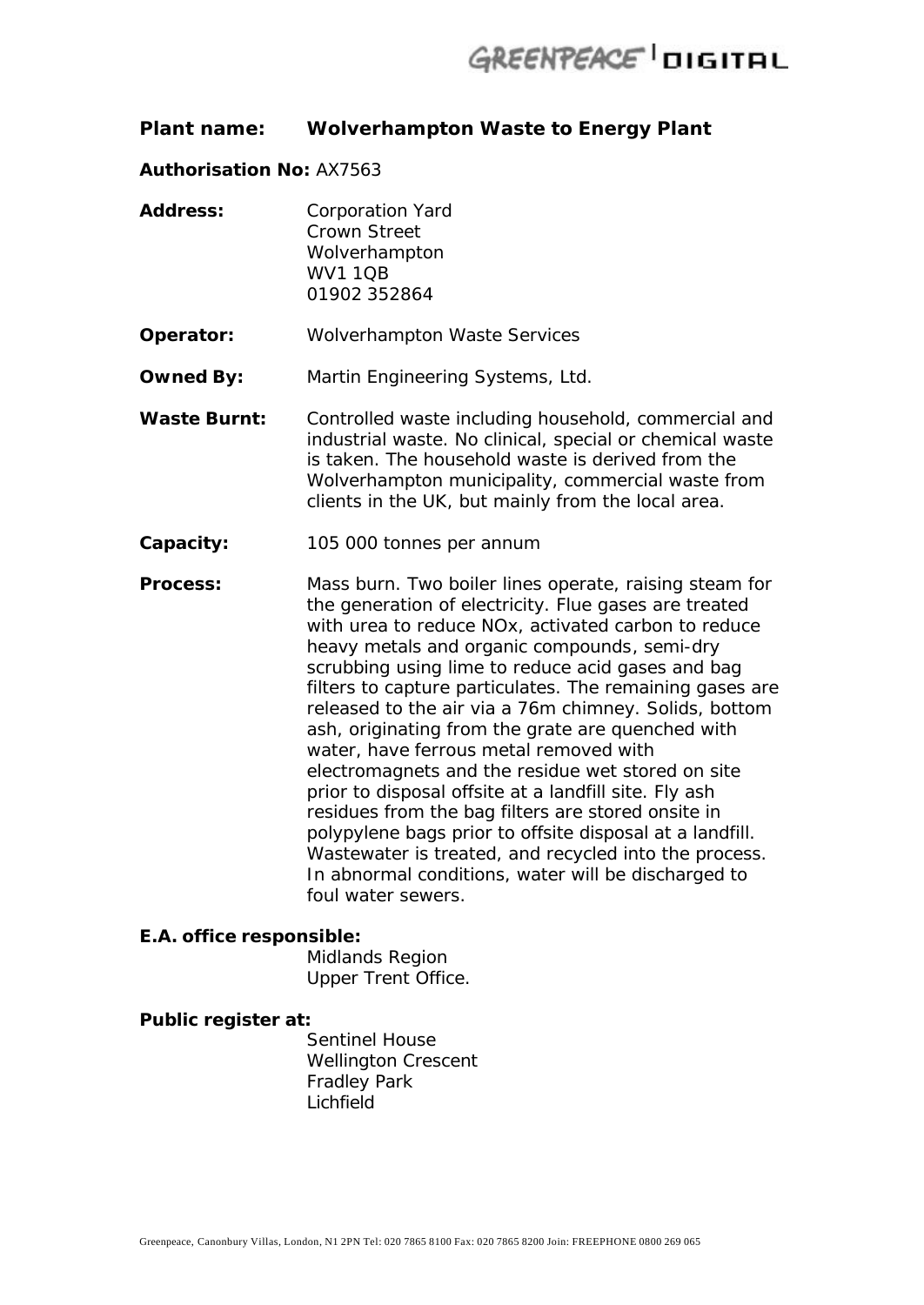**Plant name: Wolverhampton Waste to Energy Plant**

**Authorisation No:** AX7563

**Address:** Corporation Yard
Crown Street
Wolverhampton
WV1 1QB
01902 352864

**Operator:** Wolverhampton Waste Services

**Owned By:** Martin Engineering Systems, Ltd.

**Waste Burnt:** Controlled waste including household, commercial and industrial waste. No clinical, special or chemical waste is taken. The household waste is derived from the Wolverhampton municipality, commercial waste from clients in the UK, but mainly from the local area.

**Capacity:** 105 000 tonnes per annum

**Process:** Mass burn. Two boiler lines operate, raising steam for the generation of electricity. Flue gases are treated with urea to reduce NOx, activated carbon to reduce heavy metals and organic compounds, semi-dry scrubbing using lime to reduce acid gases and bag filters to capture particulates. The remaining gases are released to the air via a 76m chimney. Solids, bottom ash, originating from the grate are quenched with water, have ferrous metal removed with electromagnets and the residue wet stored on site prior to disposal offsite at a landfill site. Fly ash residues from the bag filters are stored onsite in polypylene bags prior to offsite disposal at a landfill. Wastewater is treated, and recycled into the process. In abnormal conditions, water will be discharged to foul water sewers.

**E.A. office responsible:**
Midlands Region
Upper Trent Office.

**Public register at:**
Sentinel House
Wellington Crescent
Fradley Park
Lichfield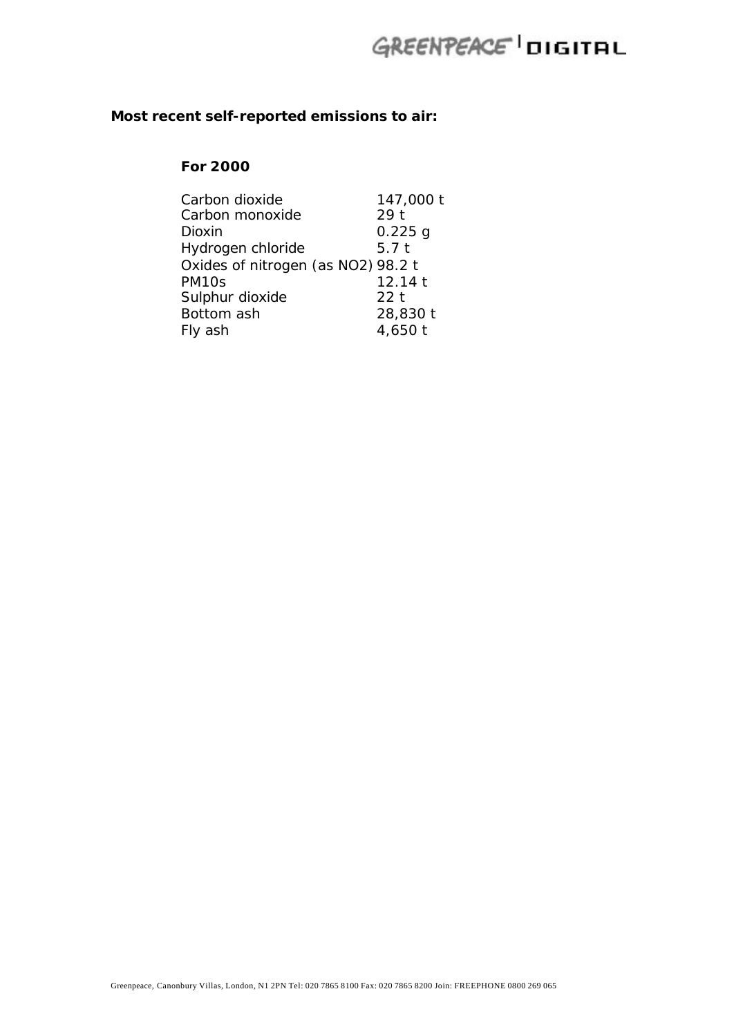**Most recent self-reported emissions to air:**

**For 2000**

| | |
|---|---|
| Carbon dioxide | 147,000 t |
| Carbon monoxide | 29 t |
| Dioxin | 0.225 g |
| Hydrogen chloride | 5.7 t |
| Oxides of nitrogen (as $NO_2$) | 98.2 t |
| PM10s | 12.14 t |
| Sulphur dioxide | 22 t |
| Bottom ash | 28,830 t |
| Fly ash | 4,650 t |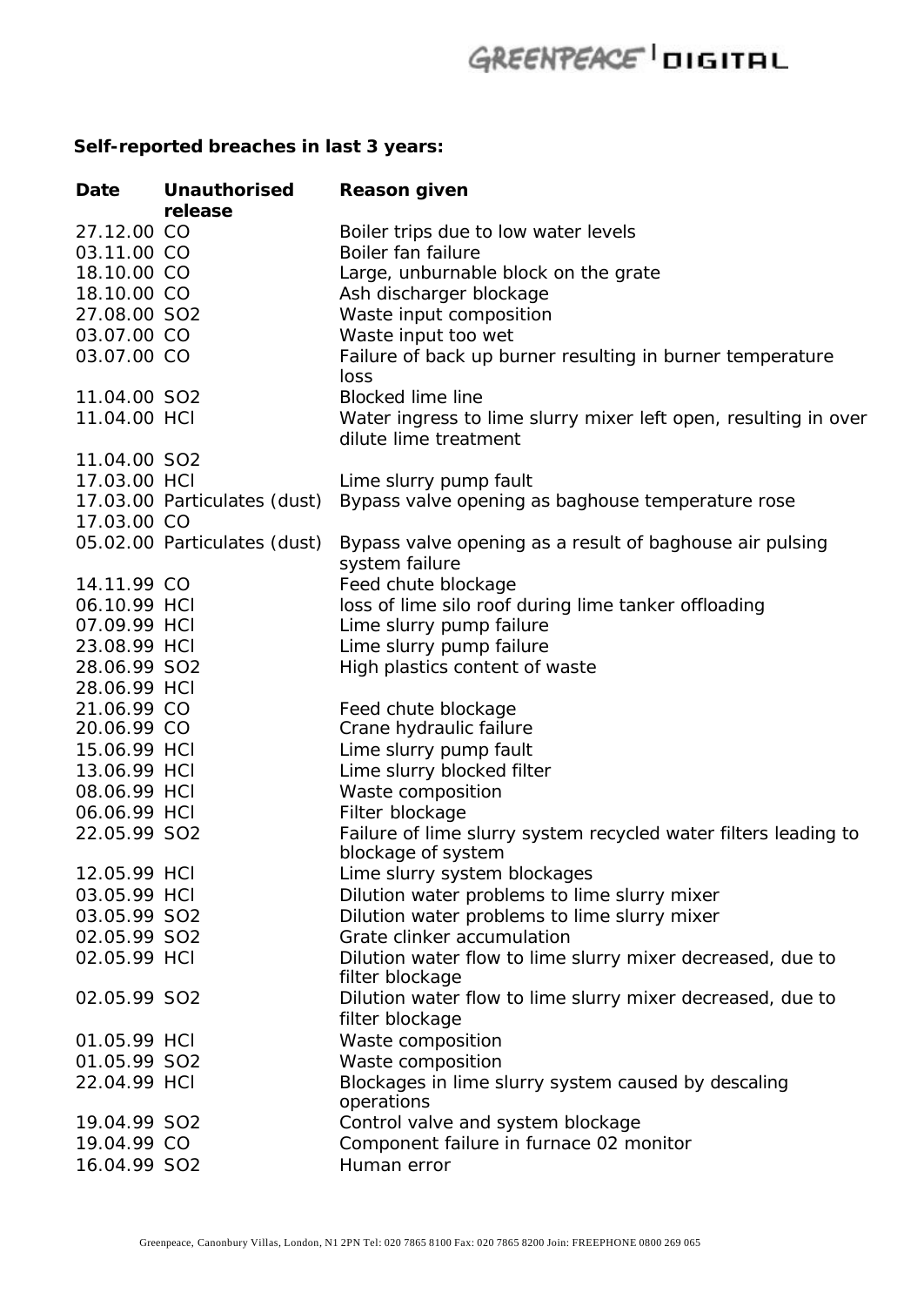**Self-reported breaches in last 3 years:**

| Date | Unauthorised release | Reason given |
|---|---|---|
| 27.12.00 | CO | Boiler trips due to low water levels |
| 03.11.00 | CO | Boiler fan failure |
| 18.10.00 | CO | Large, unburnable block on the grate |
| 18.10.00 | CO | Ash discharger blockage |
| 27.08.00 | $SO_2$ | Waste input composition |
| 03.07.00 | CO | Waste input too wet |
| 03.07.00 | CO | Failure of back up burner resulting in burner temperature loss |
| 11.04.00 | $SO_2$ | Blocked lime line |
| 11.04.00 | HCl | Water ingress to lime slurry mixer left open, resulting in over dilute lime treatment |
| 11.04.00 | $SO_2$ | |
| 17.03.00 | HCl | Lime slurry pump fault |
| 17.03.00 | Particulates (dust) | Bypass valve opening as baghouse temperature rose |
| 17.03.00 | CO | |
| 05.02.00 | Particulates (dust) | Bypass valve opening as a result of baghouse air pulsing system failure |
| 14.11.99 | CO | Feed chute blockage |
| 06.10.99 | HCl | loss of lime silo roof during lime tanker offloading |
| 07.09.99 | HCl | Lime slurry pump failure |
| 23.08.99 | HCl | Lime slurry pump failure |
| 28.06.99 | $SO_2$ | High plastics content of waste |
| 28.06.99 | HCl | |
| 21.06.99 | CO | Feed chute blockage |
| 20.06.99 | CO | Crane hydraulic failure |
| 15.06.99 | HCl | Lime slurry pump fault |
| 13.06.99 | HCl | Lime slurry blocked filter |
| 08.06.99 | HCl | Waste composition |
| 06.06.99 | HCl | Filter blockage |
| 22.05.99 | $SO_2$ | Failure of lime slurry system recycled water filters leading to blockage of system |
| 12.05.99 | HCl | Lime slurry system blockages |
| 03.05.99 | HCl | Dilution water problems to lime slurry mixer |
| 03.05.99 | $SO_2$ | Dilution water problems to lime slurry mixer |
| 02.05.99 | $SO_2$ | Grate clinker accumulation |
| 02.05.99 | HCl | Dilution water flow to lime slurry mixer decreased, due to filter blockage |
| 02.05.99 | $SO_2$ | Dilution water flow to lime slurry mixer decreased, due to filter blockage |
| 01.05.99 | HCl | Waste composition |
| 01.05.99 | $SO_2$ | Waste composition |
| 22.04.99 | HCl | Blockages in lime slurry system caused by descaling operations |
| 19.04.99 | $SO_2$ | Control valve and system blockage |
| 19.04.99 | CO | Component failure in furnace 02 monitor |
| 16.04.99 | $SO_2$ | Human error |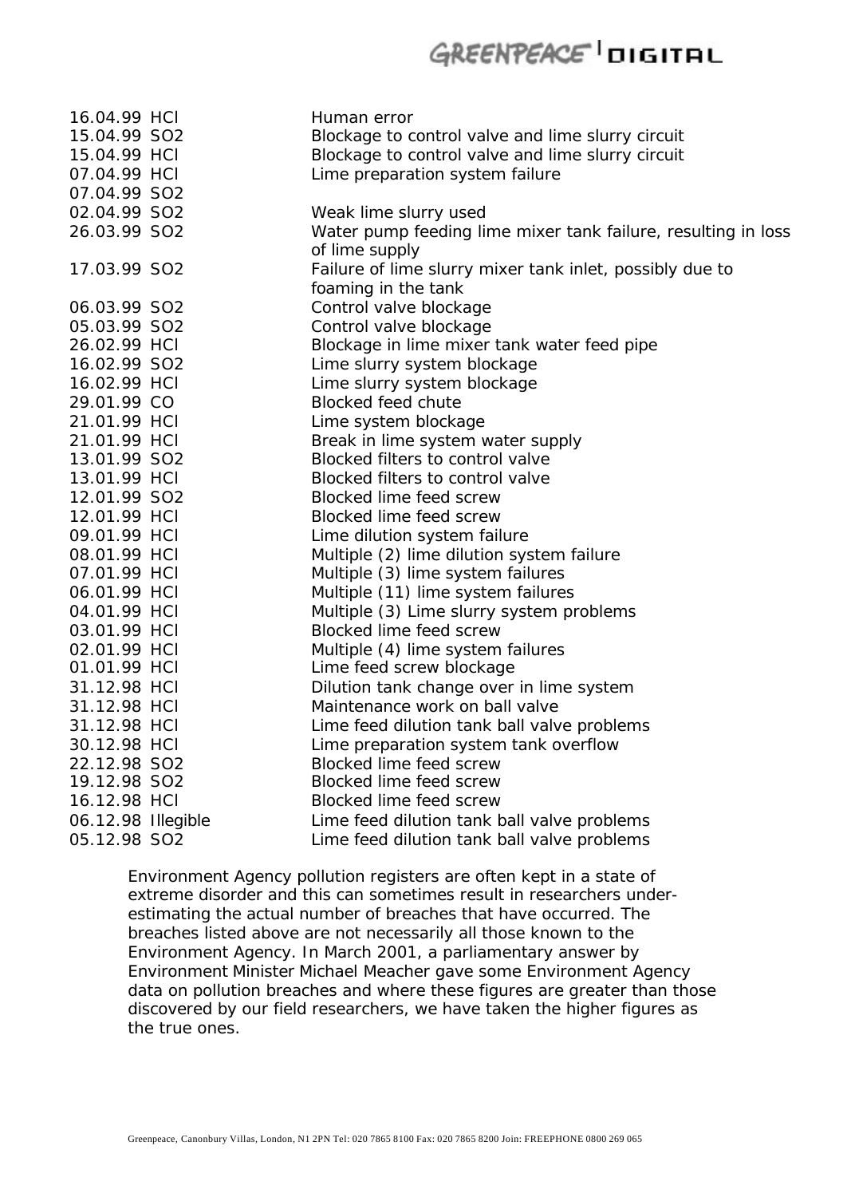| | |
|---|---|
| 16.04.99 HCl | Human error |
| 15.04.99 $SO_2$ | Blockage to control valve and lime slurry circuit |
| 15.04.99 HCl | Blockage to control valve and lime slurry circuit |
| 07.04.99 HCl | Lime preparation system failure |
| 07.04.99 $SO_2$ | |
| 02.04.99 $SO_2$ | Weak lime slurry used |
| 26.03.99 $SO_2$ | Water pump feeding lime mixer tank failure, resulting in loss of lime supply |
| 17.03.99 $SO_2$ | Failure of lime slurry mixer tank inlet, possibly due to foaming in the tank |
| 06.03.99 $SO_2$ | Control valve blockage |
| 05.03.99 $SO_2$ | Control valve blockage |
| 26.02.99 HCl | Blockage in lime mixer tank water feed pipe |
| 16.02.99 $SO_2$ | Lime slurry system blockage |
| 16.02.99 HCl | Lime slurry system blockage |
| 29.01.99 CO | Blocked feed chute |
| 21.01.99 HCl | Lime system blockage |
| 21.01.99 HCl | Break in lime system water supply |
| 13.01.99 $SO_2$ | Blocked filters to control valve |
| 13.01.99 HCl | Blocked filters to control valve |
| 12.01.99 $SO_2$ | Blocked lime feed screw |
| 12.01.99 HCl | Blocked lime feed screw |
| 09.01.99 HCl | Lime dilution system failure |
| 08.01.99 HCl | Multiple (2) lime dilution system failure |
| 07.01.99 HCl | Multiple (3) lime system failures |
| 06.01.99 HCl | Multiple (11) lime system failures |
| 04.01.99 HCl | Multiple (3) Lime slurry system problems |
| 03.01.99 HCl | Blocked lime feed screw |
| 02.01.99 HCl | Multiple (4) lime system failures |
| 01.01.99 HCl | Lime feed screw blockage |
| 31.12.98 HCl | Dilution tank change over in lime system |
| 31.12.98 HCl | Maintenance work on ball valve |
| 31.12.98 HCl | Lime feed dilution tank ball valve problems |
| 30.12.98 HCl | Lime preparation system tank overflow |
| 22.12.98 $SO_2$ | Blocked lime feed screw |
| 19.12.98 $SO_2$ | Blocked lime feed screw |
| 16.12.98 HCl | Blocked lime feed screw |
| 06.12.98 Illegible | Lime feed dilution tank ball valve problems |
| 05.12.98 $SO_2$ | Lime feed dilution tank ball valve problems |

Environment Agency pollution registers are often kept in a state of extreme disorder and this can sometimes result in researchers under-estimating the actual number of breaches that have occurred. The breaches listed above are not necessarily all those known to the Environment Agency. In March 2001, a parliamentary answer by Environment Minister Michael Meacher gave some Environment Agency data on pollution breaches and where these figures are greater than those discovered by our field researchers, we have taken the higher figures as the true ones.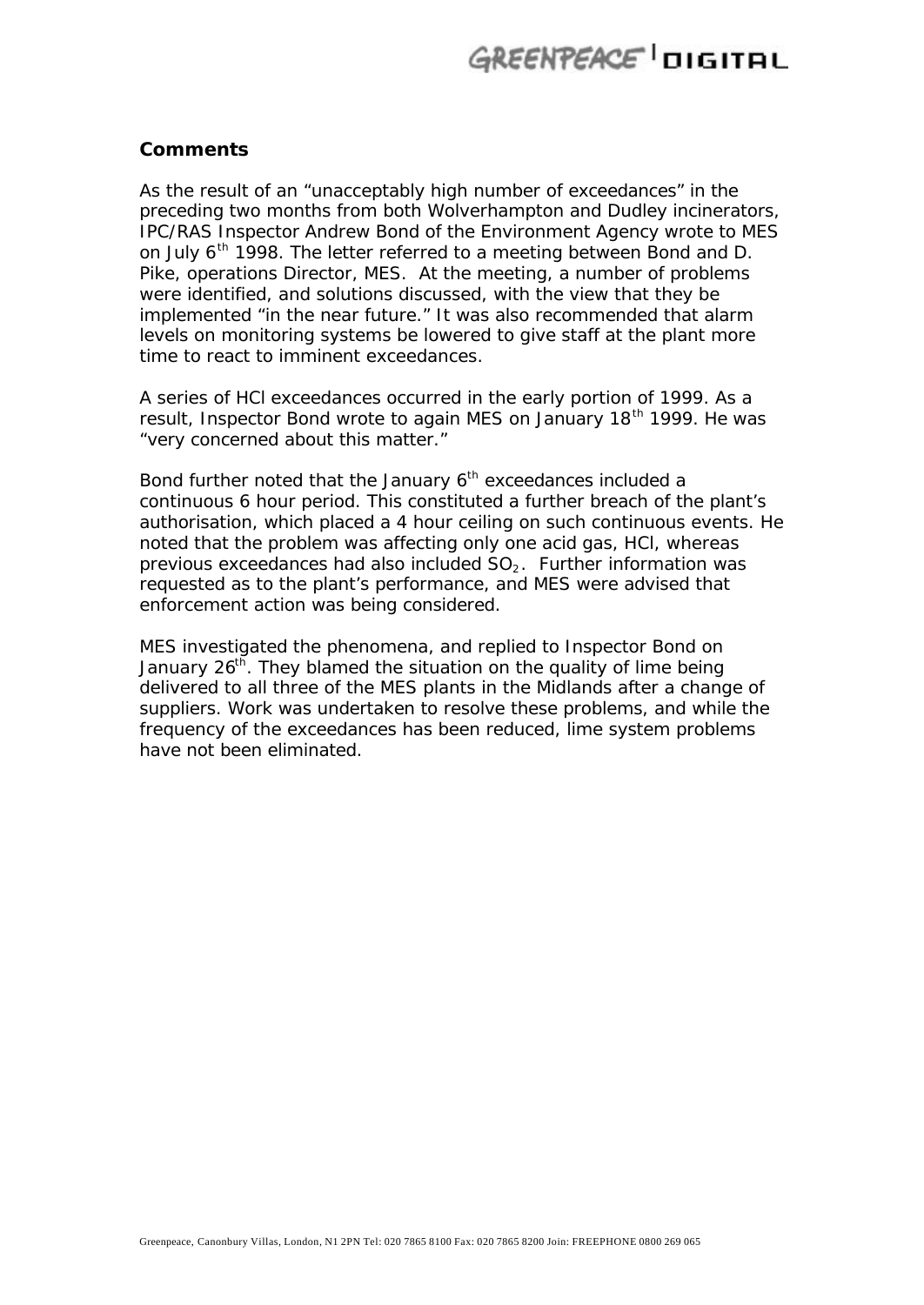### Comments

As the result of an "unacceptably high number of exceedances" in the preceding two months from both Wolverhampton and Dudley incinerators, IPC/RAS Inspector Andrew Bond of the Environment Agency wrote to MES on July 6th 1998. The letter referred to a meeting between Bond and D. Pike, operations Director, MES. At the meeting, a number of problems were identified, and solutions discussed, with the view that they be implemented "in the near future." It was also recommended that alarm levels on monitoring systems be lowered to give staff at the plant more time to react to imminent exceedances.

A series of HCl exceedances occurred in the early portion of 1999. As a result, Inspector Bond wrote to again MES on January 18th 1999. He was "very concerned about this matter."

Bond further noted that the January 6th exceedances included a continuous 6 hour period. This constituted a further breach of the plant's authorisation, which placed a 4 hour ceiling on such continuous events. He noted that the problem was affecting only one acid gas, HCl, whereas previous exceedances had also included $SO_2$. Further information was requested as to the plant's performance, and MES were advised that enforcement action was being considered.

MES investigated the phenomena, and replied to Inspector Bond on January 26th. They blamed the situation on the quality of lime being delivered to all three of the MES plants in the Midlands after a change of suppliers. Work was undertaken to resolve these problems, and while the frequency of the exceedances has been reduced, lime system problems have not been eliminated.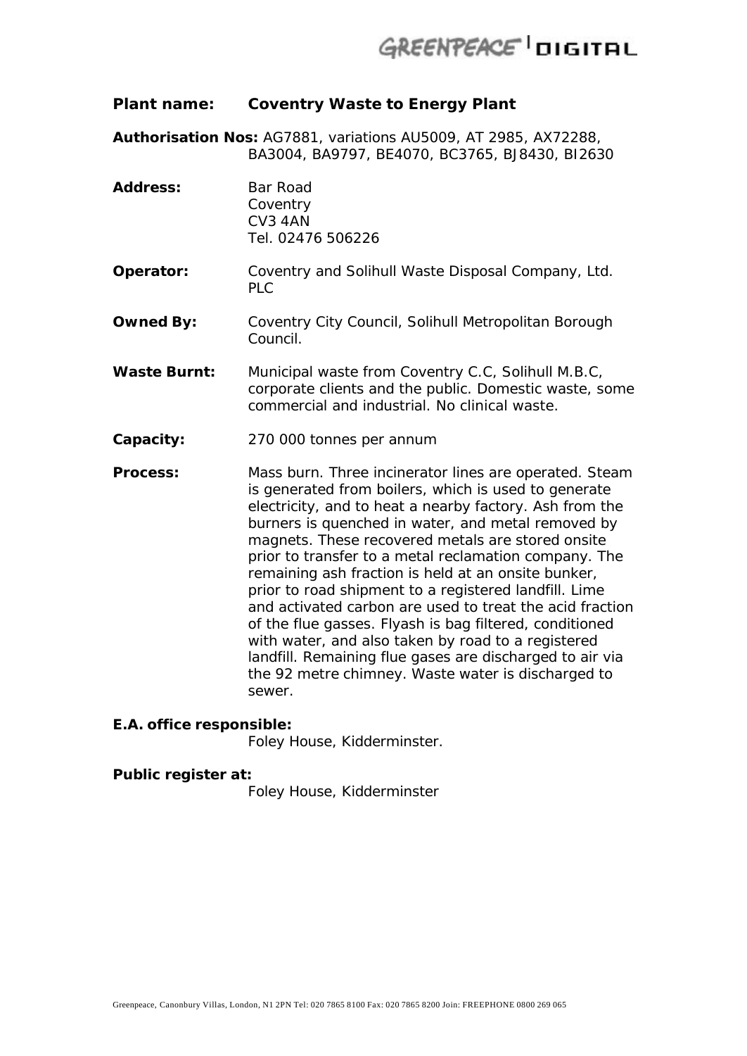**Plant name: Coventry Waste to Energy Plant**

**Authorisation Nos:** AG7881, variations AU5009, AT 2985, AX72288, BA3004, BA9797, BE4070, BC3765, BJ8430, BI2630

**Address:** Bar Road
Coventry
CV3 4AN
Tel. 02476 506226

**Operator:** Coventry and Solihull Waste Disposal Company, Ltd. PLC

**Owned By:** Coventry City Council, Solihull Metropolitan Borough Council.

**Waste Burnt:** Municipal waste from Coventry C.C, Solihull M.B.C, corporate clients and the public. Domestic waste, some commercial and industrial. No clinical waste.

**Capacity:** 270 000 tonnes per annum

**Process:** Mass burn. Three incinerator lines are operated. Steam is generated from boilers, which is used to generate electricity, and to heat a nearby factory. Ash from the burners is quenched in water, and metal removed by magnets. These recovered metals are stored onsite prior to transfer to a metal reclamation company. The remaining ash fraction is held at an onsite bunker, prior to road shipment to a registered landfill. Lime and activated carbon are used to treat the acid fraction of the flue gasses. Flyash is bag filtered, conditioned with water, and also taken by road to a registered landfill. Remaining flue gases are discharged to air via the 92 metre chimney. Waste water is discharged to sewer.

**E.A. office responsible:**
Foley House, Kidderminster.

**Public register at:**
Foley House, Kidderminster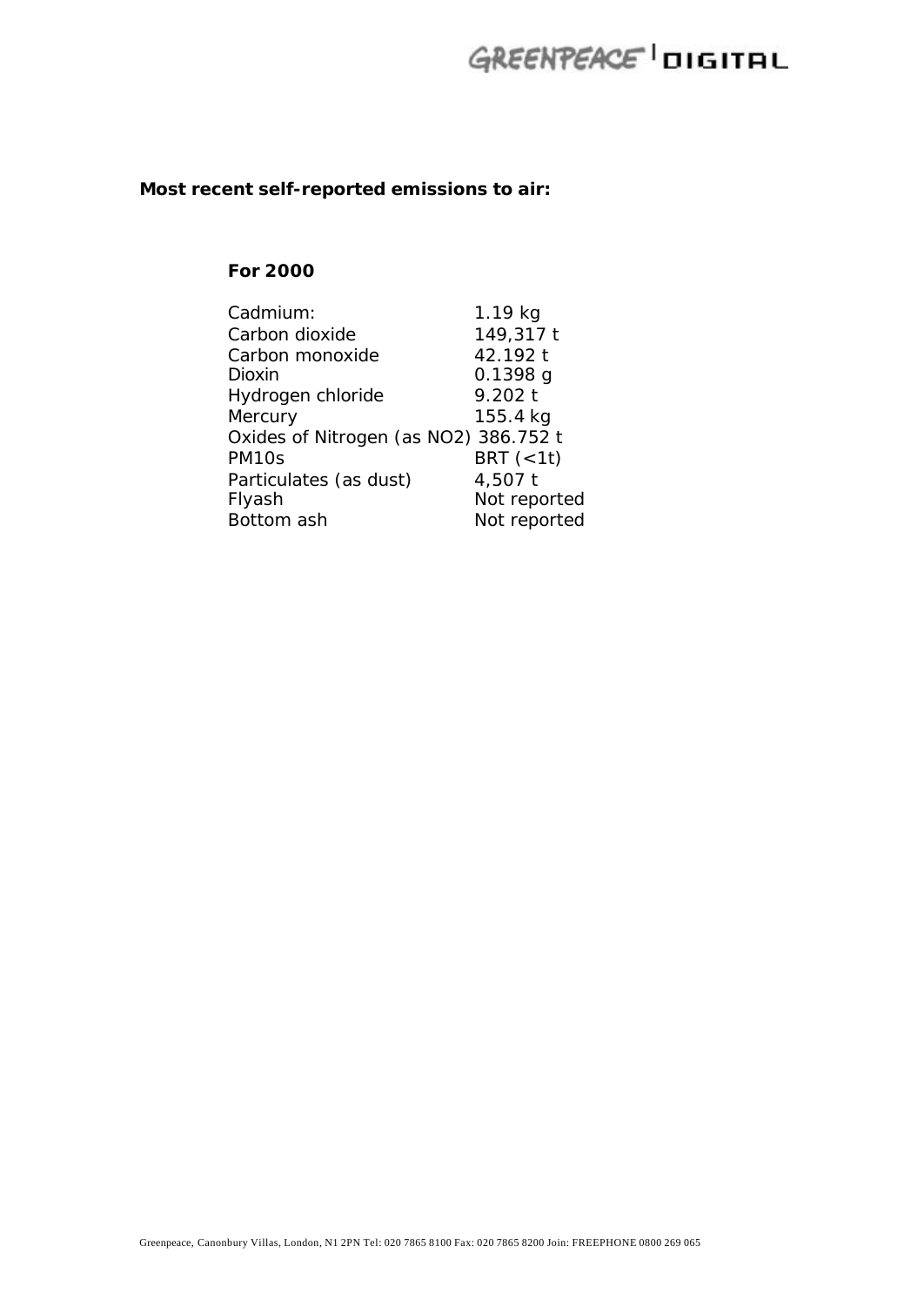**Most recent self-reported emissions to air:**

**For 2000**

| | |
|---|---|
| Cadmium: | 1.19 kg |
| Carbon dioxide | 149,317 t |
| Carbon monoxide | 42.192 t |
| Dioxin | 0.1398 g |
| Hydrogen chloride | 9.202 t |
| Mercury | 155.4 kg |
| Oxides of Nitrogen (as NO2) | 386.752 t |
| PM10s | BRT (<1t) |
| Particulates (as dust) | 4,507 t |
| Flyash | Not reported |
| Bottom ash | Not reported |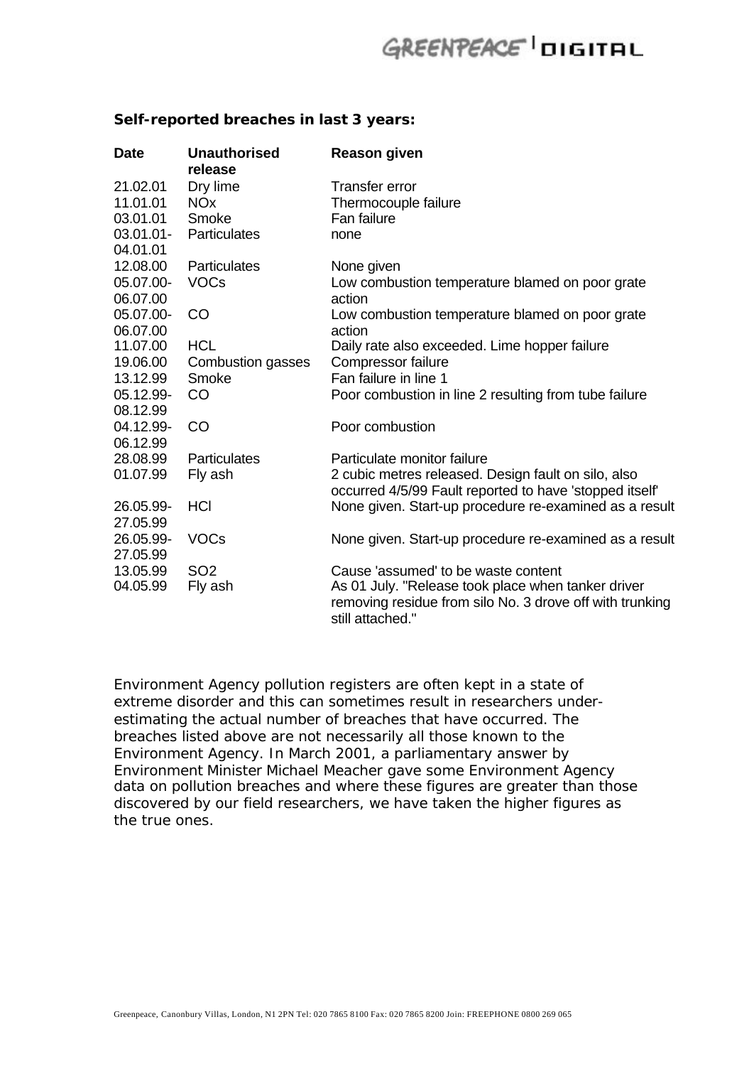**Self-reported breaches in last 3 years:**

| Date | Unauthorised release | Reason given |
|---|---|---|
| 21.02.01 | Dry lime | Transfer error |
| 11.01.01 | NOx | Thermocouple failure |
| 03.01.01 | Smoke | Fan failure |
| 03.01.01-04.01.01 | Particulates | none |
| 12.08.00 | Particulates | None given |
| 05.07.00-06.07.00 | VOCs | Low combustion temperature blamed on poor grate action |
| 05.07.00-06.07.00 | CO | Low combustion temperature blamed on poor grate action |
| 11.07.00 | HCL | Daily rate also exceeded. Lime hopper failure |
| 19.06.00 | Combustion gasses | Compressor failure |
| 13.12.99 | Smoke | Fan failure in line 1 |
| 05.12.99-08.12.99 | CO | Poor combustion in line 2 resulting from tube failure |
| 04.12.99-06.12.99 | CO | Poor combustion |
| 28.08.99 | Particulates | Particulate monitor failure |
| 01.07.99 | Fly ash | 2 cubic metres released. Design fault on silo, also occurred 4/5/99 Fault reported to have 'stopped itself' |
| 26.05.99-27.05.99 | HCl | None given. Start-up procedure re-examined as a result |
| 26.05.99-27.05.99 | VOCs | None given. Start-up procedure re-examined as a result |
| 13.05.99 | $SO_2$ | Cause 'assumed' to be waste content |
| 04.05.99 | Fly ash | As 01 July. "Release took place when tanker driver removing residue from silo No. 3 drove off with trunking still attached." |

Environment Agency pollution registers are often kept in a state of extreme disorder and this can sometimes result in researchers under-estimating the actual number of breaches that have occurred. The breaches listed above are not necessarily all those known to the Environment Agency. In March 2001, a parliamentary answer by Environment Minister Michael Meacher gave some Environment Agency data on pollution breaches and where these figures are greater than those discovered by our field researchers, we have taken the higher figures as the true ones.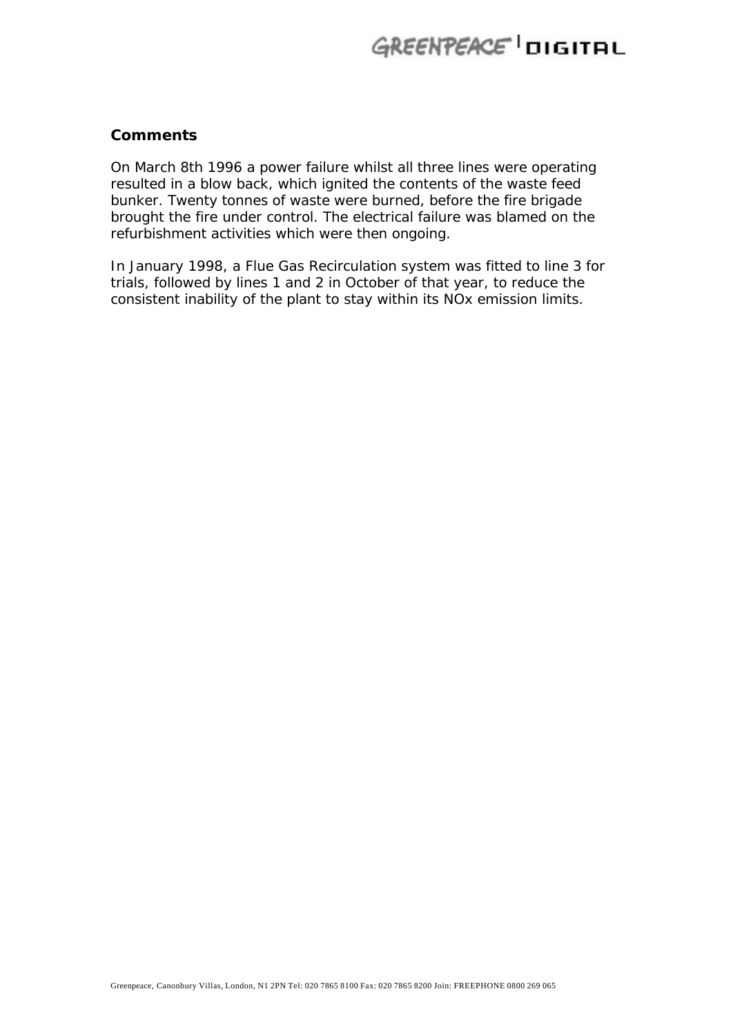**Comments**

On March 8th 1996 a power failure whilst all three lines were operating resulted in a blow back, which ignited the contents of the waste feed bunker. Twenty tonnes of waste were burned, before the fire brigade brought the fire under control. The electrical failure was blamed on the refurbishment activities which were then ongoing.

In January 1998, a Flue Gas Recirculation system was fitted to line 3 for trials, followed by lines 1 and 2 in October of that year, to reduce the consistent inability of the plant to stay within its NOx emission limits.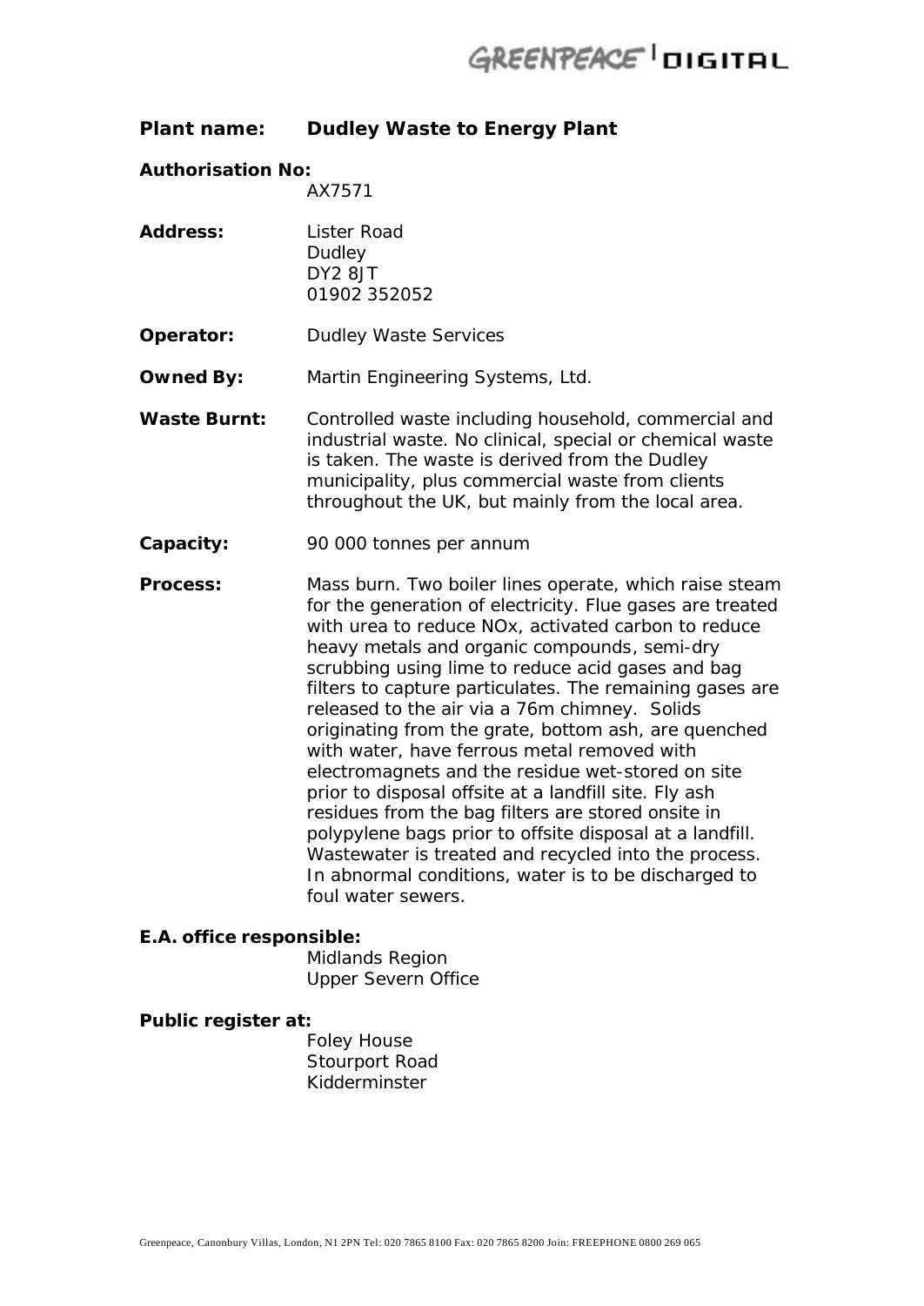**Plant name:** **Dudley Waste to Energy Plant**

**Authorisation No:**
AX7571

**Address:**
Lister Road
Dudley
DY2 8JT
01902 352052

**Operator:** Dudley Waste Services

**Owned By:** Martin Engineering Systems, Ltd.

**Waste Burnt:** Controlled waste including household, commercial and industrial waste. No clinical, special or chemical waste is taken. The waste is derived from the Dudley municipality, plus commercial waste from clients throughout the UK, but mainly from the local area.

**Capacity:** 90 000 tonnes per annum

**Process:** Mass burn. Two boiler lines operate, which raise steam for the generation of electricity. Flue gases are treated with urea to reduce NOx, activated carbon to reduce heavy metals and organic compounds, semi-dry scrubbing using lime to reduce acid gases and bag filters to capture particulates. The remaining gases are released to the air via a 76m chimney. Solids originating from the grate, bottom ash, are quenched with water, have ferrous metal removed with electromagnets and the residue wet-stored on site prior to disposal offsite at a landfill site. Fly ash residues from the bag filters are stored onsite in polypylene bags prior to offsite disposal at a landfill. Wastewater is treated and recycled into the process. In abnormal conditions, water is to be discharged to foul water sewers.

**E.A. office responsible:**
Midlands Region
Upper Severn Office

**Public register at:**
Foley House
Stourport Road
Kidderminster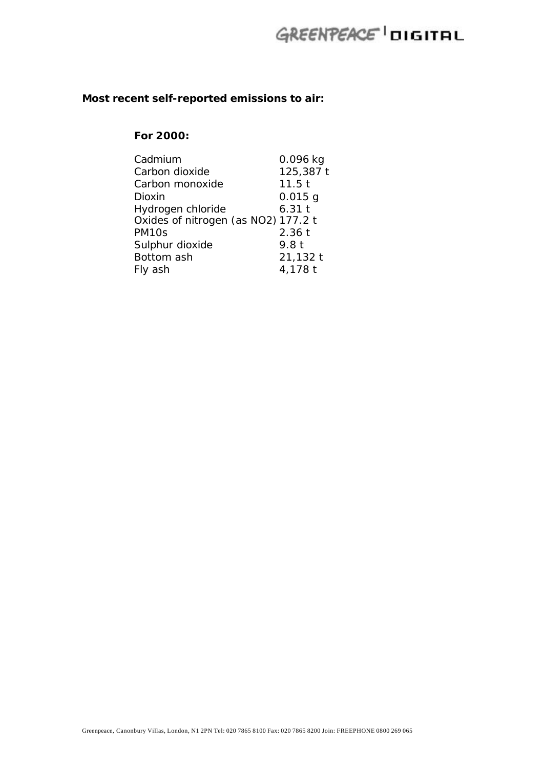**Most recent self-reported emissions to air:**

**For 2000:**

| | |
|---|---|
| Cadmium | 0.096 kg |
| Carbon dioxide | 125,387 t |
| Carbon monoxide | 11.5 t |
| Dioxin | 0.015 g |
| Hydrogen chloride | 6.31 t |
| Oxides of nitrogen (as $NO_2$) | 177.2 t |
| PM10s | 2.36 t |
| Sulphur dioxide | 9.8 t |
| Bottom ash | 21,132 t |
| Fly ash | 4,178 t |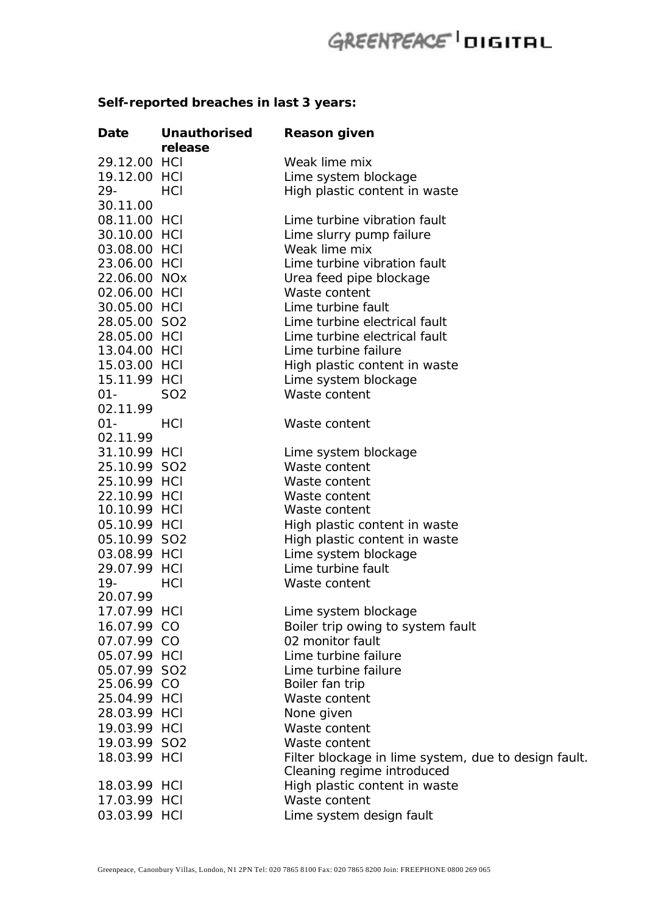**Self-reported breaches in last 3 years:**

| Date | Unauthorised release | Reason given |
|---|---|---|
| 29.12.00 | HCl | Weak lime mix |
| 19.12.00 | HCl | Lime system blockage |
| 29-30.11.00 | HCl | High plastic content in waste |
| 08.11.00 | HCl | Lime turbine vibration fault |
| 30.10.00 | HCl | Lime slurry pump failure |
| 03.08.00 | HCl | Weak lime mix |
| 23.06.00 | HCl | Lime turbine vibration fault |
| 22.06.00 | NOx | Urea feed pipe blockage |
| 02.06.00 | HCl | Waste content |
| 30.05.00 | HCl | Lime turbine fault |
| 28.05.00 | SO2 | Lime turbine electrical fault |
| 28.05.00 | HCl | Lime turbine electrical fault |
| 13.04.00 | HCl | Lime turbine failure |
| 15.03.00 | HCl | High plastic content in waste |
| 15.11.99 | HCl | Lime system blockage |
| 01-02.11.99 | SO2 | Waste content |
| 01-02.11.99 | HCl | Waste content |
| 31.10.99 | HCl | Lime system blockage |
| 25.10.99 | SO2 | Waste content |
| 25.10.99 | HCl | Waste content |
| 22.10.99 | HCl | Waste content |
| 10.10.99 | HCl | Waste content |
| 05.10.99 | HCl | High plastic content in waste |
| 05.10.99 | SO2 | High plastic content in waste |
| 03.08.99 | HCl | Lime system blockage |
| 29.07.99 | HCl | Lime turbine fault |
| 19-20.07.99 | HCl | Waste content |
| 17.07.99 | HCl | Lime system blockage |
| 16.07.99 | CO | Boiler trip owing to system fault |
| 07.07.99 | CO | 02 monitor fault |
| 05.07.99 | HCl | Lime turbine failure |
| 05.07.99 | SO2 | Lime turbine failure |
| 25.06.99 | CO | Boiler fan trip |
| 25.04.99 | HCl | Waste content |
| 28.03.99 | HCl | None given |
| 19.03.99 | HCl | Waste content |
| 19.03.99 | SO2 | Waste content |
| 18.03.99 | HCl | Filter blockage in lime system, due to design fault. Cleaning regime introduced |
| 18.03.99 | HCl | High plastic content in waste |
| 17.03.99 | HCl | Waste content |
| 03.03.99 | HCl | Lime system design fault |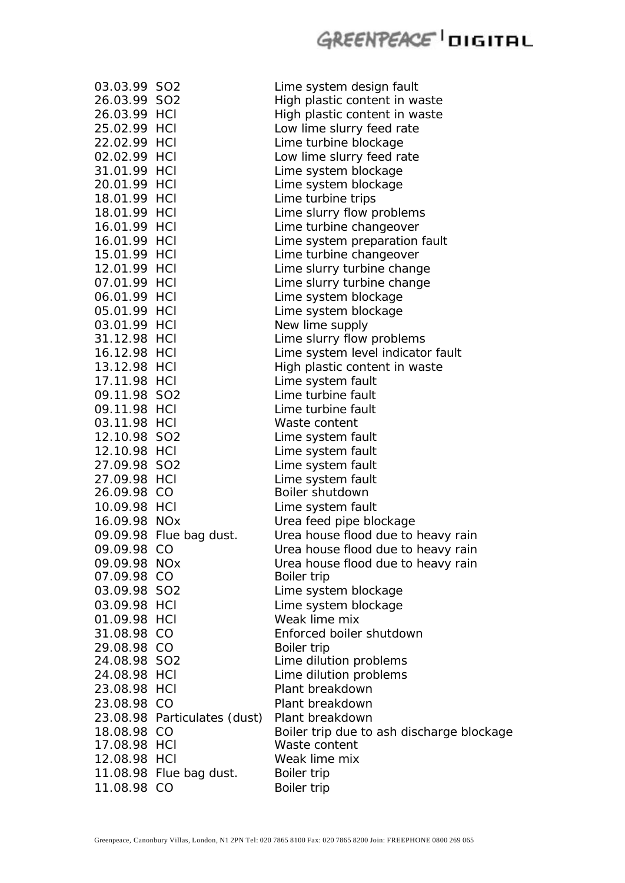| | | |
|---|---|---|
| 03.03.99 | $SO_2$ | Lime system design fault |
| 26.03.99 | $SO_2$ | High plastic content in waste |
| 26.03.99 | HCl | High plastic content in waste |
| 25.02.99 | HCl | Low lime slurry feed rate |
| 22.02.99 | HCl | Lime turbine blockage |
| 02.02.99 | HCl | Low lime slurry feed rate |
| 31.01.99 | HCl | Lime system blockage |
| 20.01.99 | HCl | Lime system blockage |
| 18.01.99 | HCl | Lime turbine trips |
| 18.01.99 | HCl | Lime slurry flow problems |
| 16.01.99 | HCl | Lime turbine changeover |
| 16.01.99 | HCl | Lime system preparation fault |
| 15.01.99 | HCl | Lime turbine changeover |
| 12.01.99 | HCl | Lime slurry turbine change |
| 07.01.99 | HCl | Lime slurry turbine change |
| 06.01.99 | HCl | Lime system blockage |
| 05.01.99 | HCl | Lime system blockage |
| 03.01.99 | HCl | New lime supply |
| 31.12.98 | HCl | Lime slurry flow problems |
| 16.12.98 | HCl | Lime system level indicator fault |
| 13.12.98 | HCl | High plastic content in waste |
| 17.11.98 | HCl | Lime system fault |
| 09.11.98 | $SO_2$ | Lime turbine fault |
| 09.11.98 | HCl | Lime turbine fault |
| 03.11.98 | HCl | Waste content |
| 12.10.98 | $SO_2$ | Lime system fault |
| 12.10.98 | HCl | Lime system fault |
| 27.09.98 | $SO_2$ | Lime system fault |
| 27.09.98 | HCl | Lime system fault |
| 26.09.98 | CO | Boiler shutdown |
| 10.09.98 | HCl | Lime system fault |
| 16.09.98 | $NO_x$ | Urea feed pipe blockage |
| 09.09.98 | Flue bag dust. | Urea house flood due to heavy rain |
| 09.09.98 | CO | Urea house flood due to heavy rain |
| 09.09.98 | $NO_x$ | Urea house flood due to heavy rain |
| 07.09.98 | CO | Boiler trip |
| 03.09.98 | $SO_2$ | Lime system blockage |
| 03.09.98 | HCl | Lime system blockage |
| 01.09.98 | HCl | Weak lime mix |
| 31.08.98 | CO | Enforced boiler shutdown |
| 29.08.98 | CO | Boiler trip |
| 24.08.98 | $SO_2$ | Lime dilution problems |
| 24.08.98 | HCl | Lime dilution problems |
| 23.08.98 | HCl | Plant breakdown |
| 23.08.98 | CO | Plant breakdown |
| 23.08.98 | Particulates (dust) | Plant breakdown |
| 18.08.98 | CO | Boiler trip due to ash discharge blockage |
| 17.08.98 | HCl | Waste content |
| 12.08.98 | HCl | Weak lime mix |
| 11.08.98 | Flue bag dust. | Boiler trip |
| 11.08.98 | CO | Boiler trip |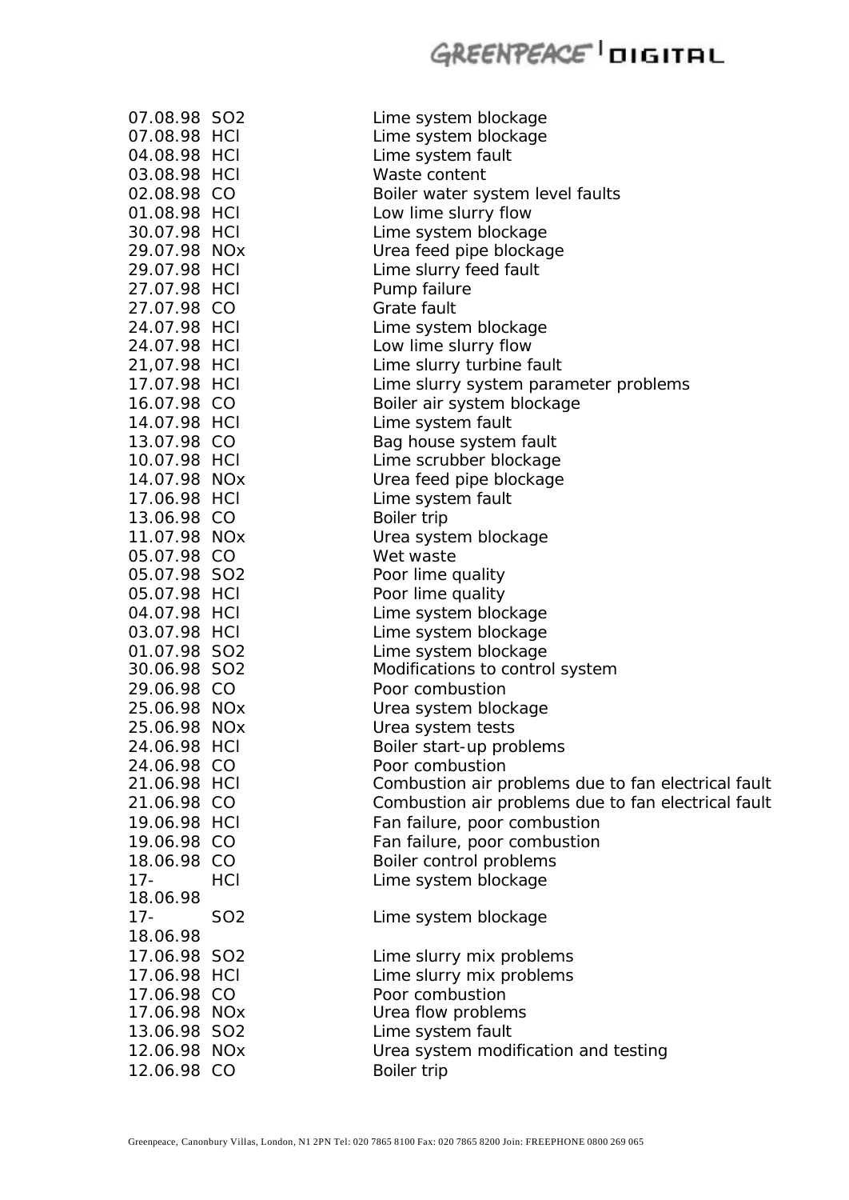| | | |
|---|---|---|
| 07.08.98 | $SO_2$ | Lime system blockage |
| 07.08.98 | HCl | Lime system blockage |
| 04.08.98 | HCl | Lime system fault |
| 03.08.98 | HCl | Waste content |
| 02.08.98 | CO | Boiler water system level faults |
| 01.08.98 | HCl | Low lime slurry flow |
| 30.07.98 | HCl | Lime system blockage |
| 29.07.98 | NOx | Urea feed pipe blockage |
| 29.07.98 | HCl | Lime slurry feed fault |
| 27.07.98 | HCl | Pump failure |
| 27.07.98 | CO | Grate fault |
| 24.07.98 | HCl | Lime system blockage |
| 24.07.98 | HCl | Low lime slurry flow |
| 21,07.98 | HCl | Lime slurry turbine fault |
| 17.07.98 | HCl | Lime slurry system parameter problems |
| 16.07.98 | CO | Boiler air system blockage |
| 14.07.98 | HCl | Lime system fault |
| 13.07.98 | CO | Bag house system fault |
| 10.07.98 | HCl | Lime scrubber blockage |
| 14.07.98 | NOx | Urea feed pipe blockage |
| 17.06.98 | HCl | Lime system fault |
| 13.06.98 | CO | Boiler trip |
| 11.07.98 | NOx | Urea system blockage |
| 05.07.98 | CO | Wet waste |
| 05.07.98 | $SO_2$ | Poor lime quality |
| 05.07.98 | HCl | Poor lime quality |
| 04.07.98 | HCl | Lime system blockage |
| 03.07.98 | HCl | Lime system blockage |
| 01.07.98 | $SO_2$ | Lime system blockage |
| 30.06.98 | $SO_2$ | Modifications to control system |
| 29.06.98 | CO | Poor combustion |
| 25.06.98 | NOx | Urea system blockage |
| 25.06.98 | NOx | Urea system tests |
| 24.06.98 | HCl | Boiler start-up problems |
| 24.06.98 | CO | Poor combustion |
| 21.06.98 | HCl | Combustion air problems due to fan electrical fault |
| 21.06.98 | CO | Combustion air problems due to fan electrical fault |
| 19.06.98 | HCl | Fan failure, poor combustion |
| 19.06.98 | CO | Fan failure, poor combustion |
| 18.06.98 | CO | Boiler control problems |
| 17-18.06.98 | HCl | Lime system blockage |
| 17-18.06.98 | $SO_2$ | Lime system blockage |
| 17.06.98 | $SO_2$ | Lime slurry mix problems |
| 17.06.98 | HCl | Lime slurry mix problems |
| 17.06.98 | CO | Poor combustion |
| 17.06.98 | NOx | Urea flow problems |
| 13.06.98 | $SO_2$ | Lime system fault |
| 12.06.98 | NOx | Urea system modification and testing |
| 12.06.98 | CO | Boiler trip |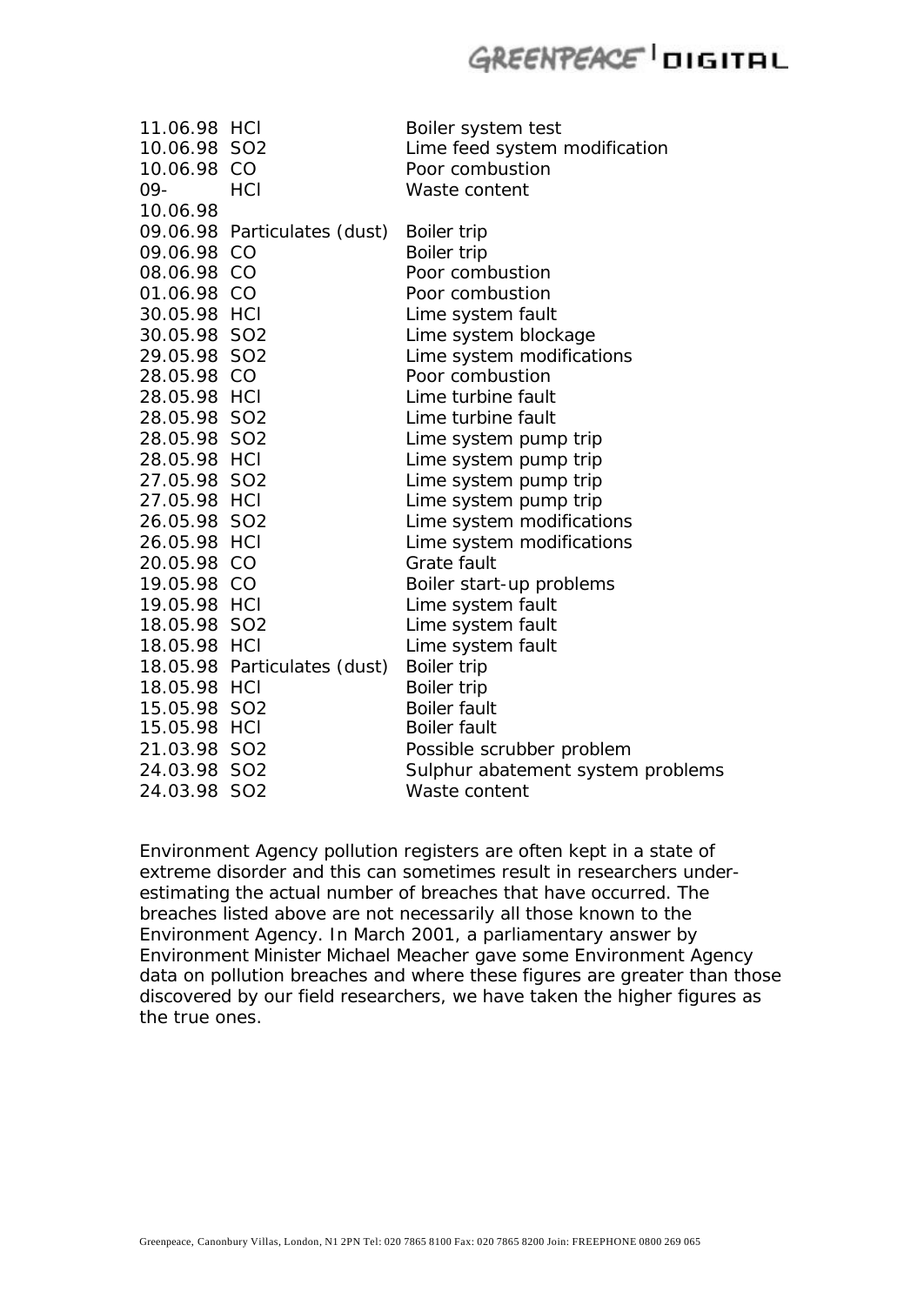| | | |
|---|---|---|
| 11.06.98 | HCl | Boiler system test |
| 10.06.98 | SO2 | Lime feed system modification |
| 10.06.98 | CO | Poor combustion |
| 09-10.06.98 | HCl | Waste content |
| 09.06.98 | Particulates (dust) | Boiler trip |
| 09.06.98 | CO | Boiler trip |
| 08.06.98 | CO | Poor combustion |
| 01.06.98 | CO | Poor combustion |
| 30.05.98 | HCl | Lime system fault |
| 30.05.98 | SO2 | Lime system blockage |
| 29.05.98 | SO2 | Lime system modifications |
| 28.05.98 | CO | Poor combustion |
| 28.05.98 | HCl | Lime turbine fault |
| 28.05.98 | SO2 | Lime turbine fault |
| 28.05.98 | SO2 | Lime system pump trip |
| 28.05.98 | HCl | Lime system pump trip |
| 27.05.98 | SO2 | Lime system pump trip |
| 27.05.98 | HCl | Lime system pump trip |
| 26.05.98 | SO2 | Lime system modifications |
| 26.05.98 | HCl | Lime system modifications |
| 20.05.98 | CO | Grate fault |
| 19.05.98 | CO | Boiler start-up problems |
| 19.05.98 | HCl | Lime system fault |
| 18.05.98 | SO2 | Lime system fault |
| 18.05.98 | HCl | Lime system fault |
| 18.05.98 | Particulates (dust) | Boiler trip |
| 18.05.98 | HCl | Boiler trip |
| 15.05.98 | SO2 | Boiler fault |
| 15.05.98 | HCl | Boiler fault |
| 21.03.98 | SO2 | Possible scrubber problem |
| 24.03.98 | SO2 | Sulphur abatement system problems |
| 24.03.98 | SO2 | Waste content |

Environment Agency pollution registers are often kept in a state of extreme disorder and this can sometimes result in researchers under-estimating the actual number of breaches that have occurred. The breaches listed above are not necessarily all those known to the Environment Agency. In March 2001, a parliamentary answer by Environment Minister Michael Meacher gave some Environment Agency data on pollution breaches and where these figures are greater than those discovered by our field researchers, we have taken the higher figures as the true ones.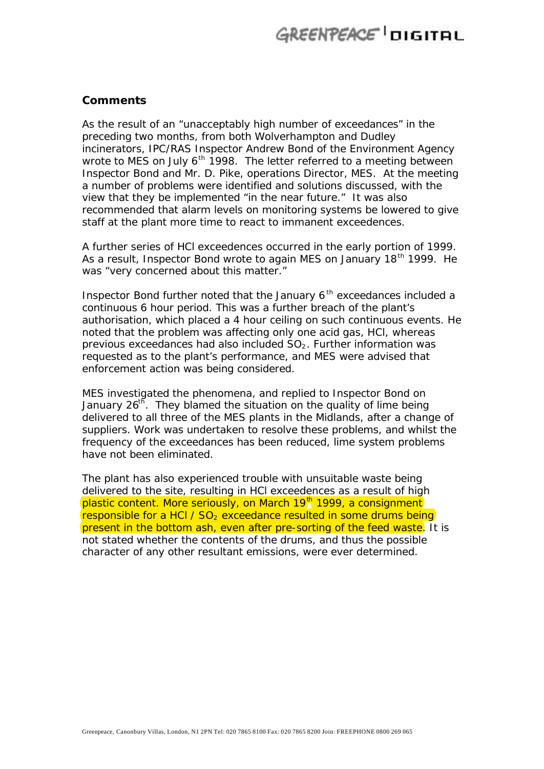**Comments**

As the result of an "unacceptably high number of exceedances" in the preceding two months, from both Wolverhampton and Dudley incinerators, IPC/RAS Inspector Andrew Bond of the Environment Agency wrote to MES on July 6th 1998. The letter referred to a meeting between Inspector Bond and Mr. D. Pike, operations Director, MES. At the meeting a number of problems were identified and solutions discussed, with the view that they be implemented "in the near future." It was also recommended that alarm levels on monitoring systems be lowered to give staff at the plant more time to react to immanent exceedences.

A further series of HCl exceedences occurred in the early portion of 1999. As a result, Inspector Bond wrote to again MES on January 18th 1999. He was "very concerned about this matter."

Inspector Bond further noted that the January 6th exceedances included a continuous 6 hour period. This was a further breach of the plant's authorisation, which placed a 4 hour ceiling on such continuous events. He noted that the problem was affecting only one acid gas, HCl, whereas previous exceedances had also included $SO_2$. Further information was requested as to the plant's performance, and MES were advised that enforcement action was being considered.

MES investigated the phenomena, and replied to Inspector Bond on January 26th. They blamed the situation on the quality of lime being delivered to all three of the MES plants in the Midlands, after a change of suppliers. Work was undertaken to resolve these problems, and whilst the frequency of the exceedances has been reduced, lime system problems have not been eliminated.

The plant has also experienced trouble with unsuitable waste being delivered to the site, resulting in HCl exceedences as a result of high plastic content. More seriously, on March 19th 1999, a consignment responsible for a HCl / $SO_2$ exceedance resulted in some drums being present in the bottom ash, even after pre-sorting of the feed waste. It is not stated whether the contents of the drums, and thus the possible character of any other resultant emissions, were ever determined.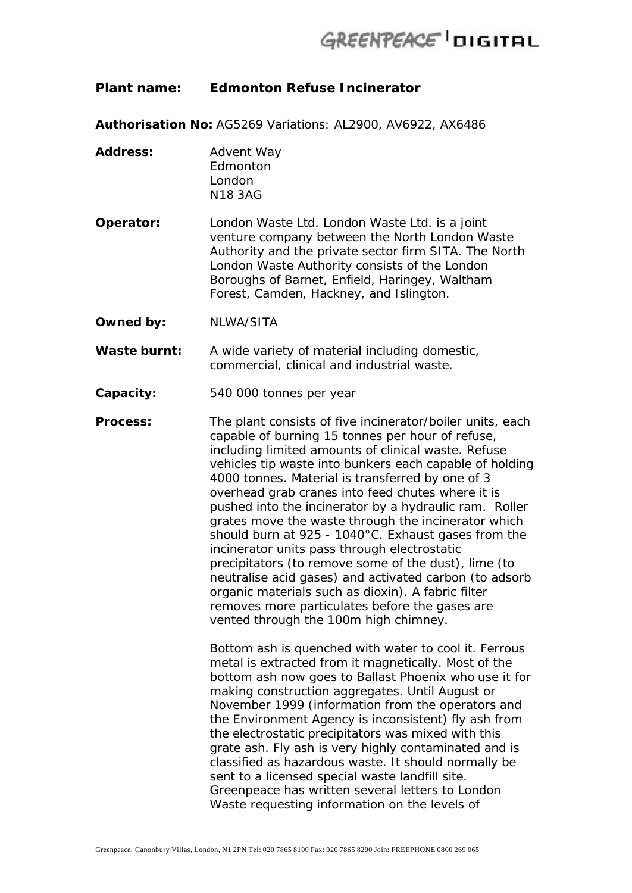**Plant name:** **Edmonton Refuse Incinerator**

**Authorisation No:** AG5269 Variations: AL2900, AV6922, AX6486

**Address:** Advent Way
Edmonton
London
N18 3AG

**Operator:** London Waste Ltd. London Waste Ltd. is a joint venture company between the North London Waste Authority and the private sector firm SITA. The North London Waste Authority consists of the London Boroughs of Barnet, Enfield, Haringey, Waltham Forest, Camden, Hackney, and Islington.

**Owned by:** NLWA/SITA

**Waste burnt:** A wide variety of material including domestic, commercial, clinical and industrial waste.

**Capacity:** 540 000 tonnes per year

**Process:** The plant consists of five incinerator/boiler units, each capable of burning 15 tonnes per hour of refuse, including limited amounts of clinical waste. Refuse vehicles tip waste into bunkers each capable of holding 4000 tonnes. Material is transferred by one of 3 overhead grab cranes into feed chutes where it is pushed into the incinerator by a hydraulic ram. Roller grates move the waste through the incinerator which should burn at 925 - 1040°C. Exhaust gases from the incinerator units pass through electrostatic precipitators (to remove some of the dust), lime (to neutralise acid gases) and activated carbon (to adsorb organic materials such as dioxin). A fabric filter removes more particulates before the gases are vented through the 100m high chimney.

Bottom ash is quenched with water to cool it. Ferrous metal is extracted from it magnetically. Most of the bottom ash now goes to Ballast Phoenix who use it for making construction aggregates. Until August or November 1999 (information from the operators and the Environment Agency is inconsistent) fly ash from the electrostatic precipitators was mixed with this grate ash. Fly ash is very highly contaminated and is classified as hazardous waste. It should normally be sent to a licensed special waste landfill site. Greenpeace has written several letters to London Waste requesting information on the levels of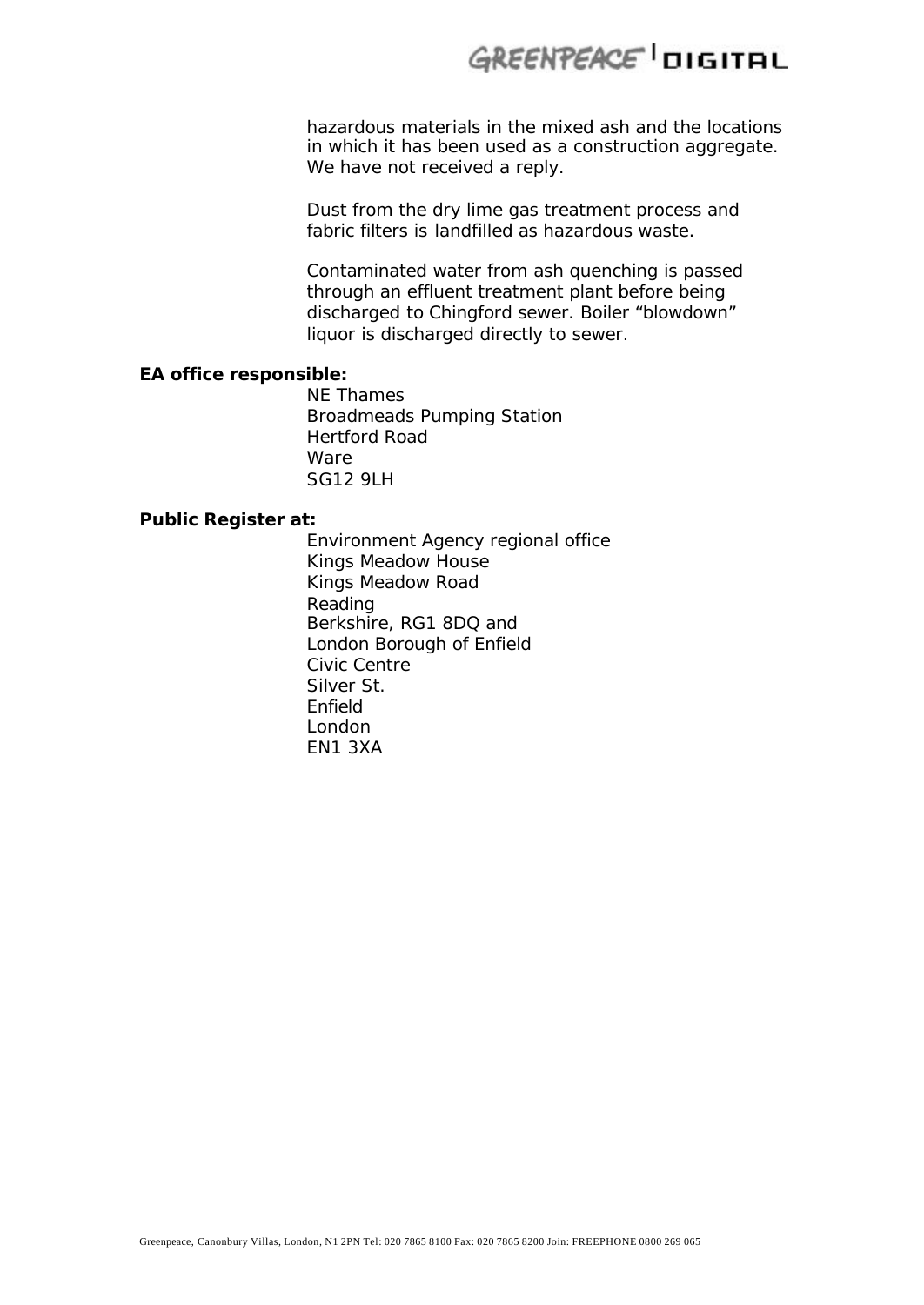hazardous materials in the mixed ash and the locations in which it has been used as a construction aggregate. We have not received a reply.

Dust from the dry lime gas treatment process and fabric filters is landfilled as hazardous waste.

Contaminated water from ash quenching is passed through an effluent treatment plant before being discharged to Chingford sewer. Boiler "blowdown" liquor is discharged directly to sewer.

**EA office responsible:**

NE Thames
Broadmeads Pumping Station
Hertford Road
Ware
SG12 9LH

**Public Register at:**

Environment Agency regional office
Kings Meadow House
Kings Meadow Road
Reading
Berkshire, RG1 8DQ and
London Borough of Enfield
Civic Centre
Silver St.
Enfield
London
EN1 3XA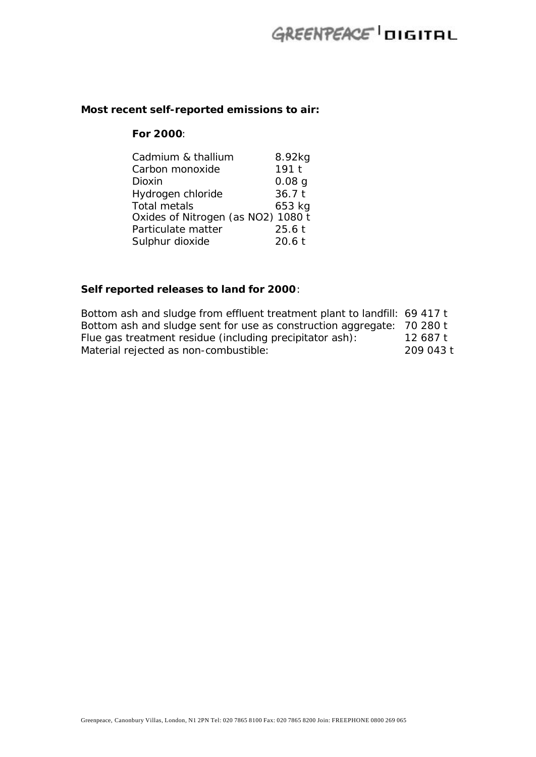**Most recent self-reported emissions to air:**

**For 2000**:

| | |
|---|---|
| Cadmium & thallium | 8.92kg |
| Carbon monoxide | 191 t |
| Dioxin | 0.08 g |
| Hydrogen chloride | 36.7 t |
| Total metals | 653 kg |
| Oxides of Nitrogen (as $NO_2$) | 1080 t |
| Particulate matter | 25.6 t |
| Sulphur dioxide | 20.6 t |

**Self reported releases to land for 2000**:

| | |
|---|---|
| Bottom ash and sludge from effluent treatment plant to landfill: | 69 417 t |
| Bottom ash and sludge sent for use as construction aggregate: | 70 280 t |
| Flue gas treatment residue (including precipitator ash): | 12 687 t |
| Material rejected as non-combustible: | 209 043 t |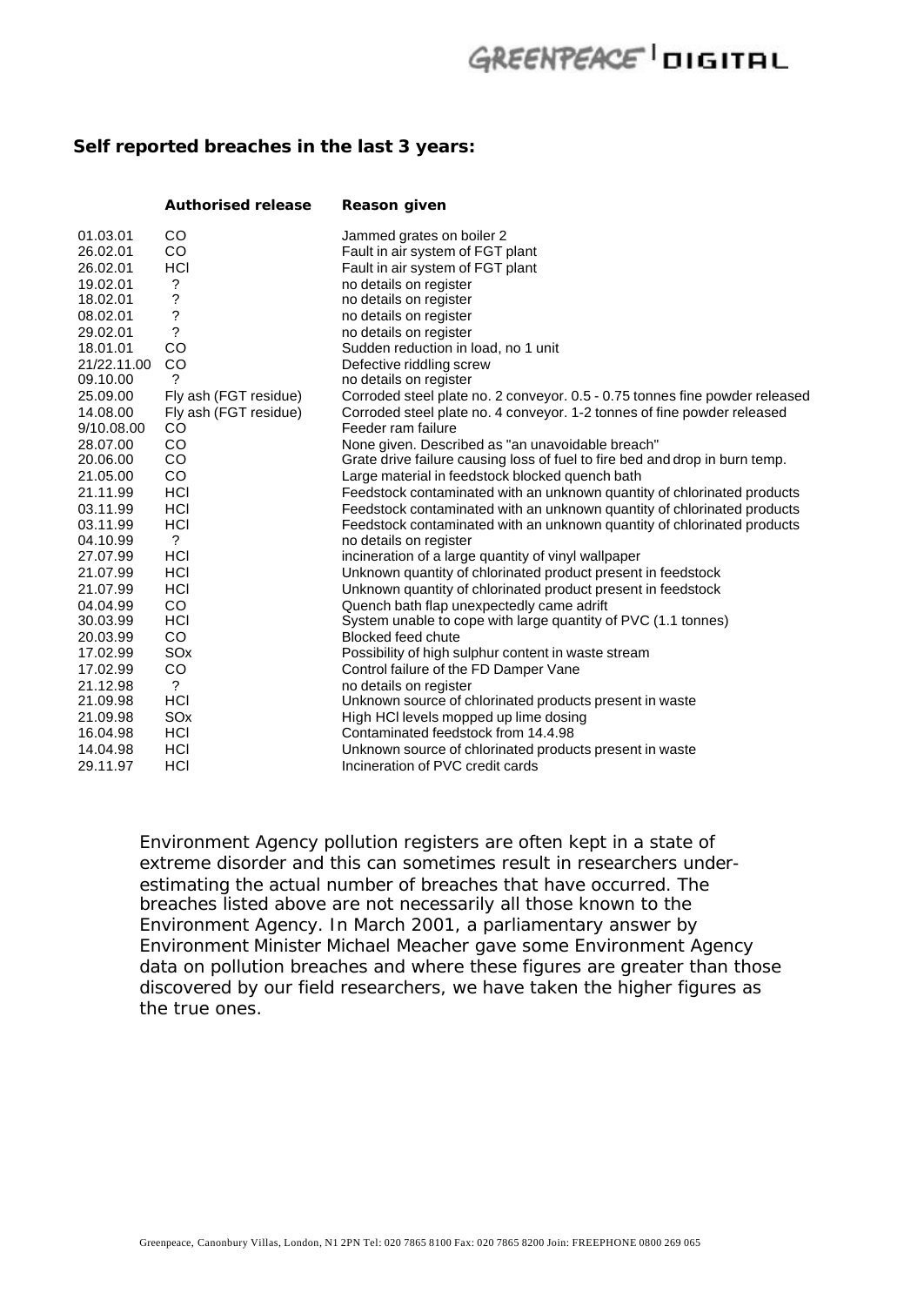**Self reported breaches in the last 3 years:**

| | Authorised release | Reason given |
|---|---|---|
| 01.03.01 | CO | Jammed grates on boiler 2 |
| 26.02.01 | CO | Fault in air system of FGT plant |
| 26.02.01 | HCl | Fault in air system of FGT plant |
| 19.02.01 | ? | no details on register |
| 18.02.01 | ? | no details on register |
| 08.02.01 | ? | no details on register |
| 29.02.01 | ? | no details on register |
| 18.01.01 | CO | Sudden reduction in load, no 1 unit |
| 21/22.11.00 | CO | Defective riddling screw |
| 09.10.00 | ? | no details on register |
| 25.09.00 | Fly ash (FGT residue) | Corroded steel plate no. 2 conveyor. 0.5 - 0.75 tonnes fine powder released |
| 14.08.00 | Fly ash (FGT residue) | Corroded steel plate no. 4 conveyor. 1-2 tonnes of fine powder released |
| 9/10.08.00 | CO | Feeder ram failure |
| 28.07.00 | CO | None given. Described as "an unavoidable breach" |
| 20.06.00 | CO | Grate drive failure causing loss of fuel to fire bed and drop in burn temp. |
| 21.05.00 | CO | Large material in feedstock blocked quench bath |
| 21.11.99 | HCl | Feedstock contaminated with an unknown quantity of chlorinated products |
| 03.11.99 | HCl | Feedstock contaminated with an unknown quantity of chlorinated products |
| 03.11.99 | HCl | Feedstock contaminated with an unknown quantity of chlorinated products |
| 04.10.99 | ? | no details on register |
| 27.07.99 | HCl | incineration of a large quantity of vinyl wallpaper |
| 21.07.99 | HCl | Unknown quantity of chlorinated product present in feedstock |
| 21.07.99 | HCl | Unknown quantity of chlorinated product present in feedstock |
| 04.04.99 | CO | Quench bath flap unexpectedly came adrift |
| 30.03.99 | HCl | System unable to cope with large quantity of PVC (1.1 tonnes) |
| 20.03.99 | CO | Blocked feed chute |
| 17.02.99 | SOx | Possibility of high sulphur content in waste stream |
| 17.02.99 | CO | Control failure of the FD Damper Vane |
| 21.12.98 | ? | no details on register |
| 21.09.98 | HCl | Unknown source of chlorinated products present in waste |
| 21.09.98 | SOx | High HCl levels mopped up lime dosing |
| 16.04.98 | HCl | Contaminated feedstock from 14.4.98 |
| 14.04.98 | HCl | Unknown source of chlorinated products present in waste |
| 29.11.97 | HCl | Incineration of PVC credit cards |

Environment Agency pollution registers are often kept in a state of extreme disorder and this can sometimes result in researchers under-estimating the actual number of breaches that have occurred. The breaches listed above are not necessarily all those known to the Environment Agency. In March 2001, a parliamentary answer by Environment Minister Michael Meacher gave some Environment Agency data on pollution breaches and where these figures are greater than those discovered by our field researchers, we have taken the higher figures as the true ones.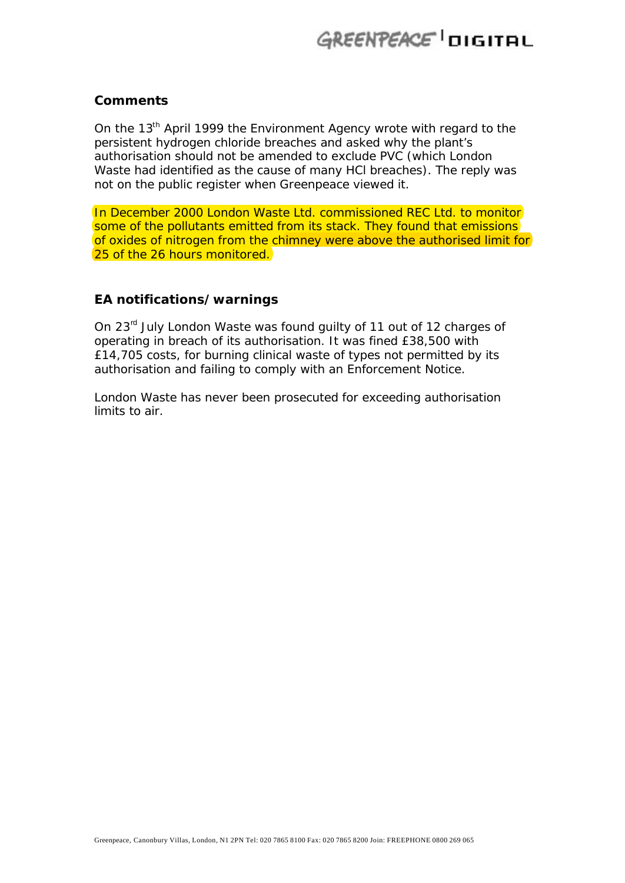## Comments

On the 13th April 1999 the Environment Agency wrote with regard to the persistent hydrogen chloride breaches and asked why the plant's authorisation should not be amended to exclude PVC (which London Waste had identified as the cause of many HCl breaches). The reply was not on the public register when Greenpeace viewed it.

In December 2000 London Waste Ltd. commissioned REC Ltd. to monitor some of the pollutants emitted from its stack. They found that emissions of oxides of nitrogen from the chimney were above the authorised limit for 25 of the 26 hours monitored.

## EA notifications/warnings

On 23rd July London Waste was found guilty of 11 out of 12 charges of operating in breach of its authorisation. It was fined £38,500 with £14,705 costs, for burning clinical waste of types not permitted by its authorisation and failing to comply with an Enforcement Notice.

London Waste has never been prosecuted for exceeding authorisation limits to air.